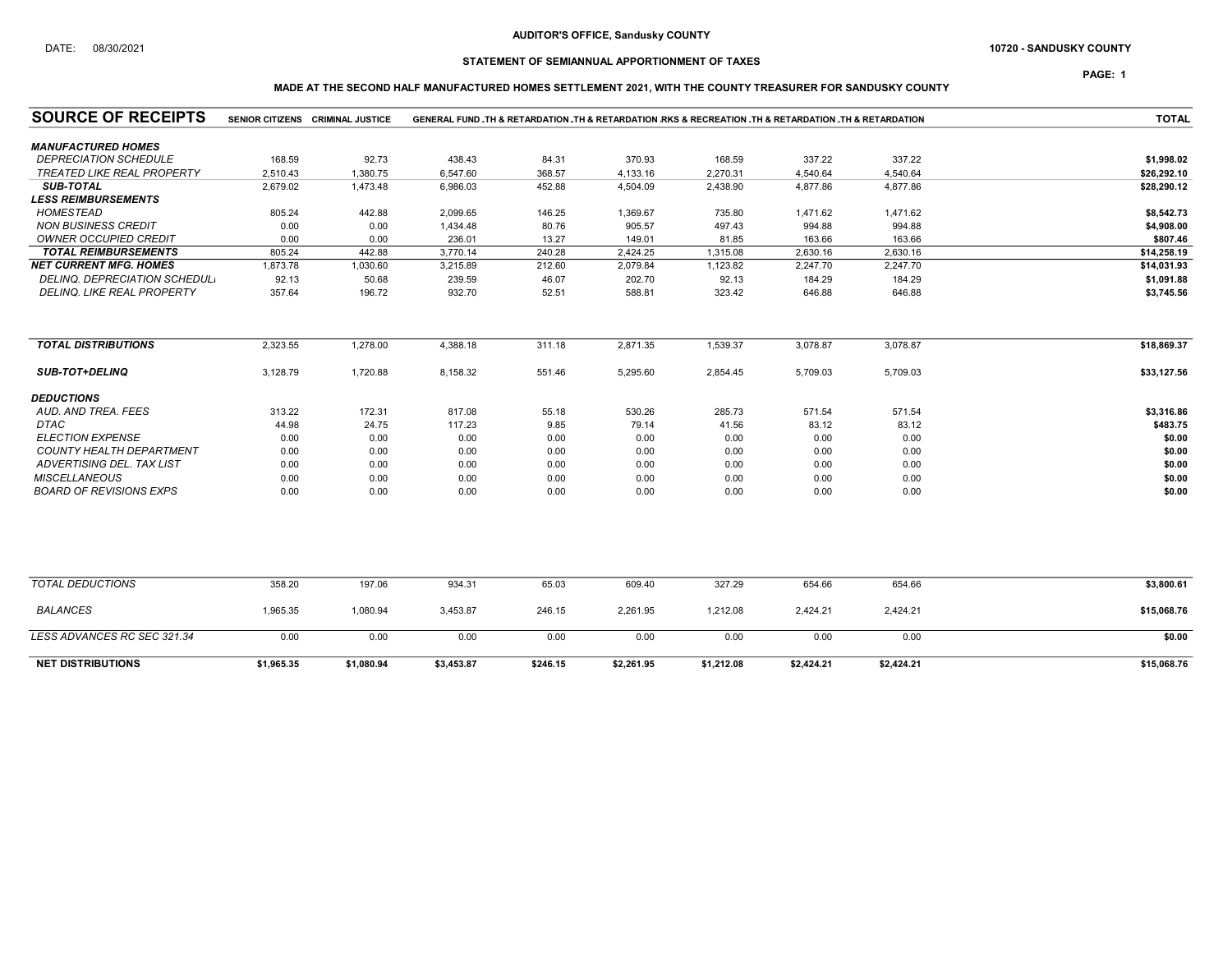**AUDITOR'S OFFICE, Sandusky COUNTY**

DATE: 08/30/2021

**10720 - SANDUSKY COUNTY**

**STATEMENT OF SEMIANNUAL APPORTIONMENT OF TAXES**

**MADE AT THE SECOND HALF MANUFACTURED HOMES SETTLEMENT 2021, WITH THE COUNTY TREASURER FOR SANDUSKY COUNTY**

| SOURCE OF RECEIPTS | SENIOR CITIZENS | CRIMINAL JUSTICE | GENERAL FUND | .TH & RETARDATION | .TH & RETARDATION | .RKS & RECREATION | .TH & RETARDATION | .TH & RETARDATION | TOTAL |
|---|---|---|---|---|---|---|---|---|---|
| ***MANUFACTURED HOMES*** | | | | | | | | | |
| *DEPRECIATION SCHEDULE* | 168.59 | 92.73 | 438.43 | 84.31 | 370.93 | 168.59 | 337.22 | 337.22 | **$1,998.02** |
| *TREATED LIKE REAL PROPERTY* | 2,510.43 | 1,380.75 | 6,547.60 | 368.57 | 4,133.16 | 2,270.31 | 4,540.64 | 4,540.64 | **$26,292.10** |
| ***SUB-TOTAL*** | 2,679.02 | 1,473.48 | 6,986.03 | 452.88 | 4,504.09 | 2,438.90 | 4,877.86 | 4,877.86 | **$28,290.12** |
| ***LESS REIMBURSEMENTS*** | | | | | | | | | |
| *HOMESTEAD* | 805.24 | 442.88 | 2,099.65 | 146.25 | 1,369.67 | 735.80 | 1,471.62 | 1,471.62 | **$8,542.73** |
| *NON BUSINESS CREDIT* | 0.00 | 0.00 | 1,434.48 | 80.76 | 905.57 | 497.43 | 994.88 | 994.88 | **$4,908.00** |
| *OWNER OCCUPIED CREDIT* | 0.00 | 0.00 | 236.01 | 13.27 | 149.01 | 81.85 | 163.66 | 163.66 | **$807.46** |
| ***TOTAL REIMBURSEMENTS*** | 805.24 | 442.88 | 3,770.14 | 240.28 | 2,424.25 | 1,315.08 | 2,630.16 | 2,630.16 | **$14,258.19** |
| ***NET CURRENT MFG. HOMES*** | 1,873.78 | 1,030.60 | 3,215.89 | 212.60 | 2,079.84 | 1,123.82 | 2,247.70 | 2,247.70 | **$14,031.93** |
| *DELINQ. DEPRECIATION SCHEDULI* | 92.13 | 50.68 | 239.59 | 46.07 | 202.70 | 92.13 | 184.29 | 184.29 | **$1,091.88** |
| *DELINQ. LIKE REAL PROPERTY* | 357.64 | 196.72 | 932.70 | 52.51 | 588.81 | 323.42 | 646.88 | 646.88 | **$3,745.56** |
| ***TOTAL DISTRIBUTIONS*** | 2,323.55 | 1,278.00 | 4,388.18 | 311.18 | 2,871.35 | 1,539.37 | 3,078.87 | 3,078.87 | **$18,869.37** |
| ***SUB-TOT+DELINQ*** | 3,128.79 | 1,720.88 | 8,158.32 | 551.46 | 5,295.60 | 2,854.45 | 5,709.03 | 5,709.03 | **$33,127.56** |
| ***DEDUCTIONS*** | | | | | | | | | |
| *AUD. AND TREA. FEES* | 313.22 | 172.31 | 817.08 | 55.18 | 530.26 | 285.73 | 571.54 | 571.54 | **$3,316.86** |
| *DTAC* | 44.98 | 24.75 | 117.23 | 9.85 | 79.14 | 41.56 | 83.12 | 83.12 | **$483.75** |
| *ELECTION EXPENSE* | 0.00 | 0.00 | 0.00 | 0.00 | 0.00 | 0.00 | 0.00 | 0.00 | **$0.00** |
| *COUNTY HEALTH DEPARTMENT* | 0.00 | 0.00 | 0.00 | 0.00 | 0.00 | 0.00 | 0.00 | 0.00 | **$0.00** |
| *ADVERTISING DEL. TAX LIST* | 0.00 | 0.00 | 0.00 | 0.00 | 0.00 | 0.00 | 0.00 | 0.00 | **$0.00** |
| *MISCELLANEOUS* | 0.00 | 0.00 | 0.00 | 0.00 | 0.00 | 0.00 | 0.00 | 0.00 | **$0.00** |
| *BOARD OF REVISIONS EXPS* | 0.00 | 0.00 | 0.00 | 0.00 | 0.00 | 0.00 | 0.00 | 0.00 | **$0.00** |
| *TOTAL DEDUCTIONS* | 358.20 | 197.06 | 934.31 | 65.03 | 609.40 | 327.29 | 654.66 | 654.66 | **$3,800.61** |
| *BALANCES* | 1,965.35 | 1,080.94 | 3,453.87 | 246.15 | 2,261.95 | 1,212.08 | 2,424.21 | 2,424.21 | **$15,068.76** |
| *LESS ADVANCES RC SEC 321.34* | 0.00 | 0.00 | 0.00 | 0.00 | 0.00 | 0.00 | 0.00 | 0.00 | **$0.00** |
| **NET DISTRIBUTIONS** | **$1,965.35** | **$1,080.94** | **$3,453.87** | **$246.15** | **$2,261.95** | **$1,212.08** | **$2,424.21** | **$2,424.21** | **$15,068.76** |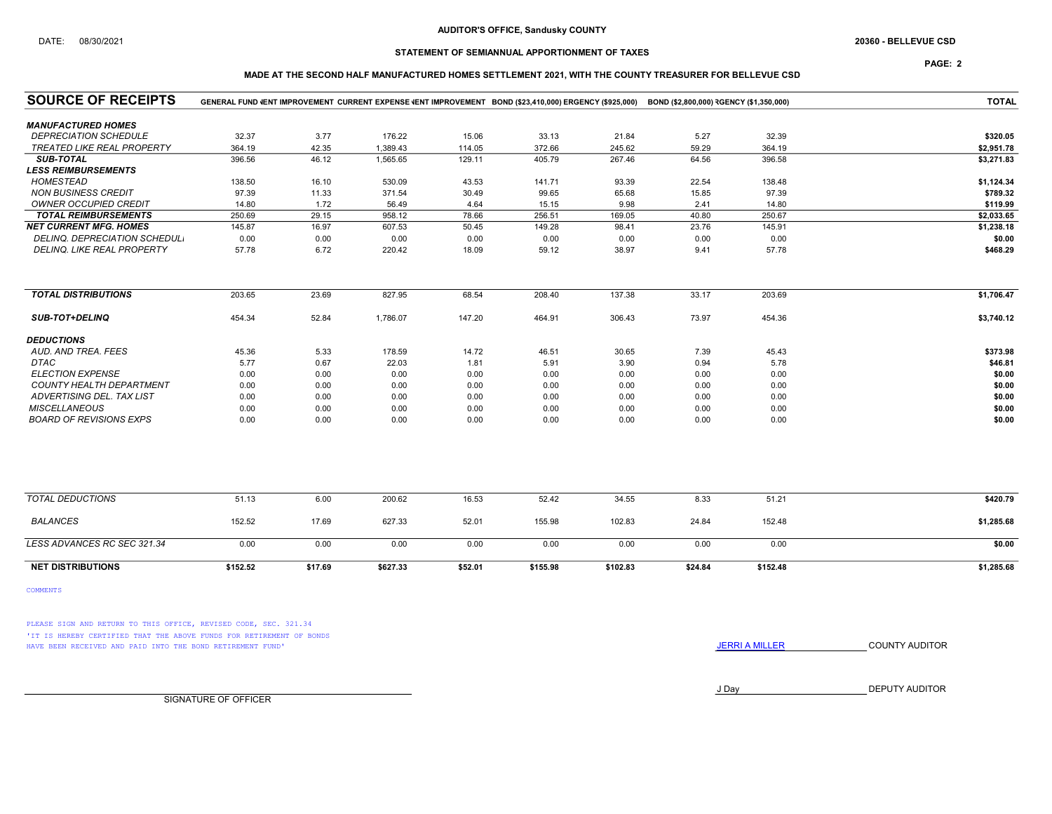DATE: 08/30/2021

**AUDITOR'S OFFICE, Sandusky COUNTY**

**20360 - BELLEVUE CSD**

**STATEMENT OF SEMIANNUAL APPORTIONMENT OF TAXES**

**MADE AT THE SECOND HALF MANUFACTURED HOMES SETTLEMENT 2021, WITH THE COUNTY TREASURER FOR BELLEVUE CSD**

| SOURCE OF RECEIPTS | GENERAL FUND | (ENT IMPROVEMENT | CURRENT EXPENSE | (ENT IMPROVEMENT | BOND ($23,410,000) | ERGENCY ($925,000) | BOND ($2,800,000) | RGENCY ($1,350,000) | TOTAL |
|---|---|---|---|---|---|---|---|---|---|
| ***MANUFACTURED HOMES*** | | | | | | | | | |
| *DEPRECIATION SCHEDULE* | 32.37 | 3.77 | 176.22 | 15.06 | 33.13 | 21.84 | 5.27 | 32.39 | **$320.05** |
| *TREATED LIKE REAL PROPERTY* | 364.19 | 42.35 | 1,389.43 | 114.05 | 372.66 | 245.62 | 59.29 | 364.19 | **$2,951.78** |
| ***SUB-TOTAL*** | 396.56 | 46.12 | 1,565.65 | 129.11 | 405.79 | 267.46 | 64.56 | 396.58 | **$3,271.83** |
| ***LESS REIMBURSEMENTS*** | | | | | | | | | |
| *HOMESTEAD* | 138.50 | 16.10 | 530.09 | 43.53 | 141.71 | 93.39 | 22.54 | 138.48 | **$1,124.34** |
| *NON BUSINESS CREDIT* | 97.39 | 11.33 | 371.54 | 30.49 | 99.65 | 65.68 | 15.85 | 97.39 | **$789.32** |
| *OWNER OCCUPIED CREDIT* | 14.80 | 1.72 | 56.49 | 4.64 | 15.15 | 9.98 | 2.41 | 14.80 | **$119.99** |
| ***TOTAL REIMBURSEMENTS*** | 250.69 | 29.15 | 958.12 | 78.66 | 256.51 | 169.05 | 40.80 | 250.67 | **$2,033.65** |
| ***NET CURRENT MFG. HOMES*** | 145.87 | 16.97 | 607.53 | 50.45 | 149.28 | 98.41 | 23.76 | 145.91 | **$1,238.18** |
| *DELINQ. DEPRECIATION SCHEDULE* | 0.00 | 0.00 | 0.00 | 0.00 | 0.00 | 0.00 | 0.00 | 0.00 | **$0.00** |
| *DELINQ. LIKE REAL PROPERTY* | 57.78 | 6.72 | 220.42 | 18.09 | 59.12 | 38.97 | 9.41 | 57.78 | **$468.29** |
| ***TOTAL DISTRIBUTIONS*** | 203.65 | 23.69 | 827.95 | 68.54 | 208.40 | 137.38 | 33.17 | 203.69 | **$1,706.47** |
| ***SUB-TOT+DELINQ*** | 454.34 | 52.84 | 1,786.07 | 147.20 | 464.91 | 306.43 | 73.97 | 454.36 | **$3,740.12** |
| ***DEDUCTIONS*** | | | | | | | | | |
| *AUD. AND TREA. FEES* | 45.36 | 5.33 | 178.59 | 14.72 | 46.51 | 30.65 | 7.39 | 45.43 | **$373.98** |
| *DTAC* | 5.77 | 0.67 | 22.03 | 1.81 | 5.91 | 3.90 | 0.94 | 5.78 | **$46.81** |
| *ELECTION EXPENSE* | 0.00 | 0.00 | 0.00 | 0.00 | 0.00 | 0.00 | 0.00 | 0.00 | **$0.00** |
| *COUNTY HEALTH DEPARTMENT* | 0.00 | 0.00 | 0.00 | 0.00 | 0.00 | 0.00 | 0.00 | 0.00 | **$0.00** |
| *ADVERTISING DEL. TAX LIST* | 0.00 | 0.00 | 0.00 | 0.00 | 0.00 | 0.00 | 0.00 | 0.00 | **$0.00** |
| *MISCELLANEOUS* | 0.00 | 0.00 | 0.00 | 0.00 | 0.00 | 0.00 | 0.00 | 0.00 | **$0.00** |
| *BOARD OF REVISIONS EXPS* | 0.00 | 0.00 | 0.00 | 0.00 | 0.00 | 0.00 | 0.00 | 0.00 | **$0.00** |
| *TOTAL DEDUCTIONS* | 51.13 | 6.00 | 200.62 | 16.53 | 52.42 | 34.55 | 8.33 | 51.21 | **$420.79** |
| *BALANCES* | 152.52 | 17.69 | 627.33 | 52.01 | 155.98 | 102.83 | 24.84 | 152.48 | **$1,285.68** |
| *LESS ADVANCES RC SEC 321.34* | 0.00 | 0.00 | 0.00 | 0.00 | 0.00 | 0.00 | 0.00 | 0.00 | **$0.00** |
| **NET DISTRIBUTIONS** | **$152.52** | **$17.69** | **$627.33** | **$52.01** | **$155.98** | **$102.83** | **$24.84** | **$152.48** | **$1,285.68** |

COMMENTS

PLEASE SIGN AND RETURN TO THIS OFFICE, REVISED CODE, SEC. 321.34

'IT IS HEREBY CERTIFIED THAT THE ABOVE FUNDS FOR RETIREMENT OF BONDS HAVE BEEN RECEIVED AND PAID INTO THE BOND RETIREMENT FUND'

JERRI A MILLER COUNTY AUDITOR

J Day DEPUTY AUDITOR

SIGNATURE OF OFFICER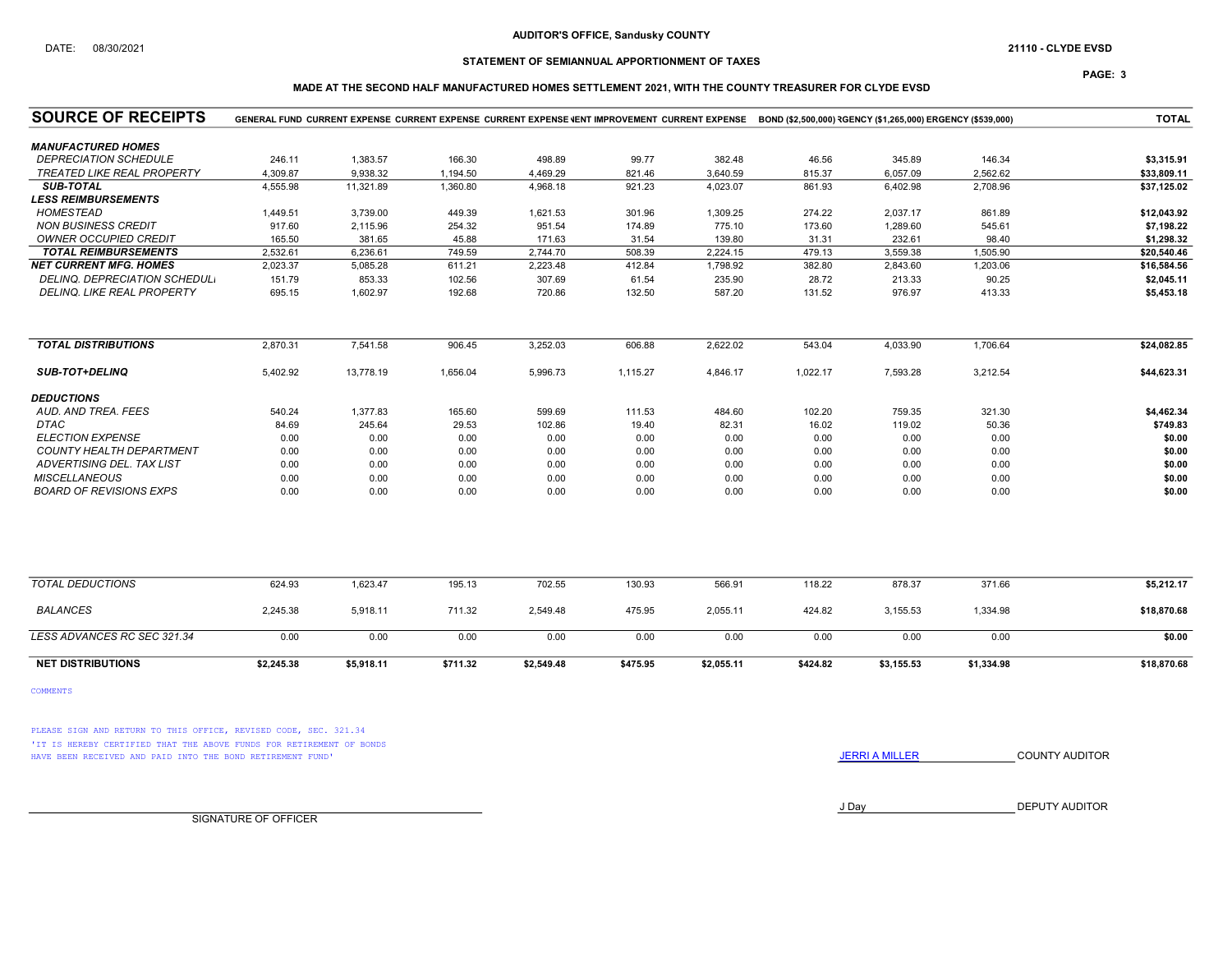AUDITOR'S OFFICE, Sandusky COUNTY

DATE: 08/30/2021

21110 - CLYDE EVSD

## STATEMENT OF SEMIANNUAL APPORTIONMENT OF TAXES

### MADE AT THE SECOND HALF MANUFACTURED HOMES SETTLEMENT 2021, WITH THE COUNTY TREASURER FOR CLYDE EVSD

| SOURCE OF RECEIPTS | GENERAL FUND | CURRENT EXPENSE | CURRENT EXPENSE | CURRENT EXPENSE | IENT IMPROVEMENT | CURRENT EXPENSE | BOND ($2,500,000) | RGENCY ($1,265,000) | ERGENCY ($539,000) | TOTAL |
|---|---|---|---|---|---|---|---|---|---|---|
| ***MANUFACTURED HOMES*** | | | | | | | | | | |
| *DEPRECIATION SCHEDULE* | 246.11 | 1,383.57 | 166.30 | 498.89 | 99.77 | 382.48 | 46.56 | 345.89 | 146.34 | **$3,315.91** |
| *TREATED LIKE REAL PROPERTY* | 4,309.87 | 9,938.32 | 1,194.50 | 4,469.29 | 821.46 | 3,640.59 | 815.37 | 6,057.09 | 2,562.62 | **$33,809.11** |
| ***SUB-TOTAL*** | 4,555.98 | 11,321.89 | 1,360.80 | 4,968.18 | 921.23 | 4,023.07 | 861.93 | 6,402.98 | 2,708.96 | **$37,125.02** |
| ***LESS REIMBURSEMENTS*** | | | | | | | | | | |
| *HOMESTEAD* | 1,449.51 | 3,739.00 | 449.39 | 1,621.53 | 301.96 | 1,309.25 | 274.22 | 2,037.17 | 861.89 | **$12,043.92** |
| *NON BUSINESS CREDIT* | 917.60 | 2,115.96 | 254.32 | 951.54 | 174.89 | 775.10 | 173.60 | 1,289.60 | 545.61 | **$7,198.22** |
| *OWNER OCCUPIED CREDIT* | 165.50 | 381.65 | 45.88 | 171.63 | 31.54 | 139.80 | 31.31 | 232.61 | 98.40 | **$1,298.32** |
| ***TOTAL REIMBURSEMENTS*** | 2,532.61 | 6,236.61 | 749.59 | 2,744.70 | 508.39 | 2,224.15 | 479.13 | 3,559.38 | 1,505.90 | **$20,540.46** |
| ***NET CURRENT MFG. HOMES*** | 2,023.37 | 5,085.28 | 611.21 | 2,223.48 | 412.84 | 1,798.92 | 382.80 | 2,843.60 | 1,203.06 | **$16,584.56** |
| *DELINQ. DEPRECIATION SCHEDULI* | 151.79 | 853.33 | 102.56 | 307.69 | 61.54 | 235.90 | 28.72 | 213.33 | 90.25 | **$2,045.11** |
| *DELINQ. LIKE REAL PROPERTY* | 695.15 | 1,602.97 | 192.68 | 720.86 | 132.50 | 587.20 | 131.52 | 976.97 | 413.33 | **$5,453.18** |
| ***TOTAL DISTRIBUTIONS*** | 2,870.31 | 7,541.58 | 906.45 | 3,252.03 | 606.88 | 2,622.02 | 543.04 | 4,033.90 | 1,706.64 | **$24,082.85** |
| ***SUB-TOT+DELINQ*** | 5,402.92 | 13,778.19 | 1,656.04 | 5,996.73 | 1,115.27 | 4,846.17 | 1,022.17 | 7,593.28 | 3,212.54 | **$44,623.31** |
| ***DEDUCTIONS*** | | | | | | | | | | |
| *AUD. AND TREA. FEES* | 540.24 | 1,377.83 | 165.60 | 599.69 | 111.53 | 484.60 | 102.20 | 759.35 | 321.30 | **$4,462.34** |
| *DTAC* | 84.69 | 245.64 | 29.53 | 102.86 | 19.40 | 82.31 | 16.02 | 119.02 | 50.36 | **$749.83** |
| *ELECTION EXPENSE* | 0.00 | 0.00 | 0.00 | 0.00 | 0.00 | 0.00 | 0.00 | 0.00 | 0.00 | **$0.00** |
| *COUNTY HEALTH DEPARTMENT* | 0.00 | 0.00 | 0.00 | 0.00 | 0.00 | 0.00 | 0.00 | 0.00 | 0.00 | **$0.00** |
| *ADVERTISING DEL. TAX LIST* | 0.00 | 0.00 | 0.00 | 0.00 | 0.00 | 0.00 | 0.00 | 0.00 | 0.00 | **$0.00** |
| *MISCELLANEOUS* | 0.00 | 0.00 | 0.00 | 0.00 | 0.00 | 0.00 | 0.00 | 0.00 | 0.00 | **$0.00** |
| *BOARD OF REVISIONS EXPS* | 0.00 | 0.00 | 0.00 | 0.00 | 0.00 | 0.00 | 0.00 | 0.00 | 0.00 | **$0.00** |
| *TOTAL DEDUCTIONS* | 624.93 | 1,623.47 | 195.13 | 702.55 | 130.93 | 566.91 | 118.22 | 878.37 | 371.66 | **$5,212.17** |
| *BALANCES* | 2,245.38 | 5,918.11 | 711.32 | 2,549.48 | 475.95 | 2,055.11 | 424.82 | 3,155.53 | 1,334.98 | **$18,870.68** |
| *LESS ADVANCES RC SEC 321.34* | 0.00 | 0.00 | 0.00 | 0.00 | 0.00 | 0.00 | 0.00 | 0.00 | 0.00 | **$0.00** |
| **NET DISTRIBUTIONS** | **$2,245.38** | **$5,918.11** | **$711.32** | **$2,549.48** | **$475.95** | **$2,055.11** | **$424.82** | **$3,155.53** | **$1,334.98** | **$18,870.68** |

COMMENTS

PLEASE SIGN AND RETURN TO THIS OFFICE, REVISED CODE, SEC. 321.34
'IT IS HEREBY CERTIFIED THAT THE ABOVE FUNDS FOR RETIREMENT OF BONDS HAVE BEEN RECEIVED AND PAID INTO THE BOND RETIREMENT FUND'

JERRI A MILLER COUNTY AUDITOR

J Day DEPUTY AUDITOR

SIGNATURE OF OFFICER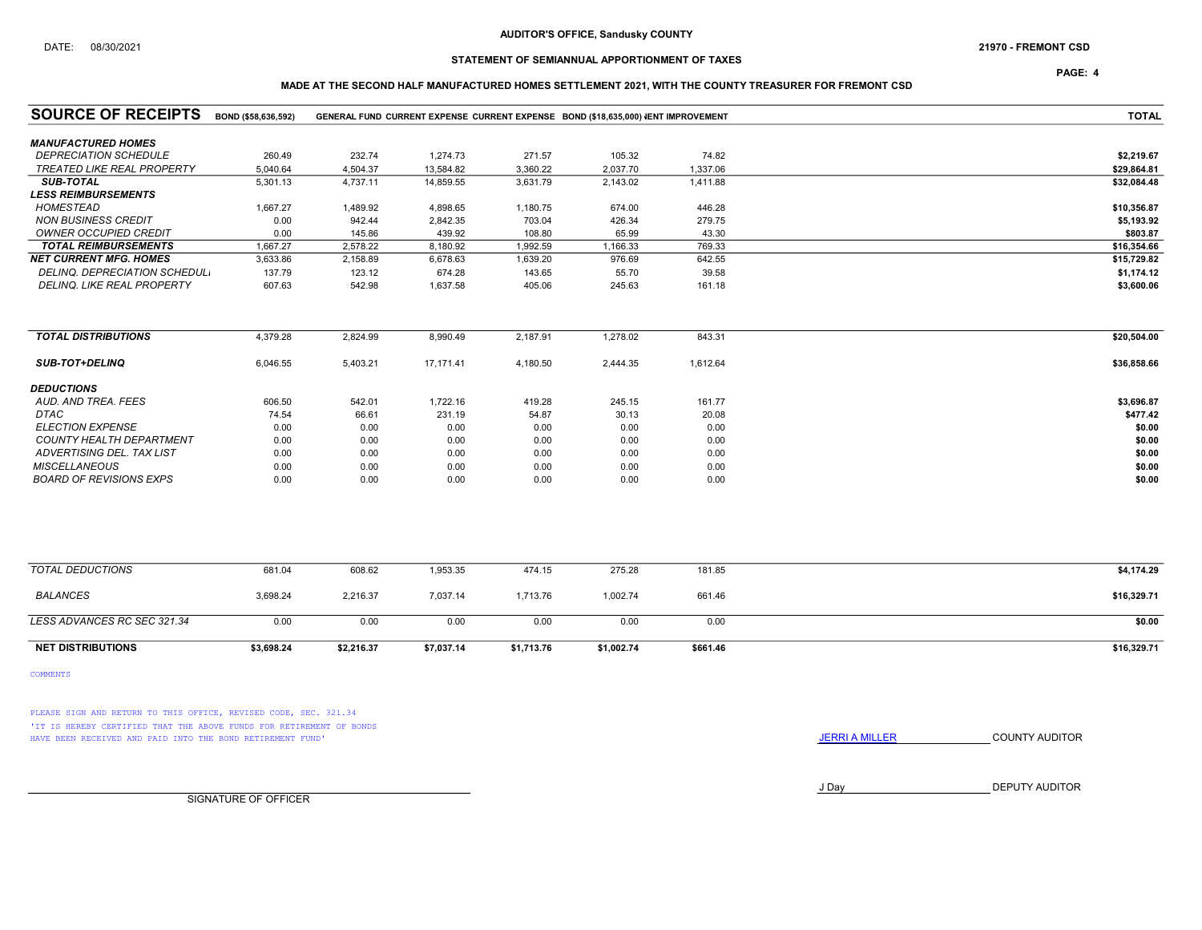AUDITOR'S OFFICE, Sandusky COUNTY

DATE: 08/30/2021

21970 - FREMONT CSD

STATEMENT OF SEMIANNUAL APPORTIONMENT OF TAXES

MADE AT THE SECOND HALF MANUFACTURED HOMES SETTLEMENT 2021, WITH THE COUNTY TREASURER FOR FREMONT CSD

| SOURCE OF RECEIPTS | BOND ($58,636,592) | GENERAL FUND | CURRENT EXPENSE | CURRENT EXPENSE | BOND ($18,635,000) | (IENT IMPROVEMENT | TOTAL |
|---|---|---|---|---|---|---|---|
| ***MANUFACTURED HOMES*** | | | | | | | |
| *DEPRECIATION SCHEDULE* | 260.49 | 232.74 | 1,274.73 | 271.57 | 105.32 | 74.82 | $2,219.67 |
| *TREATED LIKE REAL PROPERTY* | 5,040.64 | 4,504.37 | 13,584.82 | 3,360.22 | 2,037.70 | 1,337.06 | $29,864.81 |
| ***SUB-TOTAL*** | 5,301.13 | 4,737.11 | 14,859.55 | 3,631.79 | 2,143.02 | 1,411.88 | $32,084.48 |
| ***LESS REIMBURSEMENTS*** | | | | | | | |
| *HOMESTEAD* | 1,667.27 | 1,489.92 | 4,898.65 | 1,180.75 | 674.00 | 446.28 | $10,356.87 |
| *NON BUSINESS CREDIT* | 0.00 | 942.44 | 2,842.35 | 703.04 | 426.34 | 279.75 | $5,193.92 |
| *OWNER OCCUPIED CREDIT* | 0.00 | 145.86 | 439.92 | 108.80 | 65.99 | 43.30 | $803.87 |
| ***TOTAL REIMBURSEMENTS*** | 1,667.27 | 2,578.22 | 8,180.92 | 1,992.59 | 1,166.33 | 769.33 | $16,354.66 |
| ***NET CURRENT MFG. HOMES*** | 3,633.86 | 2,158.89 | 6,678.63 | 1,639.20 | 976.69 | 642.55 | $15,729.82 |
| *DELINQ. DEPRECIATION SCHEDULI* | 137.79 | 123.12 | 674.28 | 143.65 | 55.70 | 39.58 | $1,174.12 |
| *DELINQ. LIKE REAL PROPERTY* | 607.63 | 542.98 | 1,637.58 | 405.06 | 245.63 | 161.18 | $3,600.06 |
| ***TOTAL DISTRIBUTIONS*** | 4,379.28 | 2,824.99 | 8,990.49 | 2,187.91 | 1,278.02 | 843.31 | $20,504.00 |
| ***SUB-TOT+DELINQ*** | 6,046.55 | 5,403.21 | 17,171.41 | 4,180.50 | 2,444.35 | 1,612.64 | $36,858.66 |
| ***DEDUCTIONS*** | | | | | | | |
| *AUD. AND TREA. FEES* | 606.50 | 542.01 | 1,722.16 | 419.28 | 245.15 | 161.77 | $3,696.87 |
| *DTAC* | 74.54 | 66.61 | 231.19 | 54.87 | 30.13 | 20.08 | $477.42 |
| *ELECTION EXPENSE* | 0.00 | 0.00 | 0.00 | 0.00 | 0.00 | 0.00 | $0.00 |
| *COUNTY HEALTH DEPARTMENT* | 0.00 | 0.00 | 0.00 | 0.00 | 0.00 | 0.00 | $0.00 |
| *ADVERTISING DEL. TAX LIST* | 0.00 | 0.00 | 0.00 | 0.00 | 0.00 | 0.00 | $0.00 |
| *MISCELLANEOUS* | 0.00 | 0.00 | 0.00 | 0.00 | 0.00 | 0.00 | $0.00 |
| *BOARD OF REVISIONS EXPS* | 0.00 | 0.00 | 0.00 | 0.00 | 0.00 | 0.00 | $0.00 |
| *TOTAL DEDUCTIONS* | 681.04 | 608.62 | 1,953.35 | 474.15 | 275.28 | 181.85 | $4,174.29 |
| *BALANCES* | 3,698.24 | 2,216.37 | 7,037.14 | 1,713.76 | 1,002.74 | 661.46 | $16,329.71 |
| *LESS ADVANCES RC SEC 321.34* | 0.00 | 0.00 | 0.00 | 0.00 | 0.00 | 0.00 | $0.00 |
| **NET DISTRIBUTIONS** | $3,698.24 | $2,216.37 | $7,037.14 | $1,713.76 | $1,002.74 | $661.46 | $16,329.71 |

COMMENTS

PLEASE SIGN AND RETURN TO THIS OFFICE, REVISED CODE, SEC. 321.34
'IT IS HEREBY CERTIFIED THAT THE ABOVE FUNDS FOR RETIREMENT OF BONDS HAVE BEEN RECEIVED AND PAID INTO THE BOND RETIREMENT FUND'

JERRI A MILLER COUNTY AUDITOR

J Day DEPUTY AUDITOR

SIGNATURE OF OFFICER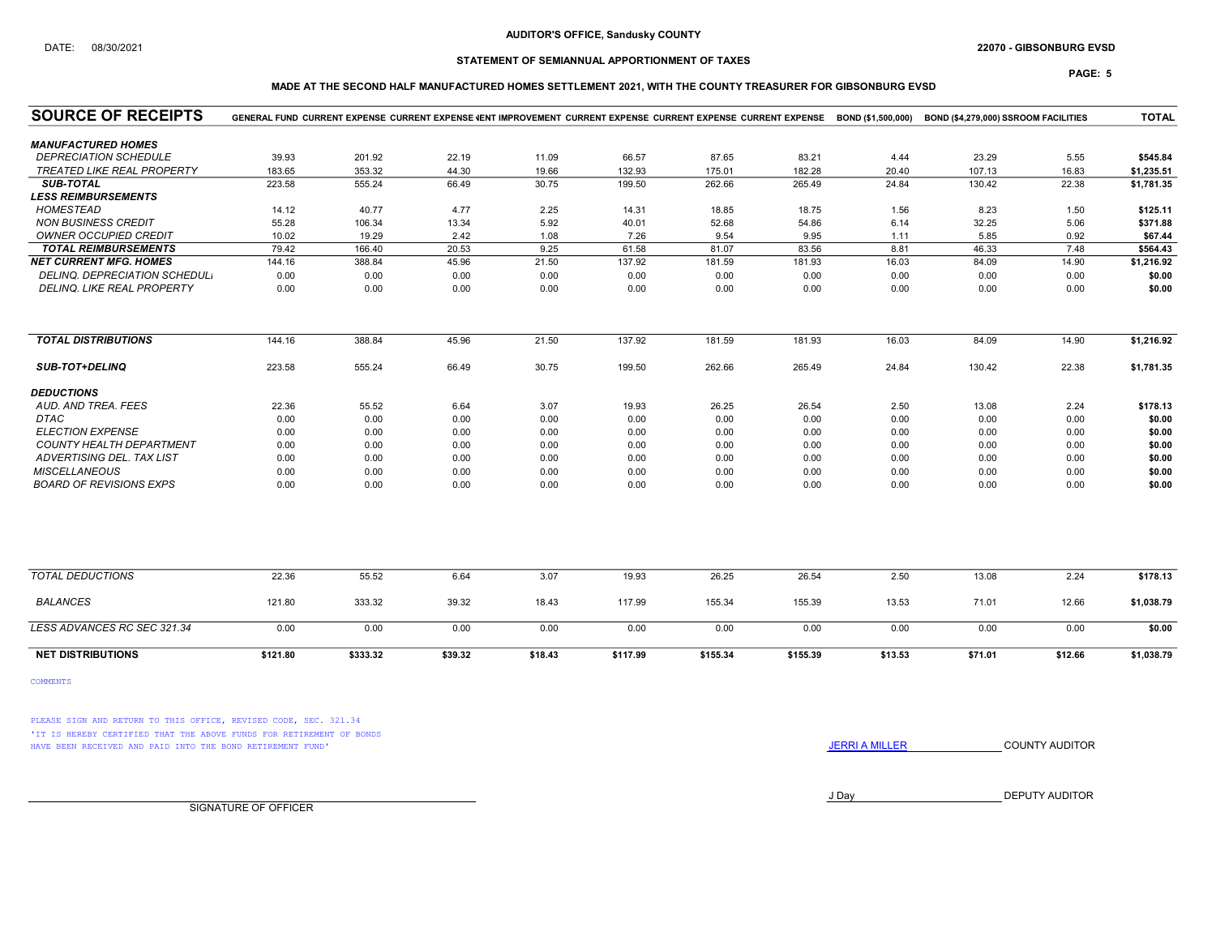AUDITOR'S OFFICE, Sandusky COUNTY

DATE: 08/30/2021

22070 - GIBSONBURG EVSD

STATEMENT OF SEMIANNUAL APPORTIONMENT OF TAXES

MADE AT THE SECOND HALF MANUFACTURED HOMES SETTLEMENT 2021, WITH THE COUNTY TREASURER FOR GIBSONBURG EVSD

| SOURCE OF RECEIPTS | GENERAL FUND | CURRENT EXPENSE | CURRENT EXPENSE | PERMANENT IMPROVEMENT | CURRENT EXPENSE | CURRENT EXPENSE | CURRENT EXPENSE | BOND ($1,500,000) | BOND ($4,279,000) | SSROOM FACILITIES | TOTAL |
|---|---|---|---|---|---|---|---|---|---|---|---|
| ***MANUFACTURED HOMES*** | | | | | | | | | | | |
| *DEPRECIATION SCHEDULE* | 39.93 | 201.92 | 22.19 | 11.09 | 66.57 | 87.65 | 83.21 | 4.44 | 23.29 | 5.55 | **$545.84** |
| *TREATED LIKE REAL PROPERTY* | 183.65 | 353.32 | 44.30 | 19.66 | 132.93 | 175.01 | 182.28 | 20.40 | 107.13 | 16.83 | **$1,235.51** |
| ***SUB-TOTAL*** | 223.58 | 555.24 | 66.49 | 30.75 | 199.50 | 262.66 | 265.49 | 24.84 | 130.42 | 22.38 | **$1,781.35** |
| ***LESS REIMBURSEMENTS*** | | | | | | | | | | | |
| *HOMESTEAD* | 14.12 | 40.77 | 4.77 | 2.25 | 14.31 | 18.85 | 18.75 | 1.56 | 8.23 | 1.50 | **$125.11** |
| *NON BUSINESS CREDIT* | 55.28 | 106.34 | 13.34 | 5.92 | 40.01 | 52.68 | 54.86 | 6.14 | 32.25 | 5.06 | **$371.88** |
| *OWNER OCCUPIED CREDIT* | 10.02 | 19.29 | 2.42 | 1.08 | 7.26 | 9.54 | 9.95 | 1.11 | 5.85 | 0.92 | **$67.44** |
| ***TOTAL REIMBURSEMENTS*** | 79.42 | 166.40 | 20.53 | 9.25 | 61.58 | 81.07 | 83.56 | 8.81 | 46.33 | 7.48 | **$564.43** |
| ***NET CURRENT MFG. HOMES*** | 144.16 | 388.84 | 45.96 | 21.50 | 137.92 | 181.59 | 181.93 | 16.03 | 84.09 | 14.90 | **$1,216.92** |
| *DELINQ. DEPRECIATION SCHEDULE* | 0.00 | 0.00 | 0.00 | 0.00 | 0.00 | 0.00 | 0.00 | 0.00 | 0.00 | 0.00 | **$0.00** |
| *DELINQ. LIKE REAL PROPERTY* | 0.00 | 0.00 | 0.00 | 0.00 | 0.00 | 0.00 | 0.00 | 0.00 | 0.00 | 0.00 | **$0.00** |
| ***TOTAL DISTRIBUTIONS*** | 144.16 | 388.84 | 45.96 | 21.50 | 137.92 | 181.59 | 181.93 | 16.03 | 84.09 | 14.90 | **$1,216.92** |
| ***SUB-TOT+DELINQ*** | 223.58 | 555.24 | 66.49 | 30.75 | 199.50 | 262.66 | 265.49 | 24.84 | 130.42 | 22.38 | **$1,781.35** |
| ***DEDUCTIONS*** | | | | | | | | | | | |
| *AUD. AND TREA. FEES* | 22.36 | 55.52 | 6.64 | 3.07 | 19.93 | 26.25 | 26.54 | 2.50 | 13.08 | 2.24 | **$178.13** |
| *DTAC* | 0.00 | 0.00 | 0.00 | 0.00 | 0.00 | 0.00 | 0.00 | 0.00 | 0.00 | 0.00 | **$0.00** |
| *ELECTION EXPENSE* | 0.00 | 0.00 | 0.00 | 0.00 | 0.00 | 0.00 | 0.00 | 0.00 | 0.00 | 0.00 | **$0.00** |
| *COUNTY HEALTH DEPARTMENT* | 0.00 | 0.00 | 0.00 | 0.00 | 0.00 | 0.00 | 0.00 | 0.00 | 0.00 | 0.00 | **$0.00** |
| *ADVERTISING DEL. TAX LIST* | 0.00 | 0.00 | 0.00 | 0.00 | 0.00 | 0.00 | 0.00 | 0.00 | 0.00 | 0.00 | **$0.00** |
| *MISCELLANEOUS* | 0.00 | 0.00 | 0.00 | 0.00 | 0.00 | 0.00 | 0.00 | 0.00 | 0.00 | 0.00 | **$0.00** |
| *BOARD OF REVISIONS EXPS* | 0.00 | 0.00 | 0.00 | 0.00 | 0.00 | 0.00 | 0.00 | 0.00 | 0.00 | 0.00 | **$0.00** |
| *TOTAL DEDUCTIONS* | 22.36 | 55.52 | 6.64 | 3.07 | 19.93 | 26.25 | 26.54 | 2.50 | 13.08 | 2.24 | **$178.13** |
| *BALANCES* | 121.80 | 333.32 | 39.32 | 18.43 | 117.99 | 155.34 | 155.39 | 13.53 | 71.01 | 12.66 | **$1,038.79** |
| *LESS ADVANCES RC SEC 321.34* | 0.00 | 0.00 | 0.00 | 0.00 | 0.00 | 0.00 | 0.00 | 0.00 | 0.00 | 0.00 | **$0.00** |
| **NET DISTRIBUTIONS** | **$121.80** | **$333.32** | **$39.32** | **$18.43** | **$117.99** | **$155.34** | **$155.39** | **$13.53** | **$71.01** | **$12.66** | **$1,038.79** |

COMMENTS

PLEASE SIGN AND RETURN TO THIS OFFICE, REVISED CODE, SEC. 321.34
'IT IS HEREBY CERTIFIED THAT THE ABOVE FUNDS FOR RETIREMENT OF BONDS HAVE BEEN RECEIVED AND PAID INTO THE BOND RETIREMENT FUND'

JERRI A MILLER COUNTY AUDITOR

J Day DEPUTY AUDITOR

SIGNATURE OF OFFICER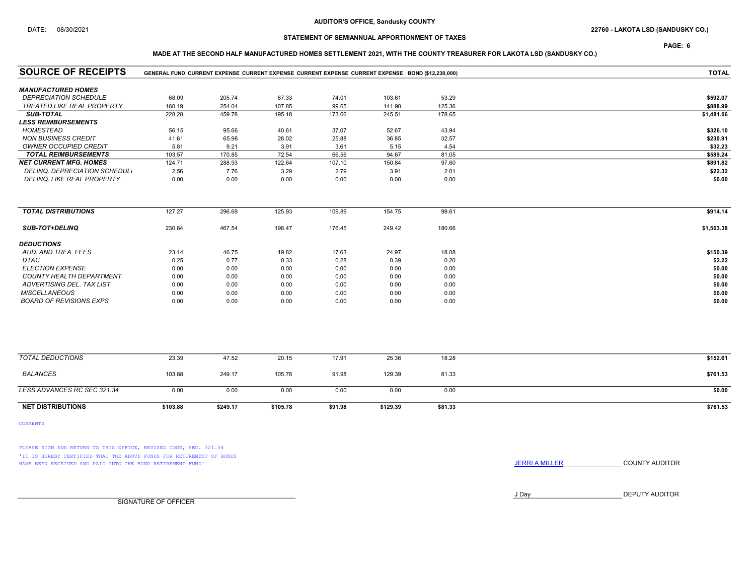DATE: 08/30/2021

**AUDITOR'S OFFICE, Sandusky COUNTY**

**22760 - LAKOTA LSD (SANDUSKY CO.)**

**STATEMENT OF SEMIANNUAL APPORTIONMENT OF TAXES**

**MADE AT THE SECOND HALF MANUFACTURED HOMES SETTLEMENT 2021, WITH THE COUNTY TREASURER FOR LAKOTA LSD (SANDUSKY CO.)**

| SOURCE OF RECEIPTS | GENERAL FUND | CURRENT EXPENSE | CURRENT EXPENSE | CURRENT EXPENSE | CURRENT EXPENSE | BOND ($12,230,000) | TOTAL |
|---|---|---|---|---|---|---|---|
| ***MANUFACTURED HOMES*** | | | | | | | |
| *DEPRECIATION SCHEDULE* | 68.09 | 205.74 | 87.33 | 74.01 | 103.61 | 53.29 | $592.07 |
| *TREATED LIKE REAL PROPERTY* | 160.19 | 254.04 | 107.85 | 99.65 | 141.90 | 125.36 | $888.99 |
| ***SUB-TOTAL*** | 228.28 | 459.78 | 195.18 | 173.66 | 245.51 | 178.65 | $1,481.06 |
| ***LESS REIMBURSEMENTS*** | | | | | | | |
| *HOMESTEAD* | 56.15 | 95.66 | 40.61 | 37.07 | 52.67 | 43.94 | $326.10 |
| *NON BUSINESS CREDIT* | 41.61 | 65.98 | 28.02 | 25.88 | 36.85 | 32.57 | $230.91 |
| *OWNER OCCUPIED CREDIT* | 5.81 | 9.21 | 3.91 | 3.61 | 5.15 | 4.54 | $32.23 |
| ***TOTAL REIMBURSEMENTS*** | 103.57 | 170.85 | 72.54 | 66.56 | 94.67 | 81.05 | $589.24 |
| ***NET CURRENT MFG. HOMES*** | 124.71 | 288.93 | 122.64 | 107.10 | 150.84 | 97.60 | $891.82 |
| *DELINQ. DEPRECIATION SCHEDULE* | 2.56 | 7.76 | 3.29 | 2.79 | 3.91 | 2.01 | $22.32 |
| *DELINQ. LIKE REAL PROPERTY* | 0.00 | 0.00 | 0.00 | 0.00 | 0.00 | 0.00 | $0.00 |
| ***TOTAL DISTRIBUTIONS*** | 127.27 | 296.69 | 125.93 | 109.89 | 154.75 | 99.61 | $914.14 |
| ***SUB-TOT+DELINQ*** | 230.84 | 467.54 | 198.47 | 176.45 | 249.42 | 180.66 | $1,503.38 |
| ***DEDUCTIONS*** | | | | | | | |
| *AUD. AND TREA. FEES* | 23.14 | 46.75 | 19.82 | 17.63 | 24.97 | 18.08 | $150.39 |
| *DTAC* | 0.25 | 0.77 | 0.33 | 0.28 | 0.39 | 0.20 | $2.22 |
| *ELECTION EXPENSE* | 0.00 | 0.00 | 0.00 | 0.00 | 0.00 | 0.00 | $0.00 |
| *COUNTY HEALTH DEPARTMENT* | 0.00 | 0.00 | 0.00 | 0.00 | 0.00 | 0.00 | $0.00 |
| *ADVERTISING DEL. TAX LIST* | 0.00 | 0.00 | 0.00 | 0.00 | 0.00 | 0.00 | $0.00 |
| *MISCELLANEOUS* | 0.00 | 0.00 | 0.00 | 0.00 | 0.00 | 0.00 | $0.00 |
| *BOARD OF REVISIONS EXPS* | 0.00 | 0.00 | 0.00 | 0.00 | 0.00 | 0.00 | $0.00 |
| *TOTAL DEDUCTIONS* | 23.39 | 47.52 | 20.15 | 17.91 | 25.36 | 18.28 | $152.61 |
| *BALANCES* | 103.88 | 249.17 | 105.78 | 91.98 | 129.39 | 81.33 | $761.53 |
| *LESS ADVANCES RC SEC 321.34* | 0.00 | 0.00 | 0.00 | 0.00 | 0.00 | 0.00 | $0.00 |
| **NET DISTRIBUTIONS** | $103.88 | $249.17 | $105.78 | $91.98 | $129.39 | $81.33 | $761.53 |

COMMENTS

PLEASE SIGN AND RETURN TO THIS OFFICE, REVISED CODE, SEC. 321.34
'IT IS HEREBY CERTIFIED THAT THE ABOVE FUNDS FOR RETIREMENT OF BONDS HAVE BEEN RECEIVED AND PAID INTO THE BOND RETIREMENT FUND'

JERRI A MILLER COUNTY AUDITOR

J Day DEPUTY AUDITOR

SIGNATURE OF OFFICER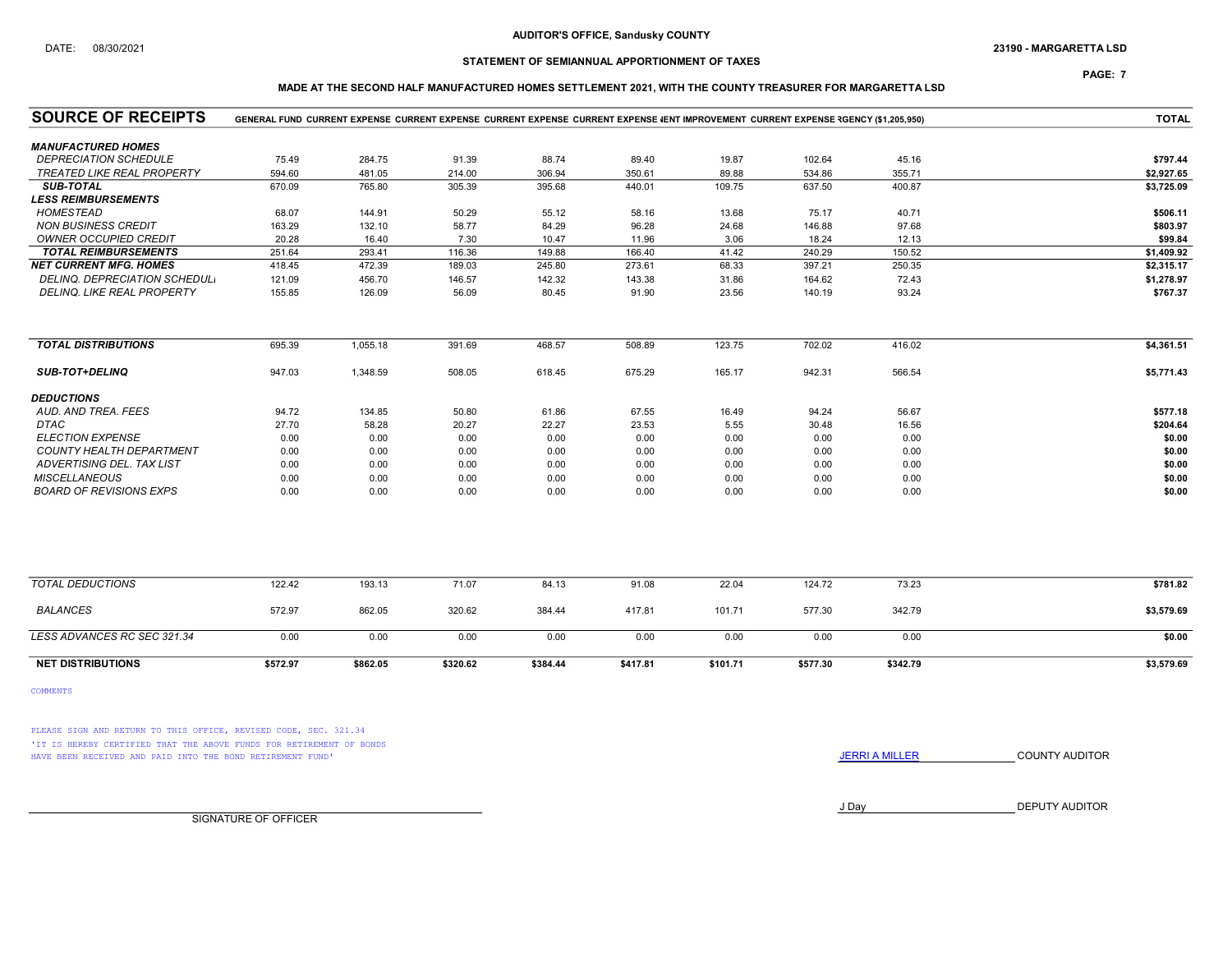AUDITOR'S OFFICE, Sandusky COUNTY

DATE: 08/30/2021

23190 - MARGARETTA LSD

STATEMENT OF SEMIANNUAL APPORTIONMENT OF TAXES

MADE AT THE SECOND HALF MANUFACTURED HOMES SETTLEMENT 2021, WITH THE COUNTY TREASURER FOR MARGARETTA LSD

| SOURCE OF RECEIPTS | GENERAL FUND | CURRENT EXPENSE | CURRENT EXPENSE | CURRENT EXPENSE | CURRENT EXPENSE | IENT IMPROVEMENT | CURRENT EXPENSE | RGENCY ($1,205,950) | TOTAL |
|---|---|---|---|---|---|---|---|---|---|
| ***MANUFACTURED HOMES*** | | | | | | | | | |
| *DEPRECIATION SCHEDULE* | 75.49 | 284.75 | 91.39 | 88.74 | 89.40 | 19.87 | 102.64 | 45.16 | $797.44 |
| *TREATED LIKE REAL PROPERTY* | 594.60 | 481.05 | 214.00 | 306.94 | 350.61 | 89.88 | 534.86 | 355.71 | $2,927.65 |
| ***SUB-TOTAL*** | 670.09 | 765.80 | 305.39 | 395.68 | 440.01 | 109.75 | 637.50 | 400.87 | $3,725.09 |
| ***LESS REIMBURSEMENTS*** | | | | | | | | | |
| *HOMESTEAD* | 68.07 | 144.91 | 50.29 | 55.12 | 58.16 | 13.68 | 75.17 | 40.71 | $506.11 |
| *NON BUSINESS CREDIT* | 163.29 | 132.10 | 58.77 | 84.29 | 96.28 | 24.68 | 146.88 | 97.68 | $803.97 |
| *OWNER OCCUPIED CREDIT* | 20.28 | 16.40 | 7.30 | 10.47 | 11.96 | 3.06 | 18.24 | 12.13 | $99.84 |
| ***TOTAL REIMBURSEMENTS*** | 251.64 | 293.41 | 116.36 | 149.88 | 166.40 | 41.42 | 240.29 | 150.52 | $1,409.92 |
| ***NET CURRENT MFG. HOMES*** | 418.45 | 472.39 | 189.03 | 245.80 | 273.61 | 68.33 | 397.21 | 250.35 | $2,315.17 |
| *DELINQ. DEPRECIATION SCHEDULE* | 121.09 | 456.70 | 146.57 | 142.32 | 143.38 | 31.86 | 164.62 | 72.43 | $1,278.97 |
| *DELINQ. LIKE REAL PROPERTY* | 155.85 | 126.09 | 56.09 | 80.45 | 91.90 | 23.56 | 140.19 | 93.24 | $767.37 |
| ***TOTAL DISTRIBUTIONS*** | 695.39 | 1,055.18 | 391.69 | 468.57 | 508.89 | 123.75 | 702.02 | 416.02 | $4,361.51 |
| ***SUB-TOT+DELINQ*** | 947.03 | 1,348.59 | 508.05 | 618.45 | 675.29 | 165.17 | 942.31 | 566.54 | $5,771.43 |
| ***DEDUCTIONS*** | | | | | | | | | |
| *AUD. AND TREA. FEES* | 94.72 | 134.85 | 50.80 | 61.86 | 67.55 | 16.49 | 94.24 | 56.67 | $577.18 |
| *DTAC* | 27.70 | 58.28 | 20.27 | 22.27 | 23.53 | 5.55 | 30.48 | 16.56 | $204.64 |
| *ELECTION EXPENSE* | 0.00 | 0.00 | 0.00 | 0.00 | 0.00 | 0.00 | 0.00 | 0.00 | $0.00 |
| *COUNTY HEALTH DEPARTMENT* | 0.00 | 0.00 | 0.00 | 0.00 | 0.00 | 0.00 | 0.00 | 0.00 | $0.00 |
| *ADVERTISING DEL. TAX LIST* | 0.00 | 0.00 | 0.00 | 0.00 | 0.00 | 0.00 | 0.00 | 0.00 | $0.00 |
| *MISCELLANEOUS* | 0.00 | 0.00 | 0.00 | 0.00 | 0.00 | 0.00 | 0.00 | 0.00 | $0.00 |
| *BOARD OF REVISIONS EXPS* | 0.00 | 0.00 | 0.00 | 0.00 | 0.00 | 0.00 | 0.00 | 0.00 | $0.00 |
| *TOTAL DEDUCTIONS* | 122.42 | 193.13 | 71.07 | 84.13 | 91.08 | 22.04 | 124.72 | 73.23 | $781.82 |
| *BALANCES* | 572.97 | 862.05 | 320.62 | 384.44 | 417.81 | 101.71 | 577.30 | 342.79 | $3,579.69 |
| *LESS ADVANCES RC SEC 321.34* | 0.00 | 0.00 | 0.00 | 0.00 | 0.00 | 0.00 | 0.00 | 0.00 | $0.00 |
| **NET DISTRIBUTIONS** | $572.97 | $862.05 | $320.62 | $384.44 | $417.81 | $101.71 | $577.30 | $342.79 | $3,579.69 |

COMMENTS

PLEASE SIGN AND RETURN TO THIS OFFICE, REVISED CODE, SEC. 321.34
'IT IS HEREBY CERTIFIED THAT THE ABOVE FUNDS FOR RETIREMENT OF BONDS HAVE BEEN RECEIVED AND PAID INTO THE BOND RETIREMENT FUND'

JERRI A MILLER COUNTY AUDITOR

J Day DEPUTY AUDITOR

SIGNATURE OF OFFICER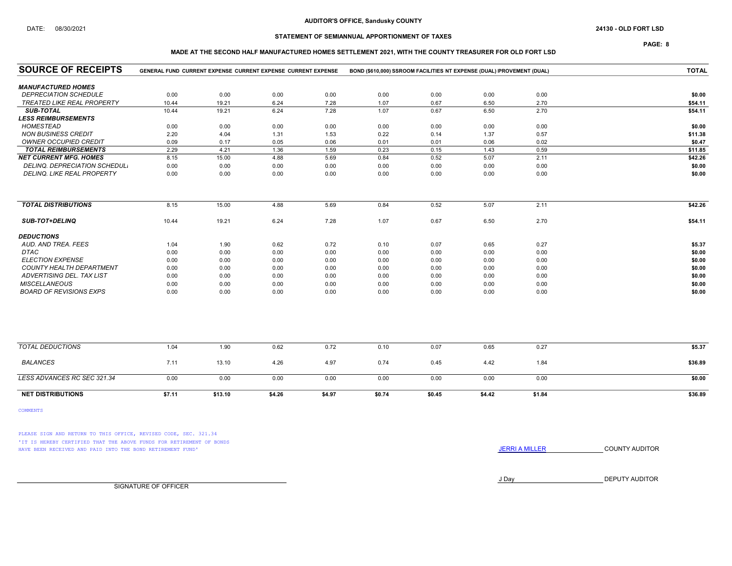DATE: 08/30/2021

**AUDITOR'S OFFICE, Sandusky COUNTY**

**24130 - OLD FORT LSD**

**STATEMENT OF SEMIANNUAL APPORTIONMENT OF TAXES**

**MADE AT THE SECOND HALF MANUFACTURED HOMES SETTLEMENT 2021, WITH THE COUNTY TREASURER FOR OLD FORT LSD**

| SOURCE OF RECEIPTS | GENERAL FUND | CURRENT EXPENSE | CURRENT EXPENSE | CURRENT EXPENSE | BOND ($610,000) | SSROOM FACILITIES | NT EXPENSE (DUAL) | PROVEMENT (DUAL) | TOTAL |
|---|---|---|---|---|---|---|---|---|---|
| ***MANUFACTURED HOMES*** | | | | | | | | | |
| *DEPRECIATION SCHEDULE* | 0.00 | 0.00 | 0.00 | 0.00 | 0.00 | 0.00 | 0.00 | 0.00 | **$0.00** |
| *TREATED LIKE REAL PROPERTY* | 10.44 | 19.21 | 6.24 | 7.28 | 1.07 | 0.67 | 6.50 | 2.70 | **$54.11** |
| ***SUB-TOTAL*** | 10.44 | 19.21 | 6.24 | 7.28 | 1.07 | 0.67 | 6.50 | 2.70 | **$54.11** |
| ***LESS REIMBURSEMENTS*** | | | | | | | | | |
| *HOMESTEAD* | 0.00 | 0.00 | 0.00 | 0.00 | 0.00 | 0.00 | 0.00 | 0.00 | **$0.00** |
| *NON BUSINESS CREDIT* | 2.20 | 4.04 | 1.31 | 1.53 | 0.22 | 0.14 | 1.37 | 0.57 | **$11.38** |
| *OWNER OCCUPIED CREDIT* | 0.09 | 0.17 | 0.05 | 0.06 | 0.01 | 0.01 | 0.06 | 0.02 | **$0.47** |
| ***TOTAL REIMBURSEMENTS*** | 2.29 | 4.21 | 1.36 | 1.59 | 0.23 | 0.15 | 1.43 | 0.59 | **$11.85** |
| ***NET CURRENT MFG. HOMES*** | 8.15 | 15.00 | 4.88 | 5.69 | 0.84 | 0.52 | 5.07 | 2.11 | **$42.26** |
| *DELINQ. DEPRECIATION SCHEDULI* | 0.00 | 0.00 | 0.00 | 0.00 | 0.00 | 0.00 | 0.00 | 0.00 | **$0.00** |
| *DELINQ. LIKE REAL PROPERTY* | 0.00 | 0.00 | 0.00 | 0.00 | 0.00 | 0.00 | 0.00 | 0.00 | **$0.00** |
| ***TOTAL DISTRIBUTIONS*** | 8.15 | 15.00 | 4.88 | 5.69 | 0.84 | 0.52 | 5.07 | 2.11 | **$42.26** |
| ***SUB-TOT+DELINQ*** | 10.44 | 19.21 | 6.24 | 7.28 | 1.07 | 0.67 | 6.50 | 2.70 | **$54.11** |
| ***DEDUCTIONS*** | | | | | | | | | |
| *AUD. AND TREA. FEES* | 1.04 | 1.90 | 0.62 | 0.72 | 0.10 | 0.07 | 0.65 | 0.27 | **$5.37** |
| *DTAC* | 0.00 | 0.00 | 0.00 | 0.00 | 0.00 | 0.00 | 0.00 | 0.00 | **$0.00** |
| *ELECTION EXPENSE* | 0.00 | 0.00 | 0.00 | 0.00 | 0.00 | 0.00 | 0.00 | 0.00 | **$0.00** |
| *COUNTY HEALTH DEPARTMENT* | 0.00 | 0.00 | 0.00 | 0.00 | 0.00 | 0.00 | 0.00 | 0.00 | **$0.00** |
| *ADVERTISING DEL. TAX LIST* | 0.00 | 0.00 | 0.00 | 0.00 | 0.00 | 0.00 | 0.00 | 0.00 | **$0.00** |
| *MISCELLANEOUS* | 0.00 | 0.00 | 0.00 | 0.00 | 0.00 | 0.00 | 0.00 | 0.00 | **$0.00** |
| *BOARD OF REVISIONS EXPS* | 0.00 | 0.00 | 0.00 | 0.00 | 0.00 | 0.00 | 0.00 | 0.00 | **$0.00** |
| *TOTAL DEDUCTIONS* | 1.04 | 1.90 | 0.62 | 0.72 | 0.10 | 0.07 | 0.65 | 0.27 | **$5.37** |
| *BALANCES* | 7.11 | 13.10 | 4.26 | 4.97 | 0.74 | 0.45 | 4.42 | 1.84 | **$36.89** |
| *LESS ADVANCES RC SEC 321.34* | 0.00 | 0.00 | 0.00 | 0.00 | 0.00 | 0.00 | 0.00 | 0.00 | **$0.00** |
| **NET DISTRIBUTIONS** | **$7.11** | **$13.10** | **$4.26** | **$4.97** | **$0.74** | **$0.45** | **$4.42** | **$1.84** | **$36.89** |

COMMENTS

PLEASE SIGN AND RETURN TO THIS OFFICE, REVISED CODE, SEC. 321.34
'IT IS HEREBY CERTIFIED THAT THE ABOVE FUNDS FOR RETIREMENT OF BONDS HAVE BEEN RECEIVED AND PAID INTO THE BOND RETIREMENT FUND'

JERRI A MILLER COUNTY AUDITOR

J Day DEPUTY AUDITOR

SIGNATURE OF OFFICER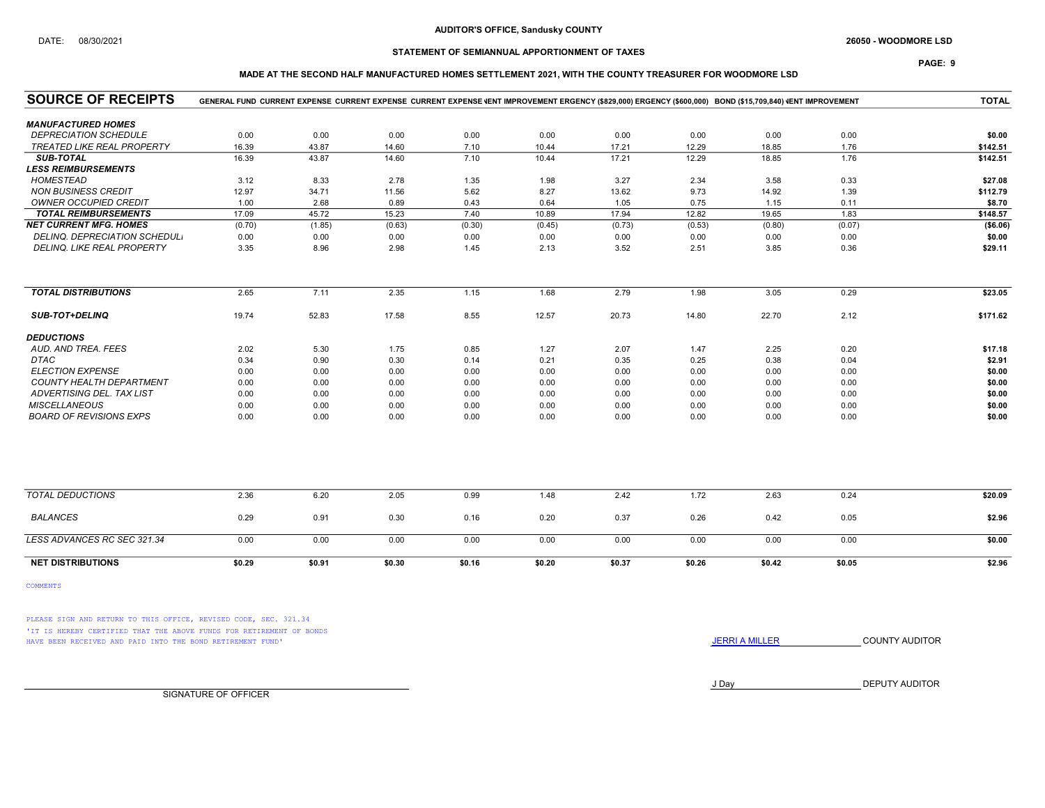DATE: 08/30/2021

**AUDITOR'S OFFICE, Sandusky COUNTY**

**26050 - WOODMORE LSD**

**STATEMENT OF SEMIANNUAL APPORTIONMENT OF TAXES**

**MADE AT THE SECOND HALF MANUFACTURED HOMES SETTLEMENT 2021, WITH THE COUNTY TREASURER FOR WOODMORE LSD**

| SOURCE OF RECEIPTS | GENERAL FUND | CURRENT EXPENSE | CURRENT EXPENSE | CURRENT EXPENSE | IENT IMPROVEMENT | ERGENCY ($829,000) | ERGENCY ($600,000) | BOND ($15,709,840) | IENT IMPROVEMENT | TOTAL |
|---|---|---|---|---|---|---|---|---|---|---|
| ***MANUFACTURED HOMES*** | | | | | | | | | | |
| *DEPRECIATION SCHEDULE* | 0.00 | 0.00 | 0.00 | 0.00 | 0.00 | 0.00 | 0.00 | 0.00 | 0.00 | **$0.00** |
| *TREATED LIKE REAL PROPERTY* | 16.39 | 43.87 | 14.60 | 7.10 | 10.44 | 17.21 | 12.29 | 18.85 | 1.76 | **$142.51** |
| ***SUB-TOTAL*** | 16.39 | 43.87 | 14.60 | 7.10 | 10.44 | 17.21 | 12.29 | 18.85 | 1.76 | **$142.51** |
| ***LESS REIMBURSEMENTS*** | | | | | | | | | | |
| *HOMESTEAD* | 3.12 | 8.33 | 2.78 | 1.35 | 1.98 | 3.27 | 2.34 | 3.58 | 0.33 | **$27.08** |
| *NON BUSINESS CREDIT* | 12.97 | 34.71 | 11.56 | 5.62 | 8.27 | 13.62 | 9.73 | 14.92 | 1.39 | **$112.79** |
| *OWNER OCCUPIED CREDIT* | 1.00 | 2.68 | 0.89 | 0.43 | 0.64 | 1.05 | 0.75 | 1.15 | 0.11 | **$8.70** |
| ***TOTAL REIMBURSEMENTS*** | 17.09 | 45.72 | 15.23 | 7.40 | 10.89 | 17.94 | 12.82 | 19.65 | 1.83 | **$148.57** |
| ***NET CURRENT MFG. HOMES*** | (0.70) | (1.85) | (0.63) | (0.30) | (0.45) | (0.73) | (0.53) | (0.80) | (0.07) | **($6.06)** |
| *DELINQ. DEPRECIATION SCHEDULE* | 0.00 | 0.00 | 0.00 | 0.00 | 0.00 | 0.00 | 0.00 | 0.00 | 0.00 | **$0.00** |
| *DELINQ. LIKE REAL PROPERTY* | 3.35 | 8.96 | 2.98 | 1.45 | 2.13 | 3.52 | 2.51 | 3.85 | 0.36 | **$29.11** |
| ***TOTAL DISTRIBUTIONS*** | 2.65 | 7.11 | 2.35 | 1.15 | 1.68 | 2.79 | 1.98 | 3.05 | 0.29 | **$23.05** |
| ***SUB-TOT+DELINQ*** | 19.74 | 52.83 | 17.58 | 8.55 | 12.57 | 20.73 | 14.80 | 22.70 | 2.12 | **$171.62** |
| ***DEDUCTIONS*** | | | | | | | | | | |
| *AUD. AND TREA. FEES* | 2.02 | 5.30 | 1.75 | 0.85 | 1.27 | 2.07 | 1.47 | 2.25 | 0.20 | **$17.18** |
| *DTAC* | 0.34 | 0.90 | 0.30 | 0.14 | 0.21 | 0.35 | 0.25 | 0.38 | 0.04 | **$2.91** |
| *ELECTION EXPENSE* | 0.00 | 0.00 | 0.00 | 0.00 | 0.00 | 0.00 | 0.00 | 0.00 | 0.00 | **$0.00** |
| *COUNTY HEALTH DEPARTMENT* | 0.00 | 0.00 | 0.00 | 0.00 | 0.00 | 0.00 | 0.00 | 0.00 | 0.00 | **$0.00** |
| *ADVERTISING DEL. TAX LIST* | 0.00 | 0.00 | 0.00 | 0.00 | 0.00 | 0.00 | 0.00 | 0.00 | 0.00 | **$0.00** |
| *MISCELLANEOUS* | 0.00 | 0.00 | 0.00 | 0.00 | 0.00 | 0.00 | 0.00 | 0.00 | 0.00 | **$0.00** |
| *BOARD OF REVISIONS EXPS* | 0.00 | 0.00 | 0.00 | 0.00 | 0.00 | 0.00 | 0.00 | 0.00 | 0.00 | **$0.00** |
| *TOTAL DEDUCTIONS* | 2.36 | 6.20 | 2.05 | 0.99 | 1.48 | 2.42 | 1.72 | 2.63 | 0.24 | **$20.09** |
| *BALANCES* | 0.29 | 0.91 | 0.30 | 0.16 | 0.20 | 0.37 | 0.26 | 0.42 | 0.05 | **$2.96** |
| *LESS ADVANCES RC SEC 321.34* | 0.00 | 0.00 | 0.00 | 0.00 | 0.00 | 0.00 | 0.00 | 0.00 | 0.00 | **$0.00** |
| **NET DISTRIBUTIONS** | **$0.29** | **$0.91** | **$0.30** | **$0.16** | **$0.20** | **$0.37** | **$0.26** | **$0.42** | **$0.05** | **$2.96** |

COMMENTS

PLEASE SIGN AND RETURN TO THIS OFFICE, REVISED CODE, SEC. 321.34
'IT IS HEREBY CERTIFIED THAT THE ABOVE FUNDS FOR RETIREMENT OF BONDS HAVE BEEN RECEIVED AND PAID INTO THE BOND RETIREMENT FUND'

JERRI A MILLER COUNTY AUDITOR

J Day DEPUTY AUDITOR

SIGNATURE OF OFFICER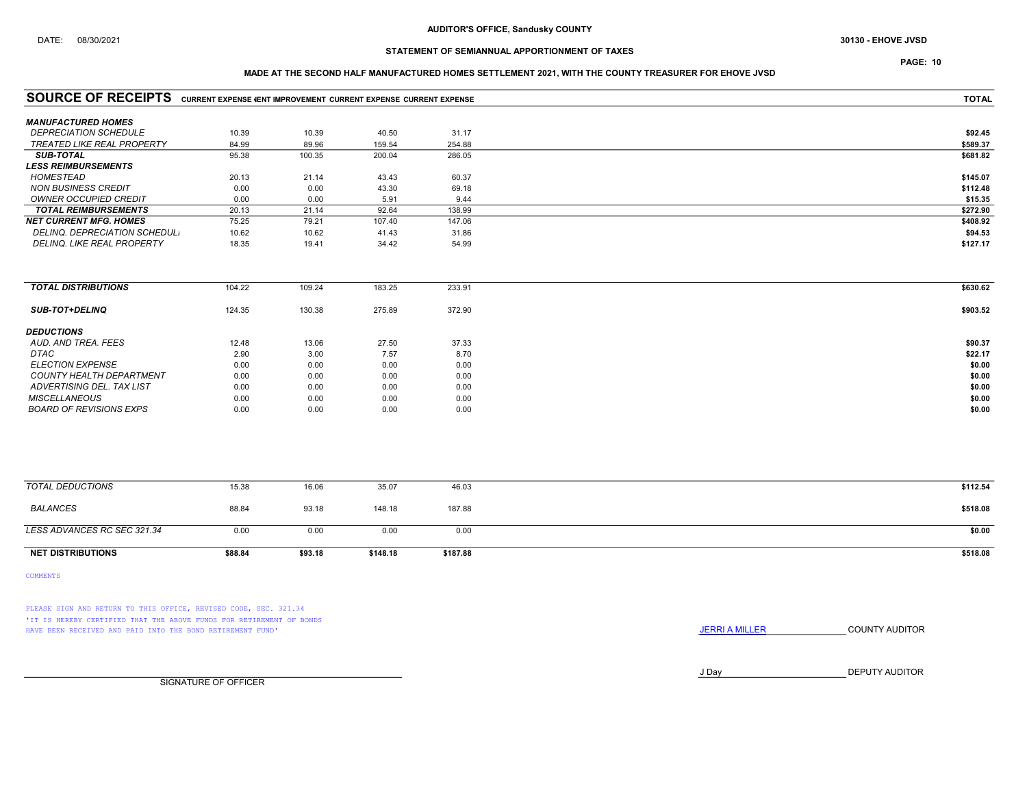AUDITOR'S OFFICE, Sandusky COUNTY

DATE: 08/30/2021

30130 - EHOVE JVSD

STATEMENT OF SEMIANNUAL APPORTIONMENT OF TAXES

MADE AT THE SECOND HALF MANUFACTURED HOMES SETTLEMENT 2021, WITH THE COUNTY TREASURER FOR EHOVE JVSD

| SOURCE OF RECEIPTS | CURRENT EXPENSE | PERMANENT IMPROVEMENT | CURRENT EXPENSE | CURRENT EXPENSE | TOTAL |
|---|---|---|---|---|---|
| ***MANUFACTURED HOMES*** | | | | | |
| *DEPRECIATION SCHEDULE* | 10.39 | 10.39 | 40.50 | 31.17 | $92.45 |
| *TREATED LIKE REAL PROPERTY* | 84.99 | 89.96 | 159.54 | 254.88 | $589.37 |
| ***SUB-TOTAL*** | 95.38 | 100.35 | 200.04 | 286.05 | $681.82 |
| ***LESS REIMBURSEMENTS*** | | | | | |
| *HOMESTEAD* | 20.13 | 21.14 | 43.43 | 60.37 | $145.07 |
| *NON BUSINESS CREDIT* | 0.00 | 0.00 | 43.30 | 69.18 | $112.48 |
| *OWNER OCCUPIED CREDIT* | 0.00 | 0.00 | 5.91 | 9.44 | $15.35 |
| ***TOTAL REIMBURSEMENTS*** | 20.13 | 21.14 | 92.64 | 138.99 | $272.90 |
| ***NET CURRENT MFG. HOMES*** | 75.25 | 79.21 | 107.40 | 147.06 | $408.92 |
| *DELINQ. DEPRECIATION SCHEDULE* | 10.62 | 10.62 | 41.43 | 31.86 | $94.53 |
| *DELINQ. LIKE REAL PROPERTY* | 18.35 | 19.41 | 34.42 | 54.99 | $127.17 |
| ***TOTAL DISTRIBUTIONS*** | 104.22 | 109.24 | 183.25 | 233.91 | $630.62 |
| ***SUB-TOT+DELINQ*** | 124.35 | 130.38 | 275.89 | 372.90 | $903.52 |
| ***DEDUCTIONS*** | | | | | |
| *AUD. AND TREA. FEES* | 12.48 | 13.06 | 27.50 | 37.33 | $90.37 |
| *DTAC* | 2.90 | 3.00 | 7.57 | 8.70 | $22.17 |
| *ELECTION EXPENSE* | 0.00 | 0.00 | 0.00 | 0.00 | $0.00 |
| *COUNTY HEALTH DEPARTMENT* | 0.00 | 0.00 | 0.00 | 0.00 | $0.00 |
| *ADVERTISING DEL. TAX LIST* | 0.00 | 0.00 | 0.00 | 0.00 | $0.00 |
| *MISCELLANEOUS* | 0.00 | 0.00 | 0.00 | 0.00 | $0.00 |
| *BOARD OF REVISIONS EXPS* | 0.00 | 0.00 | 0.00 | 0.00 | $0.00 |
| *TOTAL DEDUCTIONS* | 15.38 | 16.06 | 35.07 | 46.03 | $112.54 |
| *BALANCES* | 88.84 | 93.18 | 148.18 | 187.88 | $518.08 |
| *LESS ADVANCES RC SEC 321.34* | 0.00 | 0.00 | 0.00 | 0.00 | $0.00 |
| **NET DISTRIBUTIONS** | **$88.84** | **$93.18** | **$148.18** | **$187.88** | **$518.08** |

COMMENTS

PLEASE SIGN AND RETURN TO THIS OFFICE, REVISED CODE, SEC. 321.34
'IT IS HEREBY CERTIFIED THAT THE ABOVE FUNDS FOR RETIREMENT OF BONDS HAVE BEEN RECEIVED AND PAID INTO THE BOND RETIREMENT FUND'

JERRI A MILLER COUNTY AUDITOR

J Day DEPUTY AUDITOR

SIGNATURE OF OFFICER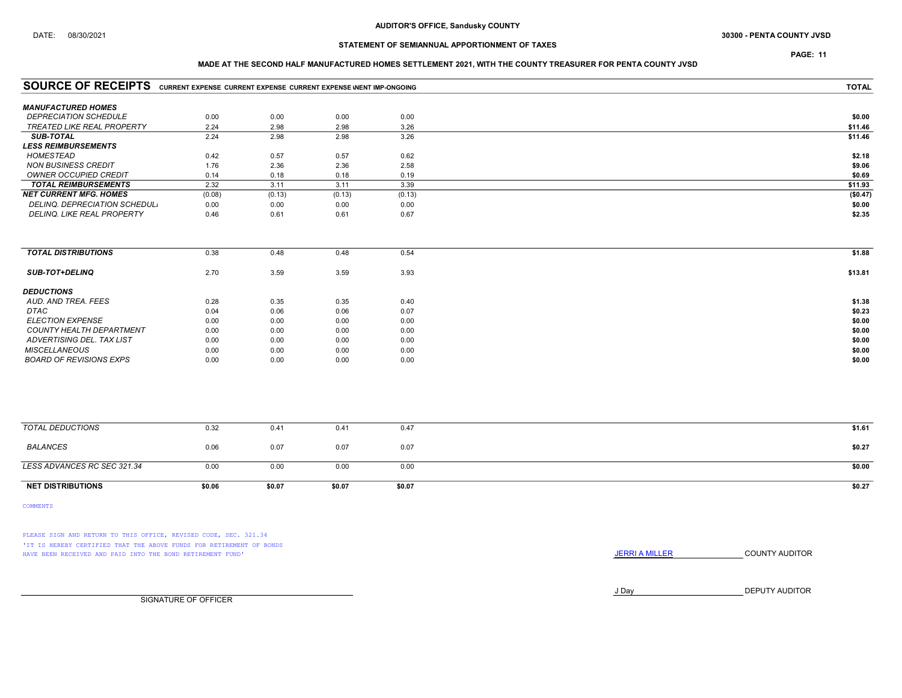AUDITOR'S OFFICE, Sandusky COUNTY

DATE: 08/30/2021

30300 - PENTA COUNTY JVSD

STATEMENT OF SEMIANNUAL APPORTIONMENT OF TAXES

MADE AT THE SECOND HALF MANUFACTURED HOMES SETTLEMENT 2021, WITH THE COUNTY TREASURER FOR PENTA COUNTY JVSD

| SOURCE OF RECEIPTS | CURRENT EXPENSE | CURRENT EXPENSE | CURRENT EXPENSE | NENT IMP-ONGOING | TOTAL |
|---|---|---|---|---|---|
| ***MANUFACTURED HOMES*** | | | | | |
| *DEPRECIATION SCHEDULE* | 0.00 | 0.00 | 0.00 | 0.00 | **$0.00** |
| *TREATED LIKE REAL PROPERTY* | 2.24 | 2.98 | 2.98 | 3.26 | **$11.46** |
| ***SUB-TOTAL*** | 2.24 | 2.98 | 2.98 | 3.26 | **$11.46** |
| ***LESS REIMBURSEMENTS*** | | | | | |
| *HOMESTEAD* | 0.42 | 0.57 | 0.57 | 0.62 | **$2.18** |
| *NON BUSINESS CREDIT* | 1.76 | 2.36 | 2.36 | 2.58 | **$9.06** |
| *OWNER OCCUPIED CREDIT* | 0.14 | 0.18 | 0.18 | 0.19 | **$0.69** |
| ***TOTAL REIMBURSEMENTS*** | 2.32 | 3.11 | 3.11 | 3.39 | **$11.93** |
| ***NET CURRENT MFG. HOMES*** | (0.08) | (0.13) | (0.13) | (0.13) | **($0.47)** |
| *DELINQ. DEPRECIATION SCHEDULI* | 0.00 | 0.00 | 0.00 | 0.00 | **$0.00** |
| *DELINQ. LIKE REAL PROPERTY* | 0.46 | 0.61 | 0.61 | 0.67 | **$2.35** |
| ***TOTAL DISTRIBUTIONS*** | 0.38 | 0.48 | 0.48 | 0.54 | **$1.88** |
| ***SUB-TOT+DELINQ*** | 2.70 | 3.59 | 3.59 | 3.93 | **$13.81** |
| ***DEDUCTIONS*** | | | | | |
| *AUD. AND TREA. FEES* | 0.28 | 0.35 | 0.35 | 0.40 | **$1.38** |
| *DTAC* | 0.04 | 0.06 | 0.06 | 0.07 | **$0.23** |
| *ELECTION EXPENSE* | 0.00 | 0.00 | 0.00 | 0.00 | **$0.00** |
| *COUNTY HEALTH DEPARTMENT* | 0.00 | 0.00 | 0.00 | 0.00 | **$0.00** |
| *ADVERTISING DEL. TAX LIST* | 0.00 | 0.00 | 0.00 | 0.00 | **$0.00** |
| *MISCELLANEOUS* | 0.00 | 0.00 | 0.00 | 0.00 | **$0.00** |
| *BOARD OF REVISIONS EXPS* | 0.00 | 0.00 | 0.00 | 0.00 | **$0.00** |
| *TOTAL DEDUCTIONS* | 0.32 | 0.41 | 0.41 | 0.47 | **$1.61** |
| *BALANCES* | 0.06 | 0.07 | 0.07 | 0.07 | **$0.27** |
| *LESS ADVANCES RC SEC 321.34* | 0.00 | 0.00 | 0.00 | 0.00 | **$0.00** |
| **NET DISTRIBUTIONS** | **$0.06** | **$0.07** | **$0.07** | **$0.07** | **$0.27** |

COMMENTS

PLEASE SIGN AND RETURN TO THIS OFFICE, REVISED CODE, SEC. 321.34
'IT IS HEREBY CERTIFIED THAT THE ABOVE FUNDS FOR RETIREMENT OF BONDS HAVE BEEN RECEIVED AND PAID INTO THE BOND RETIREMENT FUND'

JERRI A MILLER COUNTY AUDITOR

J Day DEPUTY AUDITOR

SIGNATURE OF OFFICER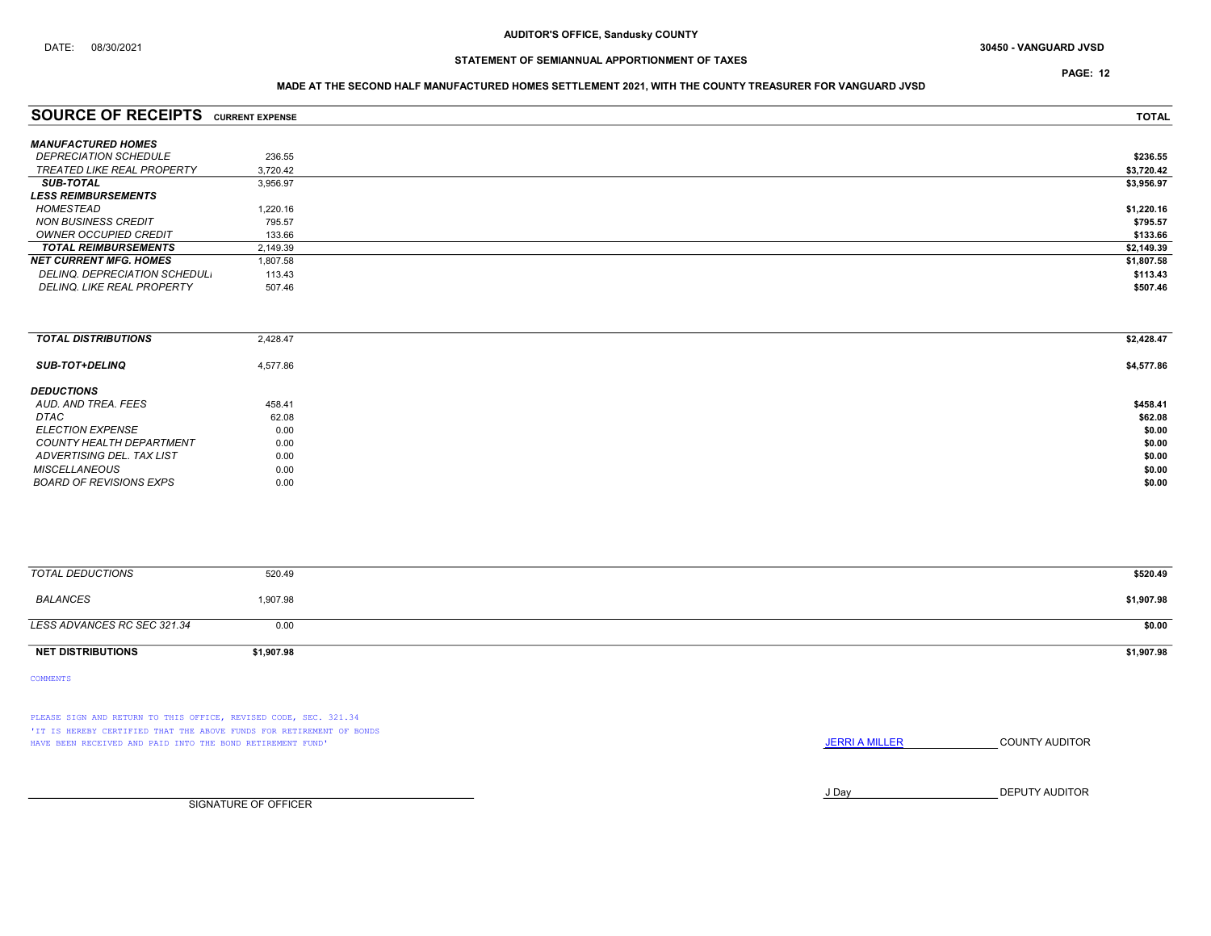AUDITOR'S OFFICE, Sandusky COUNTY

DATE: 08/30/2021

30450 - VANGUARD JVSD

STATEMENT OF SEMIANNUAL APPORTIONMENT OF TAXES

MADE AT THE SECOND HALF MANUFACTURED HOMES SETTLEMENT 2021, WITH THE COUNTY TREASURER FOR VANGUARD JVSD

| SOURCE OF RECEIPTS | CURRENT EXPENSE | TOTAL |
|---|---|---|
| ***MANUFACTURED HOMES*** | | |
| *DEPRECIATION SCHEDULE* | 236.55 | $236.55 |
| *TREATED LIKE REAL PROPERTY* | 3,720.42 | $3,720.42 |
| ***SUB-TOTAL*** | 3,956.97 | $3,956.97 |
| ***LESS REIMBURSEMENTS*** | | |
| *HOMESTEAD* | 1,220.16 | $1,220.16 |
| *NON BUSINESS CREDIT* | 795.57 | $795.57 |
| *OWNER OCCUPIED CREDIT* | 133.66 | $133.66 |
| ***TOTAL REIMBURSEMENTS*** | 2,149.39 | $2,149.39 |
| ***NET CURRENT MFG. HOMES*** | 1,807.58 | $1,807.58 |
| *DELINQ. DEPRECIATION SCHEDULI* | 113.43 | $113.43 |
| *DELINQ. LIKE REAL PROPERTY* | 507.46 | $507.46 |
| ***TOTAL DISTRIBUTIONS*** | 2,428.47 | $2,428.47 |
| ***SUB-TOT+DELINQ*** | 4,577.86 | $4,577.86 |
| ***DEDUCTIONS*** | | |
| *AUD. AND TREA. FEES* | 458.41 | $458.41 |
| *DTAC* | 62.08 | $62.08 |
| *ELECTION EXPENSE* | 0.00 | $0.00 |
| *COUNTY HEALTH DEPARTMENT* | 0.00 | $0.00 |
| *ADVERTISING DEL. TAX LIST* | 0.00 | $0.00 |
| *MISCELLANEOUS* | 0.00 | $0.00 |
| *BOARD OF REVISIONS EXPS* | 0.00 | $0.00 |
| *TOTAL DEDUCTIONS* | 520.49 | $520.49 |
| *BALANCES* | 1,907.98 | $1,907.98 |
| *LESS ADVANCES RC SEC 321.34* | 0.00 | $0.00 |
| **NET DISTRIBUTIONS** | **$1,907.98** | **$1,907.98** |

COMMENTS

PLEASE SIGN AND RETURN TO THIS OFFICE, REVISED CODE, SEC. 321.34

'IT IS HEREBY CERTIFIED THAT THE ABOVE FUNDS FOR RETIREMENT OF BONDS HAVE BEEN RECEIVED AND PAID INTO THE BOND RETIREMENT FUND'

JERRI A MILLER COUNTY AUDITOR

J Day DEPUTY AUDITOR

SIGNATURE OF OFFICER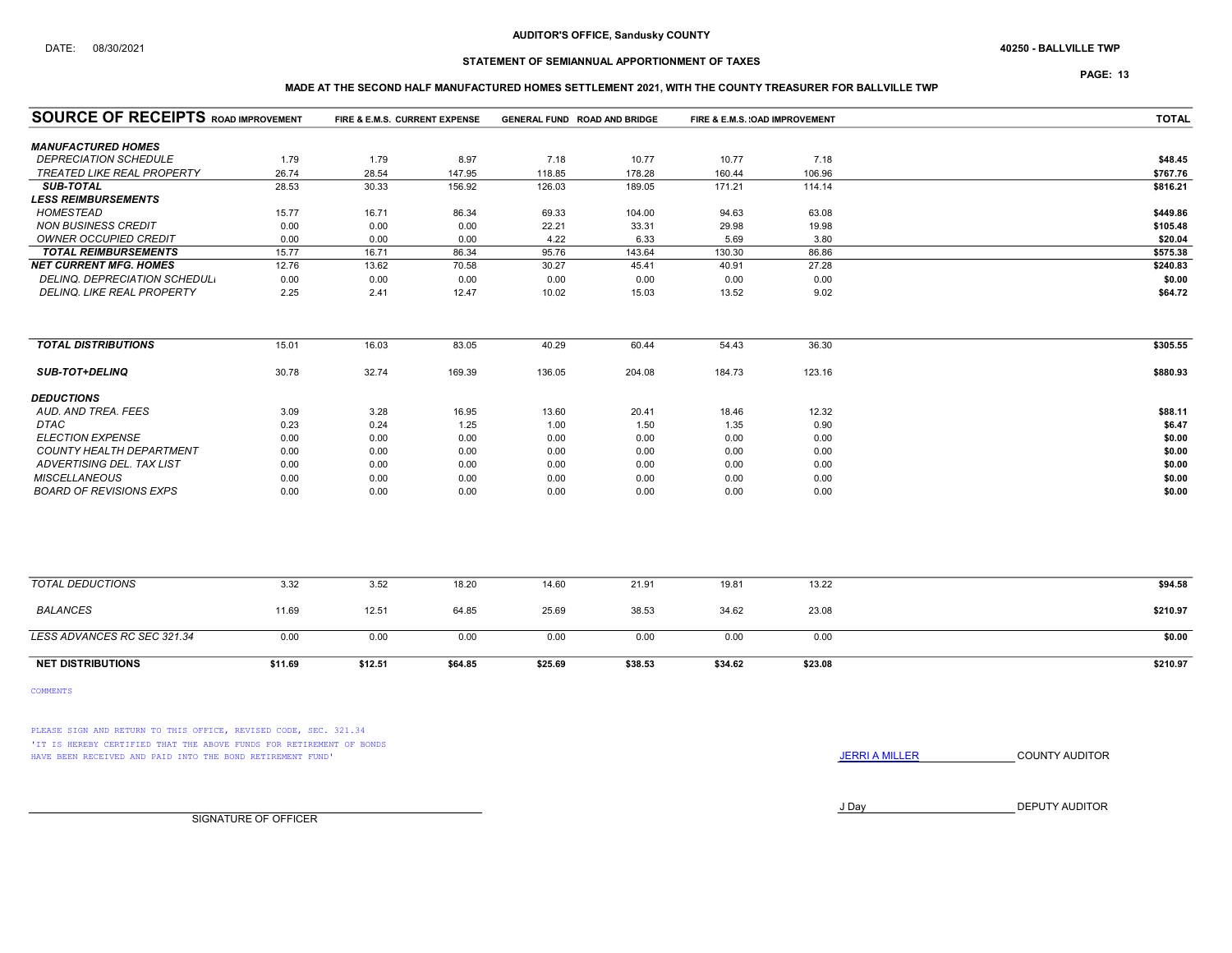DATE: 08/30/2021

**AUDITOR'S OFFICE, Sandusky COUNTY**

**40250 - BALLVILLE TWP**

**STATEMENT OF SEMIANNUAL APPORTIONMENT OF TAXES**

**MADE AT THE SECOND HALF MANUFACTURED HOMES SETTLEMENT 2021, WITH THE COUNTY TREASURER FOR BALLVILLE TWP**

| SOURCE OF RECEIPTS | ROAD IMPROVEMENT | FIRE & E.M.S. | CURRENT EXPENSE | GENERAL FUND | ROAD AND BRIDGE | FIRE & E.M.S. | ROAD IMPROVEMENT | TOTAL |
|---|---|---|---|---|---|---|---|---|
| ***MANUFACTURED HOMES*** | | | | | | | | |
| *DEPRECIATION SCHEDULE* | 1.79 | 1.79 | 8.97 | 7.18 | 10.77 | 10.77 | 7.18 | $48.45 |
| *TREATED LIKE REAL PROPERTY* | 26.74 | 28.54 | 147.95 | 118.85 | 178.28 | 160.44 | 106.96 | $767.76 |
| ***SUB-TOTAL*** | 28.53 | 30.33 | 156.92 | 126.03 | 189.05 | 171.21 | 114.14 | $816.21 |
| ***LESS REIMBURSEMENTS*** | | | | | | | | |
| *HOMESTEAD* | 15.77 | 16.71 | 86.34 | 69.33 | 104.00 | 94.63 | 63.08 | $449.86 |
| *NON BUSINESS CREDIT* | 0.00 | 0.00 | 0.00 | 22.21 | 33.31 | 29.98 | 19.98 | $105.48 |
| *OWNER OCCUPIED CREDIT* | 0.00 | 0.00 | 0.00 | 4.22 | 6.33 | 5.69 | 3.80 | $20.04 |
| ***TOTAL REIMBURSEMENTS*** | 15.77 | 16.71 | 86.34 | 95.76 | 143.64 | 130.30 | 86.86 | $575.38 |
| ***NET CURRENT MFG. HOMES*** | 12.76 | 13.62 | 70.58 | 30.27 | 45.41 | 40.91 | 27.28 | $240.83 |
| *DELINQ. DEPRECIATION SCHEDULE* | 0.00 | 0.00 | 0.00 | 0.00 | 0.00 | 0.00 | 0.00 | $0.00 |
| *DELINQ. LIKE REAL PROPERTY* | 2.25 | 2.41 | 12.47 | 10.02 | 15.03 | 13.52 | 9.02 | $64.72 |
| ***TOTAL DISTRIBUTIONS*** | 15.01 | 16.03 | 83.05 | 40.29 | 60.44 | 54.43 | 36.30 | $305.55 |
| ***SUB-TOT+DELINQ*** | 30.78 | 32.74 | 169.39 | 136.05 | 204.08 | 184.73 | 123.16 | $880.93 |
| ***DEDUCTIONS*** | | | | | | | | |
| *AUD. AND TREA. FEES* | 3.09 | 3.28 | 16.95 | 13.60 | 20.41 | 18.46 | 12.32 | $88.11 |
| *DTAC* | 0.23 | 0.24 | 1.25 | 1.00 | 1.50 | 1.35 | 0.90 | $6.47 |
| *ELECTION EXPENSE* | 0.00 | 0.00 | 0.00 | 0.00 | 0.00 | 0.00 | 0.00 | $0.00 |
| *COUNTY HEALTH DEPARTMENT* | 0.00 | 0.00 | 0.00 | 0.00 | 0.00 | 0.00 | 0.00 | $0.00 |
| *ADVERTISING DEL. TAX LIST* | 0.00 | 0.00 | 0.00 | 0.00 | 0.00 | 0.00 | 0.00 | $0.00 |
| *MISCELLANEOUS* | 0.00 | 0.00 | 0.00 | 0.00 | 0.00 | 0.00 | 0.00 | $0.00 |
| *BOARD OF REVISIONS EXPS* | 0.00 | 0.00 | 0.00 | 0.00 | 0.00 | 0.00 | 0.00 | $0.00 |
| *TOTAL DEDUCTIONS* | 3.32 | 3.52 | 18.20 | 14.60 | 21.91 | 19.81 | 13.22 | $94.58 |
| *BALANCES* | 11.69 | 12.51 | 64.85 | 25.69 | 38.53 | 34.62 | 23.08 | $210.97 |
| *LESS ADVANCES RC SEC 321.34* | 0.00 | 0.00 | 0.00 | 0.00 | 0.00 | 0.00 | 0.00 | $0.00 |
| **NET DISTRIBUTIONS** | $11.69 | $12.51 | $64.85 | $25.69 | $38.53 | $34.62 | $23.08 | $210.97 |

COMMENTS

PLEASE SIGN AND RETURN TO THIS OFFICE, REVISED CODE, SEC. 321.34
'IT IS HEREBY CERTIFIED THAT THE ABOVE FUNDS FOR RETIREMENT OF BONDS
HAVE BEEN RECEIVED AND PAID INTO THE BOND RETIREMENT FUND'

JERRI A MILLER COUNTY AUDITOR

J Day DEPUTY AUDITOR

SIGNATURE OF OFFICER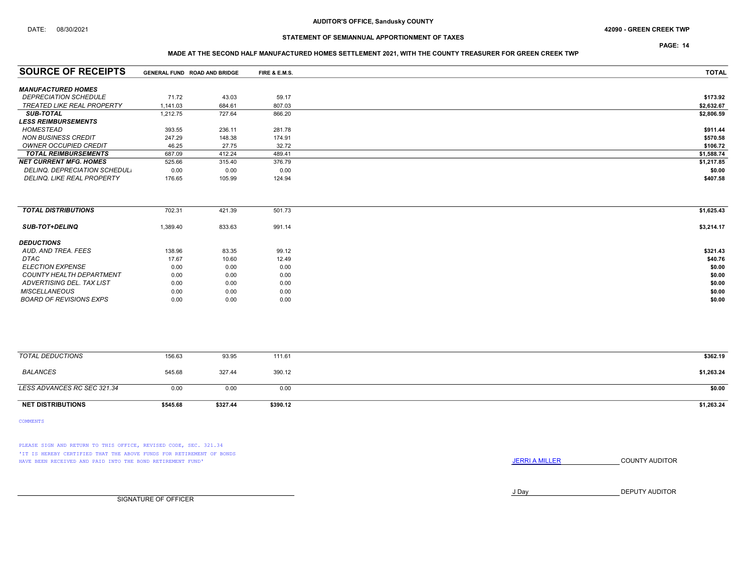AUDITOR'S OFFICE, Sandusky COUNTY

DATE: 08/30/2021

42090 - GREEN CREEK TWP

STATEMENT OF SEMIANNUAL APPORTIONMENT OF TAXES

MADE AT THE SECOND HALF MANUFACTURED HOMES SETTLEMENT 2021, WITH THE COUNTY TREASURER FOR GREEN CREEK TWP

| SOURCE OF RECEIPTS | GENERAL FUND | ROAD AND BRIDGE | FIRE & E.M.S. | TOTAL |
|---|---|---|---|---|
| ***MANUFACTURED HOMES*** | | | | |
| *DEPRECIATION SCHEDULE* | 71.72 | 43.03 | 59.17 | $173.92 |
| *TREATED LIKE REAL PROPERTY* | 1,141.03 | 684.61 | 807.03 | $2,632.67 |
| ***SUB-TOTAL*** | 1,212.75 | 727.64 | 866.20 | $2,806.59 |
| ***LESS REIMBURSEMENTS*** | | | | |
| *HOMESTEAD* | 393.55 | 236.11 | 281.78 | $911.44 |
| *NON BUSINESS CREDIT* | 247.29 | 148.38 | 174.91 | $570.58 |
| *OWNER OCCUPIED CREDIT* | 46.25 | 27.75 | 32.72 | $106.72 |
| ***TOTAL REIMBURSEMENTS*** | 687.09 | 412.24 | 489.41 | $1,588.74 |
| ***NET CURRENT MFG. HOMES*** | 525.66 | 315.40 | 376.79 | $1,217.85 |
| *DELINQ. DEPRECIATION SCHEDULI* | 0.00 | 0.00 | 0.00 | $0.00 |
| *DELINQ. LIKE REAL PROPERTY* | 176.65 | 105.99 | 124.94 | $407.58 |
| ***TOTAL DISTRIBUTIONS*** | 702.31 | 421.39 | 501.73 | $1,625.43 |
| ***SUB-TOT+DELINQ*** | 1,389.40 | 833.63 | 991.14 | $3,214.17 |
| ***DEDUCTIONS*** | | | | |
| *AUD. AND TREA. FEES* | 138.96 | 83.35 | 99.12 | $321.43 |
| *DTAC* | 17.67 | 10.60 | 12.49 | $40.76 |
| *ELECTION EXPENSE* | 0.00 | 0.00 | 0.00 | $0.00 |
| *COUNTY HEALTH DEPARTMENT* | 0.00 | 0.00 | 0.00 | $0.00 |
| *ADVERTISING DEL. TAX LIST* | 0.00 | 0.00 | 0.00 | $0.00 |
| *MISCELLANEOUS* | 0.00 | 0.00 | 0.00 | $0.00 |
| *BOARD OF REVISIONS EXPS* | 0.00 | 0.00 | 0.00 | $0.00 |
| *TOTAL DEDUCTIONS* | 156.63 | 93.95 | 111.61 | $362.19 |
| *BALANCES* | 545.68 | 327.44 | 390.12 | $1,263.24 |
| *LESS ADVANCES RC SEC 321.34* | 0.00 | 0.00 | 0.00 | $0.00 |
| **NET DISTRIBUTIONS** | **$545.68** | **$327.44** | **$390.12** | **$1,263.24** |

COMMENTS

PLEASE SIGN AND RETURN TO THIS OFFICE, REVISED CODE, SEC. 321.34

'IT IS HEREBY CERTIFIED THAT THE ABOVE FUNDS FOR RETIREMENT OF BONDS HAVE BEEN RECEIVED AND PAID INTO THE BOND RETIREMENT FUND'

JERRI A MILLER COUNTY AUDITOR

J Day DEPUTY AUDITOR

SIGNATURE OF OFFICER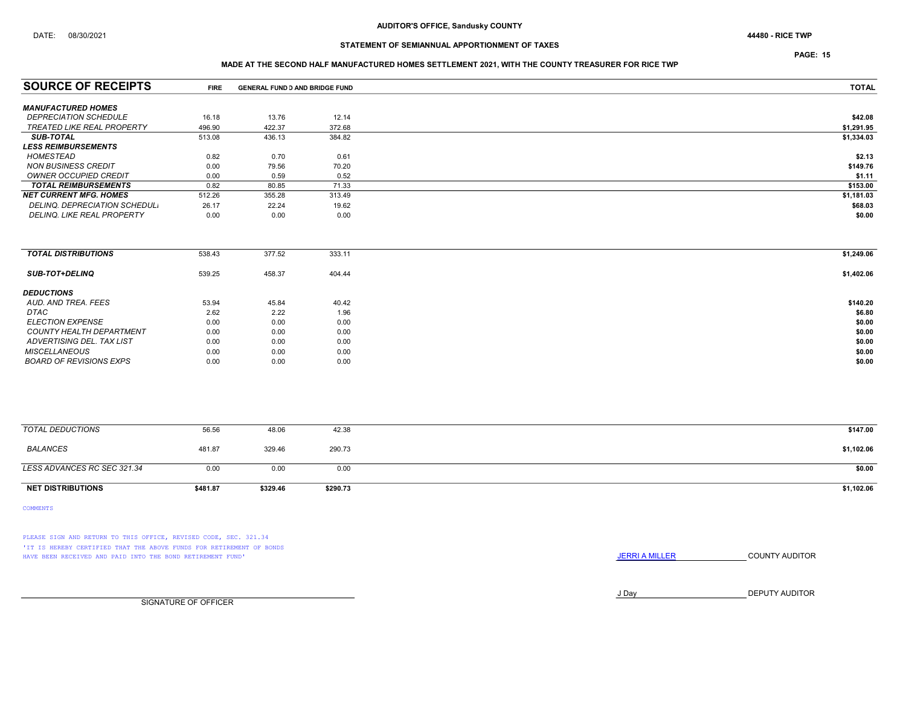AUDITOR'S OFFICE, Sandusky COUNTY

DATE: 08/30/2021

44480 - RICE TWP

## STATEMENT OF SEMIANNUAL APPORTIONMENT OF TAXES

### MADE AT THE SECOND HALF MANUFACTURED HOMES SETTLEMENT 2021, WITH THE COUNTY TREASURER FOR RICE TWP

| SOURCE OF RECEIPTS | FIRE | GENERAL FUND | D AND BRIDGE FUND | TOTAL |
|---|---|---|---|---|
| ***MANUFACTURED HOMES*** | | | | |
| *DEPRECIATION SCHEDULE* | 16.18 | 13.76 | 12.14 | **$42.08** |
| *TREATED LIKE REAL PROPERTY* | 496.90 | 422.37 | 372.68 | **$1,291.95** |
| ***SUB-TOTAL*** | 513.08 | 436.13 | 384.82 | **$1,334.03** |
| ***LESS REIMBURSEMENTS*** | | | | |
| *HOMESTEAD* | 0.82 | 0.70 | 0.61 | **$2.13** |
| *NON BUSINESS CREDIT* | 0.00 | 79.56 | 70.20 | **$149.76** |
| *OWNER OCCUPIED CREDIT* | 0.00 | 0.59 | 0.52 | **$1.11** |
| ***TOTAL REIMBURSEMENTS*** | 0.82 | 80.85 | 71.33 | **$153.00** |
| ***NET CURRENT MFG. HOMES*** | 512.26 | 355.28 | 313.49 | **$1,181.03** |
| *DELINQ. DEPRECIATION SCHEDULI* | 26.17 | 22.24 | 19.62 | **$68.03** |
| *DELINQ. LIKE REAL PROPERTY* | 0.00 | 0.00 | 0.00 | **$0.00** |
| ***TOTAL DISTRIBUTIONS*** | 538.43 | 377.52 | 333.11 | **$1,249.06** |
| ***SUB-TOT+DELINQ*** | 539.25 | 458.37 | 404.44 | **$1,402.06** |
| ***DEDUCTIONS*** | | | | |
| *AUD. AND TREA. FEES* | 53.94 | 45.84 | 40.42 | **$140.20** |
| *DTAC* | 2.62 | 2.22 | 1.96 | **$6.80** |
| *ELECTION EXPENSE* | 0.00 | 0.00 | 0.00 | **$0.00** |
| *COUNTY HEALTH DEPARTMENT* | 0.00 | 0.00 | 0.00 | **$0.00** |
| *ADVERTISING DEL. TAX LIST* | 0.00 | 0.00 | 0.00 | **$0.00** |
| *MISCELLANEOUS* | 0.00 | 0.00 | 0.00 | **$0.00** |
| *BOARD OF REVISIONS EXPS* | 0.00 | 0.00 | 0.00 | **$0.00** |
| *TOTAL DEDUCTIONS* | 56.56 | 48.06 | 42.38 | **$147.00** |
| *BALANCES* | 481.87 | 329.46 | 290.73 | **$1,102.06** |
| *LESS ADVANCES RC SEC 321.34* | 0.00 | 0.00 | 0.00 | **$0.00** |
| **NET DISTRIBUTIONS** | **$481.87** | **$329.46** | **$290.73** | **$1,102.06** |

COMMENTS

PLEASE SIGN AND RETURN TO THIS OFFICE, REVISED CODE, SEC. 321.34
'IT IS HEREBY CERTIFIED THAT THE ABOVE FUNDS FOR RETIREMENT OF BONDS HAVE BEEN RECEIVED AND PAID INTO THE BOND RETIREMENT FUND'

JERRI A MILLER COUNTY AUDITOR

J Day DEPUTY AUDITOR

SIGNATURE OF OFFICER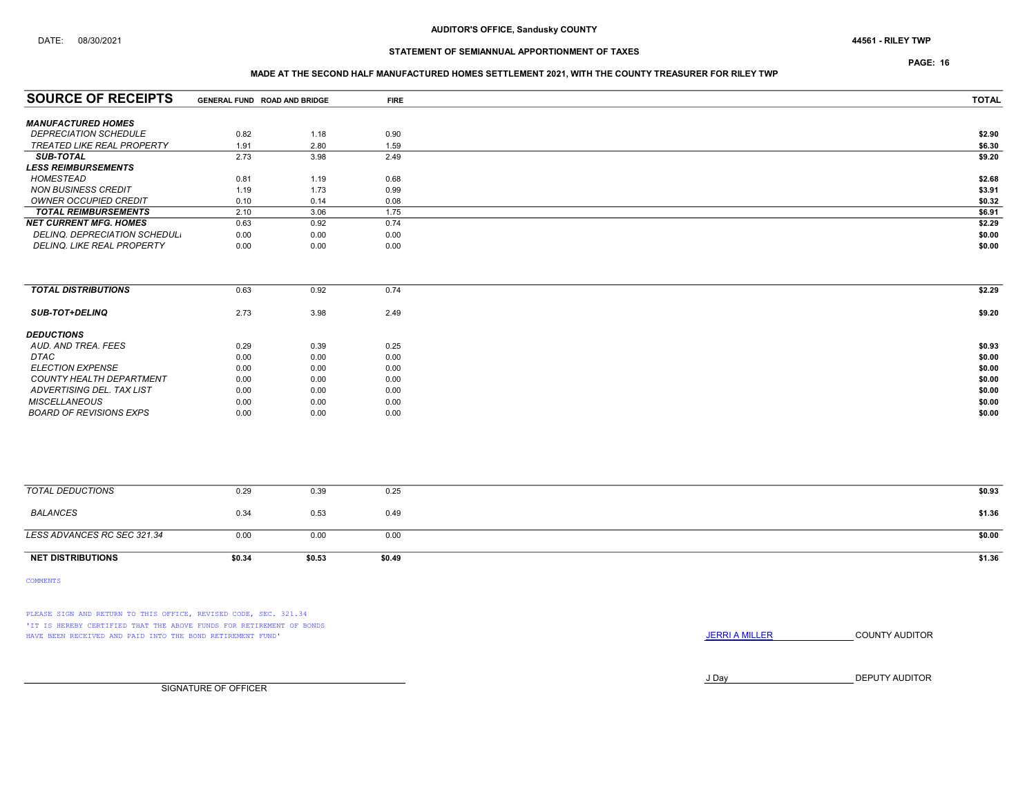AUDITOR'S OFFICE, Sandusky COUNTY

DATE: 08/30/2021

44561 - RILEY TWP

STATEMENT OF SEMIANNUAL APPORTIONMENT OF TAXES

MADE AT THE SECOND HALF MANUFACTURED HOMES SETTLEMENT 2021, WITH THE COUNTY TREASURER FOR RILEY TWP

| SOURCE OF RECEIPTS | GENERAL FUND | ROAD AND BRIDGE | FIRE | TOTAL |
|---|---|---|---|---|
| ***MANUFACTURED HOMES*** | | | | |
| *DEPRECIATION SCHEDULE* | 0.82 | 1.18 | 0.90 | $2.90 |
| *TREATED LIKE REAL PROPERTY* | 1.91 | 2.80 | 1.59 | $6.30 |
| ***SUB-TOTAL*** | 2.73 | 3.98 | 2.49 | $9.20 |
| ***LESS REIMBURSEMENTS*** | | | | |
| *HOMESTEAD* | 0.81 | 1.19 | 0.68 | $2.68 |
| *NON BUSINESS CREDIT* | 1.19 | 1.73 | 0.99 | $3.91 |
| *OWNER OCCUPIED CREDIT* | 0.10 | 0.14 | 0.08 | $0.32 |
| ***TOTAL REIMBURSEMENTS*** | 2.10 | 3.06 | 1.75 | $6.91 |
| ***NET CURRENT MFG. HOMES*** | 0.63 | 0.92 | 0.74 | $2.29 |
| *DELINQ. DEPRECIATION SCHEDULE* | 0.00 | 0.00 | 0.00 | $0.00 |
| *DELINQ. LIKE REAL PROPERTY* | 0.00 | 0.00 | 0.00 | $0.00 |
| ***TOTAL DISTRIBUTIONS*** | 0.63 | 0.92 | 0.74 | $2.29 |
| ***SUB-TOT+DELINQ*** | 2.73 | 3.98 | 2.49 | $9.20 |
| ***DEDUCTIONS*** | | | | |
| *AUD. AND TREA. FEES* | 0.29 | 0.39 | 0.25 | $0.93 |
| *DTAC* | 0.00 | 0.00 | 0.00 | $0.00 |
| *ELECTION EXPENSE* | 0.00 | 0.00 | 0.00 | $0.00 |
| *COUNTY HEALTH DEPARTMENT* | 0.00 | 0.00 | 0.00 | $0.00 |
| *ADVERTISING DEL. TAX LIST* | 0.00 | 0.00 | 0.00 | $0.00 |
| *MISCELLANEOUS* | 0.00 | 0.00 | 0.00 | $0.00 |
| *BOARD OF REVISIONS EXPS* | 0.00 | 0.00 | 0.00 | $0.00 |
| *TOTAL DEDUCTIONS* | 0.29 | 0.39 | 0.25 | $0.93 |
| *BALANCES* | 0.34 | 0.53 | 0.49 | $1.36 |
| *LESS ADVANCES RC SEC 321.34* | 0.00 | 0.00 | 0.00 | $0.00 |
| **NET DISTRIBUTIONS** | **$0.34** | **$0.53** | **$0.49** | **$1.36** |

COMMENTS

PLEASE SIGN AND RETURN TO THIS OFFICE, REVISED CODE, SEC. 321.34
'IT IS HEREBY CERTIFIED THAT THE ABOVE FUNDS FOR RETIREMENT OF BONDS HAVE BEEN RECEIVED AND PAID INTO THE BOND RETIREMENT FUND'

JERRI A MILLER ______ COUNTY AUDITOR

J Day ______ DEPUTY AUDITOR

______
SIGNATURE OF OFFICER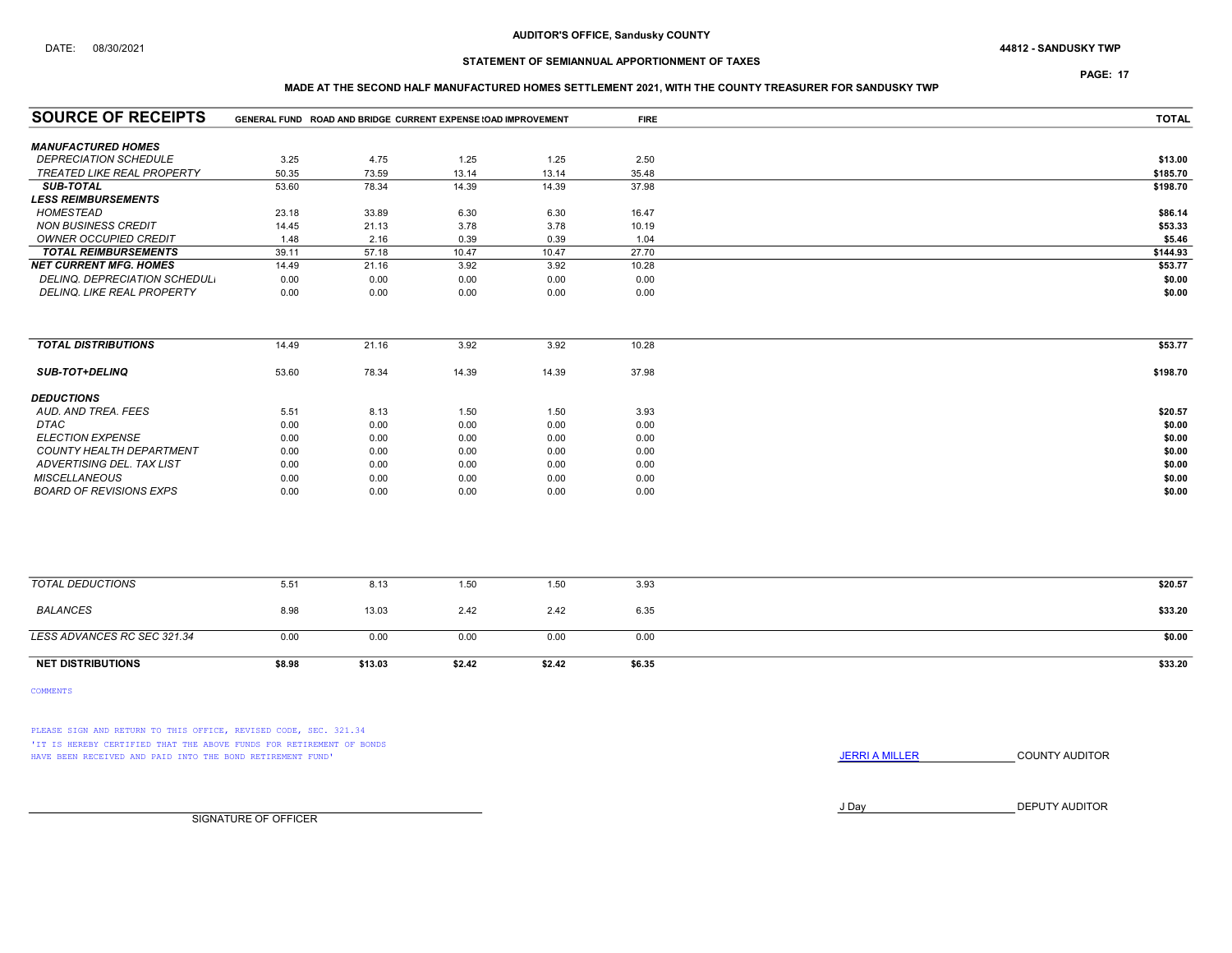AUDITOR'S OFFICE, Sandusky COUNTY

DATE: 08/30/2021

44812 - SANDUSKY TWP

STATEMENT OF SEMIANNUAL APPORTIONMENT OF TAXES

MADE AT THE SECOND HALF MANUFACTURED HOMES SETTLEMENT 2021, WITH THE COUNTY TREASURER FOR SANDUSKY TWP

| SOURCE OF RECEIPTS | GENERAL FUND | ROAD AND BRIDGE | CURRENT EXPENSE | ROAD IMPROVEMENT | FIRE | TOTAL |
|---|---|---|---|---|---|---|
| **MANUFACTURED HOMES** | | | | | | |
| DEPRECIATION SCHEDULE | 3.25 | 4.75 | 1.25 | 1.25 | 2.50 | $13.00 |
| TREATED LIKE REAL PROPERTY | 50.35 | 73.59 | 13.14 | 13.14 | 35.48 | $185.70 |
| **SUB-TOTAL** | 53.60 | 78.34 | 14.39 | 14.39 | 37.98 | $198.70 |
| **LESS REIMBURSEMENTS** | | | | | | |
| HOMESTEAD | 23.18 | 33.89 | 6.30 | 6.30 | 16.47 | $86.14 |
| NON BUSINESS CREDIT | 14.45 | 21.13 | 3.78 | 3.78 | 10.19 | $53.33 |
| OWNER OCCUPIED CREDIT | 1.48 | 2.16 | 0.39 | 0.39 | 1.04 | $5.46 |
| **TOTAL REIMBURSEMENTS** | 39.11 | 57.18 | 10.47 | 10.47 | 27.70 | $144.93 |
| **NET CURRENT MFG. HOMES** | 14.49 | 21.16 | 3.92 | 3.92 | 10.28 | $53.77 |
| DELINQ. DEPRECIATION SCHEDULE | 0.00 | 0.00 | 0.00 | 0.00 | 0.00 | $0.00 |
| DELINQ. LIKE REAL PROPERTY | 0.00 | 0.00 | 0.00 | 0.00 | 0.00 | $0.00 |
| **TOTAL DISTRIBUTIONS** | 14.49 | 21.16 | 3.92 | 3.92 | 10.28 | $53.77 |
| **SUB-TOT+DELINQ** | 53.60 | 78.34 | 14.39 | 14.39 | 37.98 | $198.70 |
| **DEDUCTIONS** | | | | | | |
| AUD. AND TREA. FEES | 5.51 | 8.13 | 1.50 | 1.50 | 3.93 | $20.57 |
| DTAC | 0.00 | 0.00 | 0.00 | 0.00 | 0.00 | $0.00 |
| ELECTION EXPENSE | 0.00 | 0.00 | 0.00 | 0.00 | 0.00 | $0.00 |
| COUNTY HEALTH DEPARTMENT | 0.00 | 0.00 | 0.00 | 0.00 | 0.00 | $0.00 |
| ADVERTISING DEL. TAX LIST | 0.00 | 0.00 | 0.00 | 0.00 | 0.00 | $0.00 |
| MISCELLANEOUS | 0.00 | 0.00 | 0.00 | 0.00 | 0.00 | $0.00 |
| BOARD OF REVISIONS EXPS | 0.00 | 0.00 | 0.00 | 0.00 | 0.00 | $0.00 |
| TOTAL DEDUCTIONS | 5.51 | 8.13 | 1.50 | 1.50 | 3.93 | $20.57 |
| BALANCES | 8.98 | 13.03 | 2.42 | 2.42 | 6.35 | $33.20 |
| LESS ADVANCES RC SEC 321.34 | 0.00 | 0.00 | 0.00 | 0.00 | 0.00 | $0.00 |
| **NET DISTRIBUTIONS** | **$8.98** | **$13.03** | **$2.42** | **$2.42** | **$6.35** | **$33.20** |

COMMENTS

PLEASE SIGN AND RETURN TO THIS OFFICE, REVISED CODE, SEC. 321.34
'IT IS HEREBY CERTIFIED THAT THE ABOVE FUNDS FOR RETIREMENT OF BONDS HAVE BEEN RECEIVED AND PAID INTO THE BOND RETIREMENT FUND'

JERRI A MILLER COUNTY AUDITOR

J Day DEPUTY AUDITOR

SIGNATURE OF OFFICER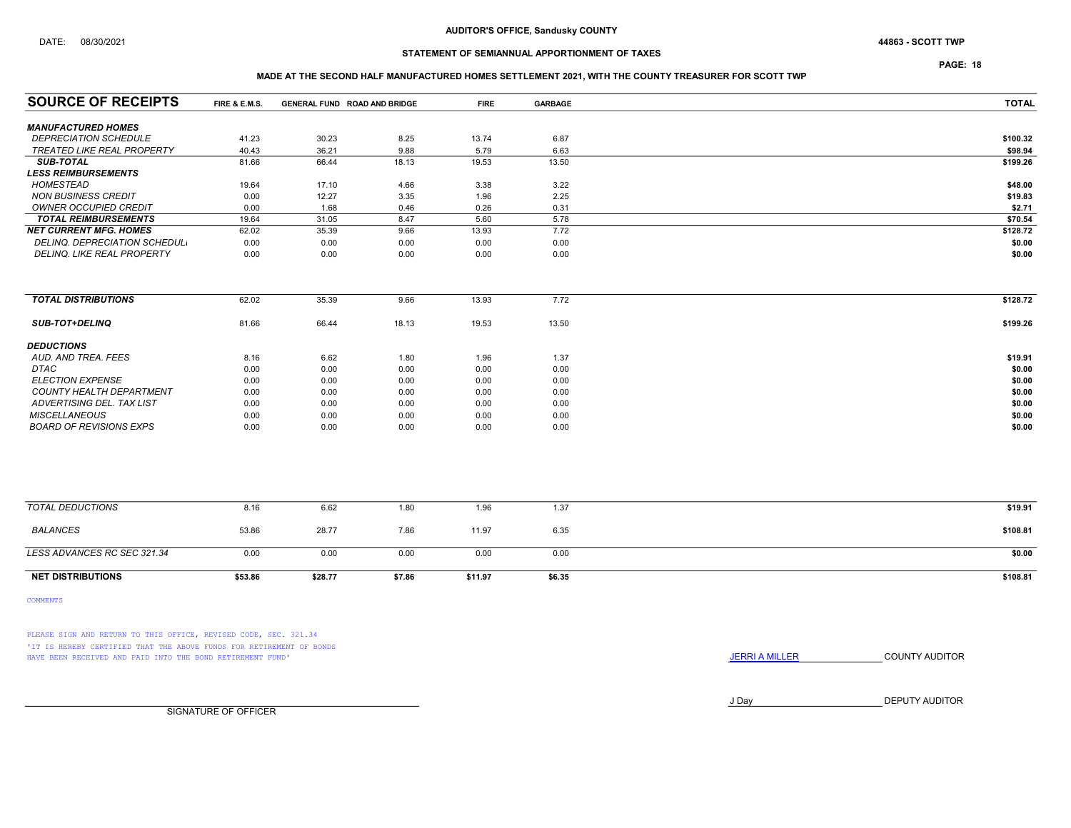DATE: 08/30/2021

**AUDITOR'S OFFICE, Sandusky COUNTY**

44863 - SCOTT TWP

**STATEMENT OF SEMIANNUAL APPORTIONMENT OF TAXES**

**MADE AT THE SECOND HALF MANUFACTURED HOMES SETTLEMENT 2021, WITH THE COUNTY TREASURER FOR SCOTT TWP**

| SOURCE OF RECEIPTS | FIRE & E.M.S. | GENERAL FUND | ROAD AND BRIDGE | FIRE | GARBAGE | TOTAL |
|---|---|---|---|---|---|---|
| ***MANUFACTURED HOMES*** | | | | | | |
| *DEPRECIATION SCHEDULE* | 41.23 | 30.23 | 8.25 | 13.74 | 6.87 | $100.32 |
| *TREATED LIKE REAL PROPERTY* | 40.43 | 36.21 | 9.88 | 5.79 | 6.63 | $98.94 |
| ***SUB-TOTAL*** | 81.66 | 66.44 | 18.13 | 19.53 | 13.50 | $199.26 |
| ***LESS REIMBURSEMENTS*** | | | | | | |
| *HOMESTEAD* | 19.64 | 17.10 | 4.66 | 3.38 | 3.22 | $48.00 |
| *NON BUSINESS CREDIT* | 0.00 | 12.27 | 3.35 | 1.96 | 2.25 | $19.83 |
| *OWNER OCCUPIED CREDIT* | 0.00 | 1.68 | 0.46 | 0.26 | 0.31 | $2.71 |
| ***TOTAL REIMBURSEMENTS*** | 19.64 | 31.05 | 8.47 | 5.60 | 5.78 | $70.54 |
| ***NET CURRENT MFG. HOMES*** | 62.02 | 35.39 | 9.66 | 13.93 | 7.72 | $128.72 |
| *DELINQ. DEPRECIATION SCHEDULI* | 0.00 | 0.00 | 0.00 | 0.00 | 0.00 | $0.00 |
| *DELINQ. LIKE REAL PROPERTY* | 0.00 | 0.00 | 0.00 | 0.00 | 0.00 | $0.00 |
| ***TOTAL DISTRIBUTIONS*** | 62.02 | 35.39 | 9.66 | 13.93 | 7.72 | $128.72 |
| ***SUB-TOT+DELINQ*** | 81.66 | 66.44 | 18.13 | 19.53 | 13.50 | $199.26 |
| ***DEDUCTIONS*** | | | | | | |
| *AUD. AND TREA. FEES* | 8.16 | 6.62 | 1.80 | 1.96 | 1.37 | $19.91 |
| *DTAC* | 0.00 | 0.00 | 0.00 | 0.00 | 0.00 | $0.00 |
| *ELECTION EXPENSE* | 0.00 | 0.00 | 0.00 | 0.00 | 0.00 | $0.00 |
| *COUNTY HEALTH DEPARTMENT* | 0.00 | 0.00 | 0.00 | 0.00 | 0.00 | $0.00 |
| *ADVERTISING DEL. TAX LIST* | 0.00 | 0.00 | 0.00 | 0.00 | 0.00 | $0.00 |
| *MISCELLANEOUS* | 0.00 | 0.00 | 0.00 | 0.00 | 0.00 | $0.00 |
| *BOARD OF REVISIONS EXPS* | 0.00 | 0.00 | 0.00 | 0.00 | 0.00 | $0.00 |
| *TOTAL DEDUCTIONS* | 8.16 | 6.62 | 1.80 | 1.96 | 1.37 | $19.91 |
| *BALANCES* | 53.86 | 28.77 | 7.86 | 11.97 | 6.35 | $108.81 |
| *LESS ADVANCES RC SEC 321.34* | 0.00 | 0.00 | 0.00 | 0.00 | 0.00 | $0.00 |
| **NET DISTRIBUTIONS** | **$53.86** | **$28.77** | **$7.86** | **$11.97** | **$6.35** | **$108.81** |

COMMENTS

PLEASE SIGN AND RETURN TO THIS OFFICE, REVISED CODE, SEC. 321.34
'IT IS HEREBY CERTIFIED THAT THE ABOVE FUNDS FOR RETIREMENT OF BONDS HAVE BEEN RECEIVED AND PAID INTO THE BOND RETIREMENT FUND'

JERRI A MILLER COUNTY AUDITOR

J Day DEPUTY AUDITOR

SIGNATURE OF OFFICER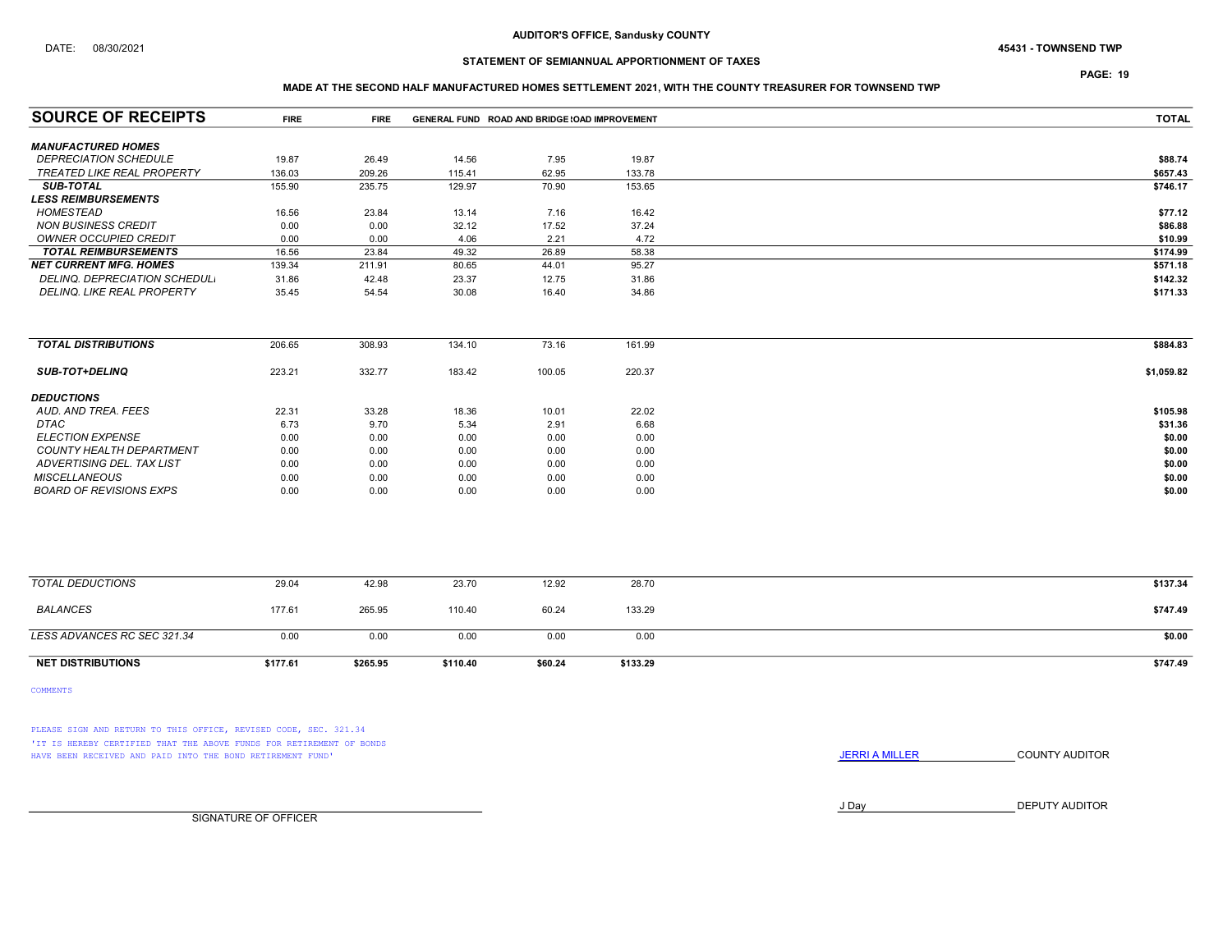DATE: 08/30/2021

**AUDITOR'S OFFICE, Sandusky COUNTY**

**45431 - TOWNSEND TWP**

**STATEMENT OF SEMIANNUAL APPORTIONMENT OF TAXES**

**MADE AT THE SECOND HALF MANUFACTURED HOMES SETTLEMENT 2021, WITH THE COUNTY TREASURER FOR TOWNSEND TWP**

| SOURCE OF RECEIPTS | FIRE | FIRE | GENERAL FUND | ROAD AND BRIDGE | ROAD IMPROVEMENT | TOTAL |
|---|---|---|---|---|---|---|
| ***MANUFACTURED HOMES*** | | | | | | |
| *DEPRECIATION SCHEDULE* | 19.87 | 26.49 | 14.56 | 7.95 | 19.87 | $88.74 |
| *TREATED LIKE REAL PROPERTY* | 136.03 | 209.26 | 115.41 | 62.95 | 133.78 | $657.43 |
| ***SUB-TOTAL*** | 155.90 | 235.75 | 129.97 | 70.90 | 153.65 | $746.17 |
| ***LESS REIMBURSEMENTS*** | | | | | | |
| *HOMESTEAD* | 16.56 | 23.84 | 13.14 | 7.16 | 16.42 | $77.12 |
| *NON BUSINESS CREDIT* | 0.00 | 0.00 | 32.12 | 17.52 | 37.24 | $86.88 |
| *OWNER OCCUPIED CREDIT* | 0.00 | 0.00 | 4.06 | 2.21 | 4.72 | $10.99 |
| ***TOTAL REIMBURSEMENTS*** | 16.56 | 23.84 | 49.32 | 26.89 | 58.38 | $174.99 |
| ***NET CURRENT MFG. HOMES*** | 139.34 | 211.91 | 80.65 | 44.01 | 95.27 | $571.18 |
| *DELINQ. DEPRECIATION SCHEDULE* | 31.86 | 42.48 | 23.37 | 12.75 | 31.86 | $142.32 |
| *DELINQ. LIKE REAL PROPERTY* | 35.45 | 54.54 | 30.08 | 16.40 | 34.86 | $171.33 |
| ***TOTAL DISTRIBUTIONS*** | 206.65 | 308.93 | 134.10 | 73.16 | 161.99 | $884.83 |
| ***SUB-TOT+DELINQ*** | 223.21 | 332.77 | 183.42 | 100.05 | 220.37 | $1,059.82 |
| ***DEDUCTIONS*** | | | | | | |
| *AUD. AND TREA. FEES* | 22.31 | 33.28 | 18.36 | 10.01 | 22.02 | $105.98 |
| *DTAC* | 6.73 | 9.70 | 5.34 | 2.91 | 6.68 | $31.36 |
| *ELECTION EXPENSE* | 0.00 | 0.00 | 0.00 | 0.00 | 0.00 | $0.00 |
| *COUNTY HEALTH DEPARTMENT* | 0.00 | 0.00 | 0.00 | 0.00 | 0.00 | $0.00 |
| *ADVERTISING DEL. TAX LIST* | 0.00 | 0.00 | 0.00 | 0.00 | 0.00 | $0.00 |
| *MISCELLANEOUS* | 0.00 | 0.00 | 0.00 | 0.00 | 0.00 | $0.00 |
| *BOARD OF REVISIONS EXPS* | 0.00 | 0.00 | 0.00 | 0.00 | 0.00 | $0.00 |
| *TOTAL DEDUCTIONS* | 29.04 | 42.98 | 23.70 | 12.92 | 28.70 | $137.34 |
| *BALANCES* | 177.61 | 265.95 | 110.40 | 60.24 | 133.29 | $747.49 |
| *LESS ADVANCES RC SEC 321.34* | 0.00 | 0.00 | 0.00 | 0.00 | 0.00 | $0.00 |
| **NET DISTRIBUTIONS** | **$177.61** | **$265.95** | **$110.40** | **$60.24** | **$133.29** | **$747.49** |

COMMENTS

PLEASE SIGN AND RETURN TO THIS OFFICE, REVISED CODE, SEC. 321.34
'IT IS HEREBY CERTIFIED THAT THE ABOVE FUNDS FOR RETIREMENT OF BONDS HAVE BEEN RECEIVED AND PAID INTO THE BOND RETIREMENT FUND'

JERRI A MILLER COUNTY AUDITOR

J Day DEPUTY AUDITOR

SIGNATURE OF OFFICER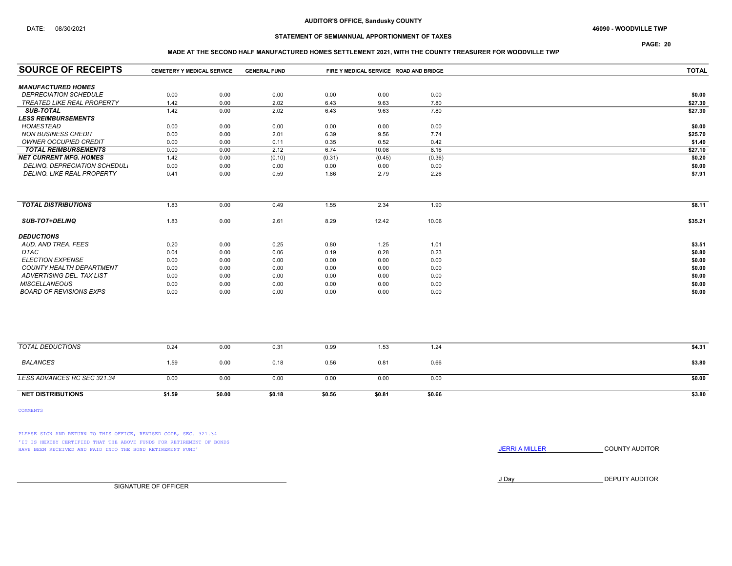DATE: 08/30/2021

**AUDITOR'S OFFICE, Sandusky COUNTY**

**46090 - WOODVILLE TWP**

**STATEMENT OF SEMIANNUAL APPORTIONMENT OF TAXES**

**MADE AT THE SECOND HALF MANUFACTURED HOMES SETTLEMENT 2021, WITH THE COUNTY TREASURER FOR WOODVILLE TWP**

| SOURCE OF RECEIPTS | CEMETERY Y MEDICAL SERVICE | | GENERAL FUND | FIRE Y MEDICAL SERVICE | ROAD AND BRIDGE | | TOTAL |
|---|---|---|---|---|---|---|---|
| ***MANUFACTURED HOMES*** | | | | | | | |
| *DEPRECIATION SCHEDULE* | 0.00 | 0.00 | 0.00 | 0.00 | 0.00 | 0.00 | **$0.00** |
| *TREATED LIKE REAL PROPERTY* | 1.42 | 0.00 | 2.02 | 6.43 | 9.63 | 7.80 | **$27.30** |
| ***SUB-TOTAL*** | 1.42 | 0.00 | 2.02 | 6.43 | 9.63 | 7.80 | **$27.30** |
| ***LESS REIMBURSEMENTS*** | | | | | | | |
| *HOMESTEAD* | 0.00 | 0.00 | 0.00 | 0.00 | 0.00 | 0.00 | **$0.00** |
| *NON BUSINESS CREDIT* | 0.00 | 0.00 | 2.01 | 6.39 | 9.56 | 7.74 | **$25.70** |
| *OWNER OCCUPIED CREDIT* | 0.00 | 0.00 | 0.11 | 0.35 | 0.52 | 0.42 | **$1.40** |
| ***TOTAL REIMBURSEMENTS*** | 0.00 | 0.00 | 2.12 | 6.74 | 10.08 | 8.16 | **$27.10** |
| ***NET CURRENT MFG. HOMES*** | 1.42 | 0.00 | (0.10) | (0.31) | (0.45) | (0.36) | **$0.20** |
| *DELINQ. DEPRECIATION SCHEDULE* | 0.00 | 0.00 | 0.00 | 0.00 | 0.00 | 0.00 | **$0.00** |
| *DELINQ. LIKE REAL PROPERTY* | 0.41 | 0.00 | 0.59 | 1.86 | 2.79 | 2.26 | **$7.91** |
| ***TOTAL DISTRIBUTIONS*** | 1.83 | 0.00 | 0.49 | 1.55 | 2.34 | 1.90 | **$8.11** |
| ***SUB-TOT+DELINQ*** | 1.83 | 0.00 | 2.61 | 8.29 | 12.42 | 10.06 | **$35.21** |
| ***DEDUCTIONS*** | | | | | | | |
| *AUD. AND TREA. FEES* | 0.20 | 0.00 | 0.25 | 0.80 | 1.25 | 1.01 | **$3.51** |
| *DTAC* | 0.04 | 0.00 | 0.06 | 0.19 | 0.28 | 0.23 | **$0.80** |
| *ELECTION EXPENSE* | 0.00 | 0.00 | 0.00 | 0.00 | 0.00 | 0.00 | **$0.00** |
| *COUNTY HEALTH DEPARTMENT* | 0.00 | 0.00 | 0.00 | 0.00 | 0.00 | 0.00 | **$0.00** |
| *ADVERTISING DEL. TAX LIST* | 0.00 | 0.00 | 0.00 | 0.00 | 0.00 | 0.00 | **$0.00** |
| *MISCELLANEOUS* | 0.00 | 0.00 | 0.00 | 0.00 | 0.00 | 0.00 | **$0.00** |
| *BOARD OF REVISIONS EXPS* | 0.00 | 0.00 | 0.00 | 0.00 | 0.00 | 0.00 | **$0.00** |
| *TOTAL DEDUCTIONS* | 0.24 | 0.00 | 0.31 | 0.99 | 1.53 | 1.24 | **$4.31** |
| *BALANCES* | 1.59 | 0.00 | 0.18 | 0.56 | 0.81 | 0.66 | **$3.80** |
| *LESS ADVANCES RC SEC 321.34* | 0.00 | 0.00 | 0.00 | 0.00 | 0.00 | 0.00 | **$0.00** |
| **NET DISTRIBUTIONS** | **$1.59** | **$0.00** | **$0.18** | **$0.56** | **$0.81** | **$0.66** | **$3.80** |

COMMENTS

PLEASE SIGN AND RETURN TO THIS OFFICE, REVISED CODE, SEC. 321.34
'IT IS HEREBY CERTIFIED THAT THE ABOVE FUNDS FOR RETIREMENT OF BONDS HAVE BEEN RECEIVED AND PAID INTO THE BOND RETIREMENT FUND'

JERRI A MILLER COUNTY AUDITOR

J Day DEPUTY AUDITOR

SIGNATURE OF OFFICER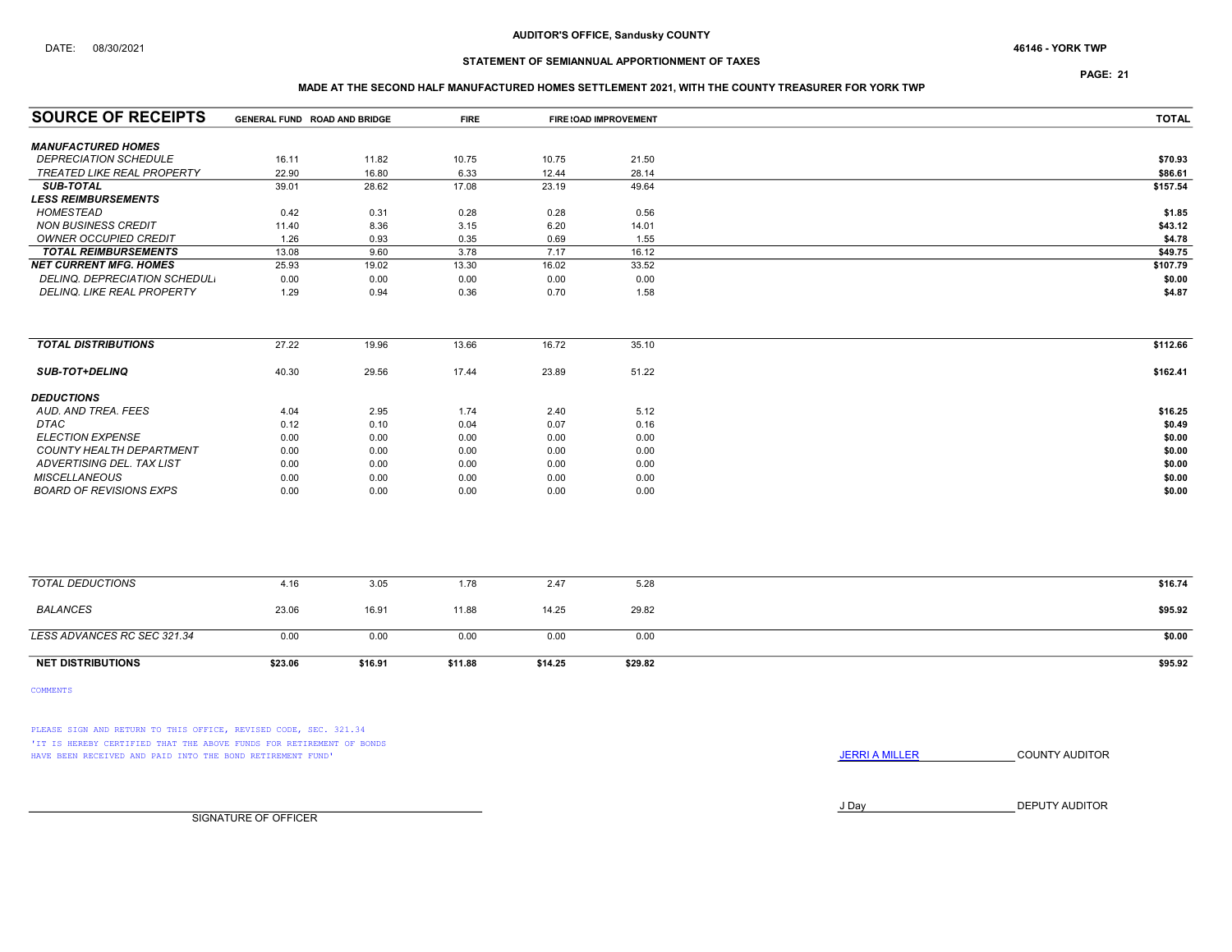DATE: 08/30/2021

**AUDITOR'S OFFICE, Sandusky COUNTY**

**46146 - YORK TWP**

**STATEMENT OF SEMIANNUAL APPORTIONMENT OF TAXES**

**MADE AT THE SECOND HALF MANUFACTURED HOMES SETTLEMENT 2021, WITH THE COUNTY TREASURER FOR YORK TWP**

| SOURCE OF RECEIPTS | GENERAL FUND | ROAD AND BRIDGE | FIRE | FIRE | ROAD IMPROVEMENT | TOTAL |
|---|---|---|---|---|---|---|
| ***MANUFACTURED HOMES*** | | | | | | |
| *DEPRECIATION SCHEDULE* | 16.11 | 11.82 | 10.75 | 10.75 | 21.50 | **$70.93** |
| *TREATED LIKE REAL PROPERTY* | 22.90 | 16.80 | 6.33 | 12.44 | 28.14 | **$86.61** |
| ***SUB-TOTAL*** | 39.01 | 28.62 | 17.08 | 23.19 | 49.64 | **$157.54** |
| ***LESS REIMBURSEMENTS*** | | | | | | |
| *HOMESTEAD* | 0.42 | 0.31 | 0.28 | 0.28 | 0.56 | **$1.85** |
| *NON BUSINESS CREDIT* | 11.40 | 8.36 | 3.15 | 6.20 | 14.01 | **$43.12** |
| *OWNER OCCUPIED CREDIT* | 1.26 | 0.93 | 0.35 | 0.69 | 1.55 | **$4.78** |
| ***TOTAL REIMBURSEMENTS*** | 13.08 | 9.60 | 3.78 | 7.17 | 16.12 | **$49.75** |
| ***NET CURRENT MFG. HOMES*** | 25.93 | 19.02 | 13.30 | 16.02 | 33.52 | **$107.79** |
| *DELINQ. DEPRECIATION SCHEDULE* | 0.00 | 0.00 | 0.00 | 0.00 | 0.00 | **$0.00** |
| *DELINQ. LIKE REAL PROPERTY* | 1.29 | 0.94 | 0.36 | 0.70 | 1.58 | **$4.87** |
| ***TOTAL DISTRIBUTIONS*** | 27.22 | 19.96 | 13.66 | 16.72 | 35.10 | **$112.66** |
| ***SUB-TOT+DELINQ*** | 40.30 | 29.56 | 17.44 | 23.89 | 51.22 | **$162.41** |
| ***DEDUCTIONS*** | | | | | | |
| *AUD. AND TREA. FEES* | 4.04 | 2.95 | 1.74 | 2.40 | 5.12 | **$16.25** |
| *DTAC* | 0.12 | 0.10 | 0.04 | 0.07 | 0.16 | **$0.49** |
| *ELECTION EXPENSE* | 0.00 | 0.00 | 0.00 | 0.00 | 0.00 | **$0.00** |
| *COUNTY HEALTH DEPARTMENT* | 0.00 | 0.00 | 0.00 | 0.00 | 0.00 | **$0.00** |
| *ADVERTISING DEL. TAX LIST* | 0.00 | 0.00 | 0.00 | 0.00 | 0.00 | **$0.00** |
| *MISCELLANEOUS* | 0.00 | 0.00 | 0.00 | 0.00 | 0.00 | **$0.00** |
| *BOARD OF REVISIONS EXPS* | 0.00 | 0.00 | 0.00 | 0.00 | 0.00 | **$0.00** |
| *TOTAL DEDUCTIONS* | 4.16 | 3.05 | 1.78 | 2.47 | 5.28 | **$16.74** |
| *BALANCES* | 23.06 | 16.91 | 11.88 | 14.25 | 29.82 | **$95.92** |
| *LESS ADVANCES RC SEC 321.34* | 0.00 | 0.00 | 0.00 | 0.00 | 0.00 | **$0.00** |
| **NET DISTRIBUTIONS** | **$23.06** | **$16.91** | **$11.88** | **$14.25** | **$29.82** | **$95.92** |

COMMENTS

PLEASE SIGN AND RETURN TO THIS OFFICE, REVISED CODE, SEC. 321.34
'IT IS HEREBY CERTIFIED THAT THE ABOVE FUNDS FOR RETIREMENT OF BONDS HAVE BEEN RECEIVED AND PAID INTO THE BOND RETIREMENT FUND'

JERRI A MILLER COUNTY AUDITOR

J Day DEPUTY AUDITOR

SIGNATURE OF OFFICER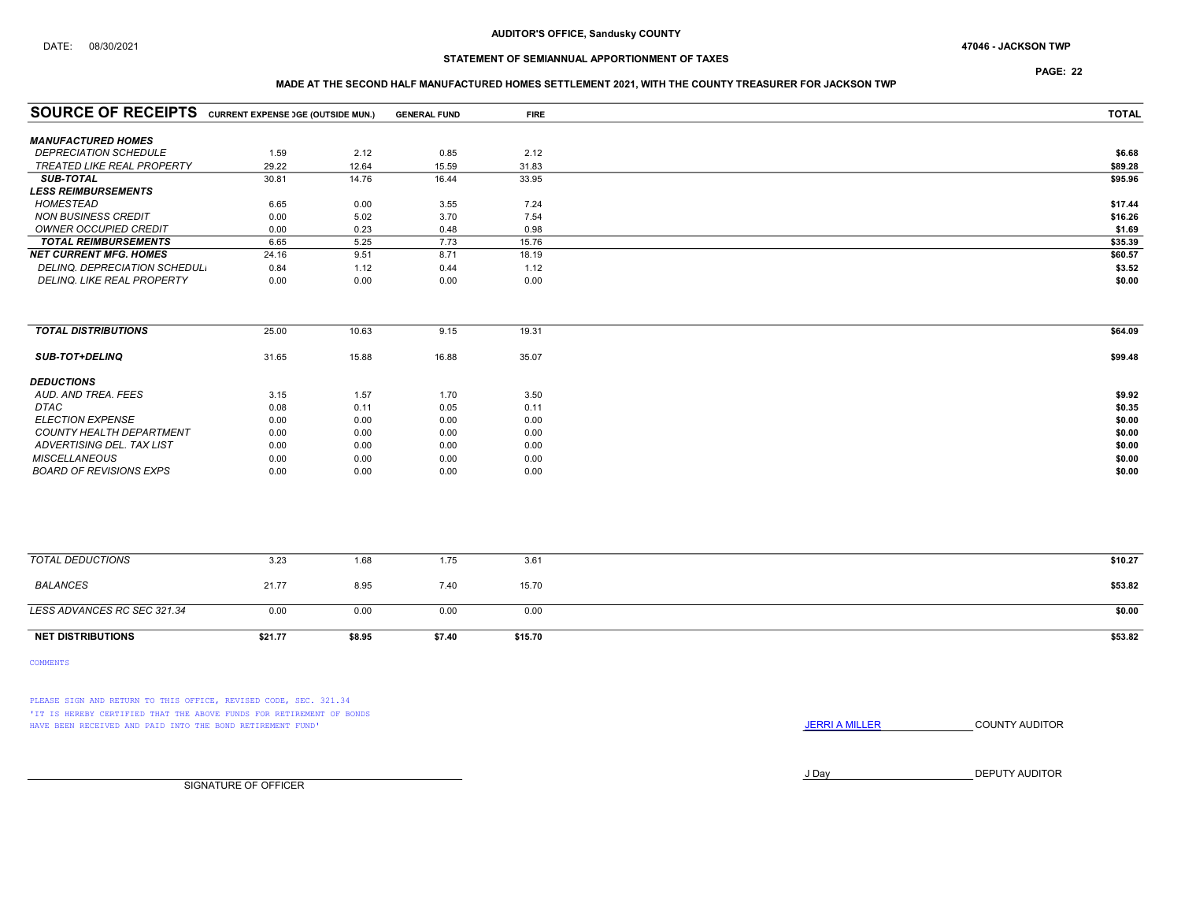DATE: 08/30/2021

**AUDITOR'S OFFICE, Sandusky COUNTY**

**47046 - JACKSON TWP**

**STATEMENT OF SEMIANNUAL APPORTIONMENT OF TAXES**

**MADE AT THE SECOND HALF MANUFACTURED HOMES SETTLEMENT 2021, WITH THE COUNTY TREASURER FOR JACKSON TWP**

| SOURCE OF RECEIPTS | CURRENT EXPENSE | ...OGE (OUTSIDE MUN.) | GENERAL FUND | FIRE | TOTAL |
|---|---|---|---|---|---|
| ***MANUFACTURED HOMES*** | | | | | |
| *DEPRECIATION SCHEDULE* | 1.59 | 2.12 | 0.85 | 2.12 | $6.68 |
| *TREATED LIKE REAL PROPERTY* | 29.22 | 12.64 | 15.59 | 31.83 | $89.28 |
| ***SUB-TOTAL*** | 30.81 | 14.76 | 16.44 | 33.95 | $95.96 |
| ***LESS REIMBURSEMENTS*** | | | | | |
| *HOMESTEAD* | 6.65 | 0.00 | 3.55 | 7.24 | $17.44 |
| *NON BUSINESS CREDIT* | 0.00 | 5.02 | 3.70 | 7.54 | $16.26 |
| *OWNER OCCUPIED CREDIT* | 0.00 | 0.23 | 0.48 | 0.98 | $1.69 |
| ***TOTAL REIMBURSEMENTS*** | 6.65 | 5.25 | 7.73 | 15.76 | $35.39 |
| ***NET CURRENT MFG. HOMES*** | 24.16 | 9.51 | 8.71 | 18.19 | $60.57 |
| *DELINQ. DEPRECIATION SCHEDULE* | 0.84 | 1.12 | 0.44 | 1.12 | $3.52 |
| *DELINQ. LIKE REAL PROPERTY* | 0.00 | 0.00 | 0.00 | 0.00 | $0.00 |
| ***TOTAL DISTRIBUTIONS*** | 25.00 | 10.63 | 9.15 | 19.31 | $64.09 |
| ***SUB-TOT+DELINQ*** | 31.65 | 15.88 | 16.88 | 35.07 | $99.48 |
| ***DEDUCTIONS*** | | | | | |
| *AUD. AND TREA. FEES* | 3.15 | 1.57 | 1.70 | 3.50 | $9.92 |
| *DTAC* | 0.08 | 0.11 | 0.05 | 0.11 | $0.35 |
| *ELECTION EXPENSE* | 0.00 | 0.00 | 0.00 | 0.00 | $0.00 |
| *COUNTY HEALTH DEPARTMENT* | 0.00 | 0.00 | 0.00 | 0.00 | $0.00 |
| *ADVERTISING DEL. TAX LIST* | 0.00 | 0.00 | 0.00 | 0.00 | $0.00 |
| *MISCELLANEOUS* | 0.00 | 0.00 | 0.00 | 0.00 | $0.00 |
| *BOARD OF REVISIONS EXPS* | 0.00 | 0.00 | 0.00 | 0.00 | $0.00 |
| *TOTAL DEDUCTIONS* | 3.23 | 1.68 | 1.75 | 3.61 | $10.27 |
| *BALANCES* | 21.77 | 8.95 | 7.40 | 15.70 | $53.82 |
| *LESS ADVANCES RC SEC 321.34* | 0.00 | 0.00 | 0.00 | 0.00 | $0.00 |
| **NET DISTRIBUTIONS** | **$21.77** | **$8.95** | **$7.40** | **$15.70** | **$53.82** |

COMMENTS

PLEASE SIGN AND RETURN TO THIS OFFICE, REVISED CODE, SEC. 321.34
'IT IS HEREBY CERTIFIED THAT THE ABOVE FUNDS FOR RETIREMENT OF BONDS HAVE BEEN RECEIVED AND PAID INTO THE BOND RETIREMENT FUND'

JERRI A MILLER COUNTY AUDITOR

J Day DEPUTY AUDITOR

SIGNATURE OF OFFICER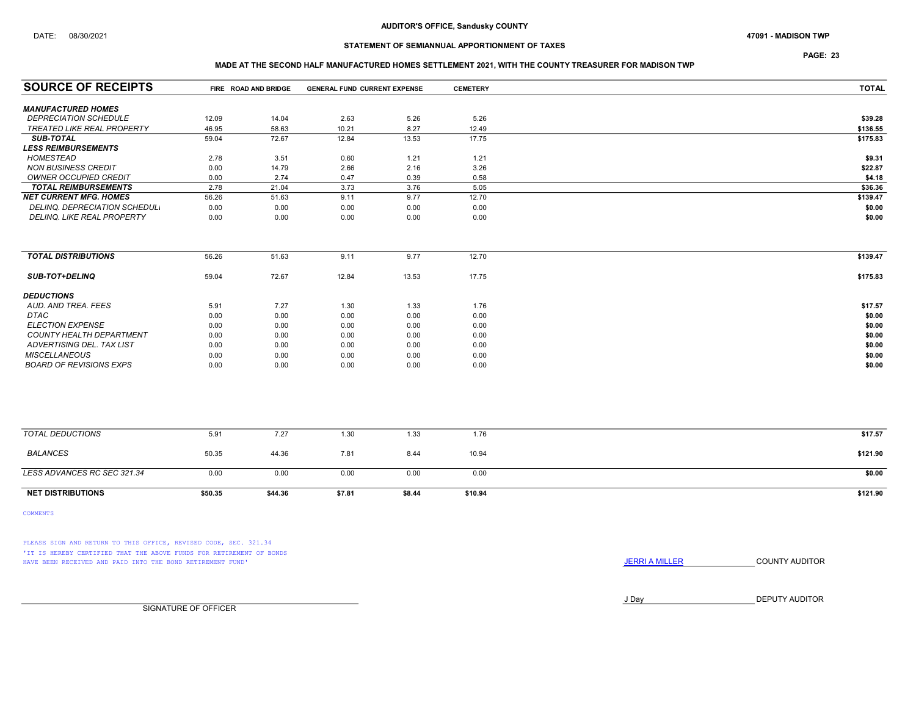**AUDITOR'S OFFICE, Sandusky COUNTY**

DATE: 08/30/2021

**47091 - MADISON TWP**

**STATEMENT OF SEMIANNUAL APPORTIONMENT OF TAXES**

**MADE AT THE SECOND HALF MANUFACTURED HOMES SETTLEMENT 2021, WITH THE COUNTY TREASURER FOR MADISON TWP**

| SOURCE OF RECEIPTS | FIRE | ROAD AND BRIDGE | GENERAL FUND | CURRENT EXPENSE | CEMETERY | TOTAL |
|---|---|---|---|---|---|---|
| ***MANUFACTURED HOMES*** | | | | | | |
| *DEPRECIATION SCHEDULE* | 12.09 | 14.04 | 2.63 | 5.26 | 5.26 | $39.28 |
| *TREATED LIKE REAL PROPERTY* | 46.95 | 58.63 | 10.21 | 8.27 | 12.49 | $136.55 |
| ***SUB-TOTAL*** | 59.04 | 72.67 | 12.84 | 13.53 | 17.75 | $175.83 |
| ***LESS REIMBURSEMENTS*** | | | | | | |
| *HOMESTEAD* | 2.78 | 3.51 | 0.60 | 1.21 | 1.21 | $9.31 |
| *NON BUSINESS CREDIT* | 0.00 | 14.79 | 2.66 | 2.16 | 3.26 | $22.87 |
| *OWNER OCCUPIED CREDIT* | 0.00 | 2.74 | 0.47 | 0.39 | 0.58 | $4.18 |
| ***TOTAL REIMBURSEMENTS*** | 2.78 | 21.04 | 3.73 | 3.76 | 5.05 | $36.36 |
| ***NET CURRENT MFG. HOMES*** | 56.26 | 51.63 | 9.11 | 9.77 | 12.70 | $139.47 |
| *DELINQ. DEPRECIATION SCHEDULE* | 0.00 | 0.00 | 0.00 | 0.00 | 0.00 | $0.00 |
| *DELINQ. LIKE REAL PROPERTY* | 0.00 | 0.00 | 0.00 | 0.00 | 0.00 | $0.00 |
| ***TOTAL DISTRIBUTIONS*** | 56.26 | 51.63 | 9.11 | 9.77 | 12.70 | $139.47 |
| ***SUB-TOT+DELINQ*** | 59.04 | 72.67 | 12.84 | 13.53 | 17.75 | $175.83 |
| ***DEDUCTIONS*** | | | | | | |
| *AUD. AND TREA. FEES* | 5.91 | 7.27 | 1.30 | 1.33 | 1.76 | $17.57 |
| *DTAC* | 0.00 | 0.00 | 0.00 | 0.00 | 0.00 | $0.00 |
| *ELECTION EXPENSE* | 0.00 | 0.00 | 0.00 | 0.00 | 0.00 | $0.00 |
| *COUNTY HEALTH DEPARTMENT* | 0.00 | 0.00 | 0.00 | 0.00 | 0.00 | $0.00 |
| *ADVERTISING DEL. TAX LIST* | 0.00 | 0.00 | 0.00 | 0.00 | 0.00 | $0.00 |
| *MISCELLANEOUS* | 0.00 | 0.00 | 0.00 | 0.00 | 0.00 | $0.00 |
| *BOARD OF REVISIONS EXPS* | 0.00 | 0.00 | 0.00 | 0.00 | 0.00 | $0.00 |
| *TOTAL DEDUCTIONS* | 5.91 | 7.27 | 1.30 | 1.33 | 1.76 | $17.57 |
| *BALANCES* | 50.35 | 44.36 | 7.81 | 8.44 | 10.94 | $121.90 |
| *LESS ADVANCES RC SEC 321.34* | 0.00 | 0.00 | 0.00 | 0.00 | 0.00 | $0.00 |
| **NET DISTRIBUTIONS** | **$50.35** | **$44.36** | **$7.81** | **$8.44** | **$10.94** | **$121.90** |

COMMENTS

PLEASE SIGN AND RETURN TO THIS OFFICE, REVISED CODE, SEC. 321.34
'IT IS HEREBY CERTIFIED THAT THE ABOVE FUNDS FOR RETIREMENT OF BONDS HAVE BEEN RECEIVED AND PAID INTO THE BOND RETIREMENT FUND'

JERRI A MILLER COUNTY AUDITOR

J Day DEPUTY AUDITOR

SIGNATURE OF OFFICER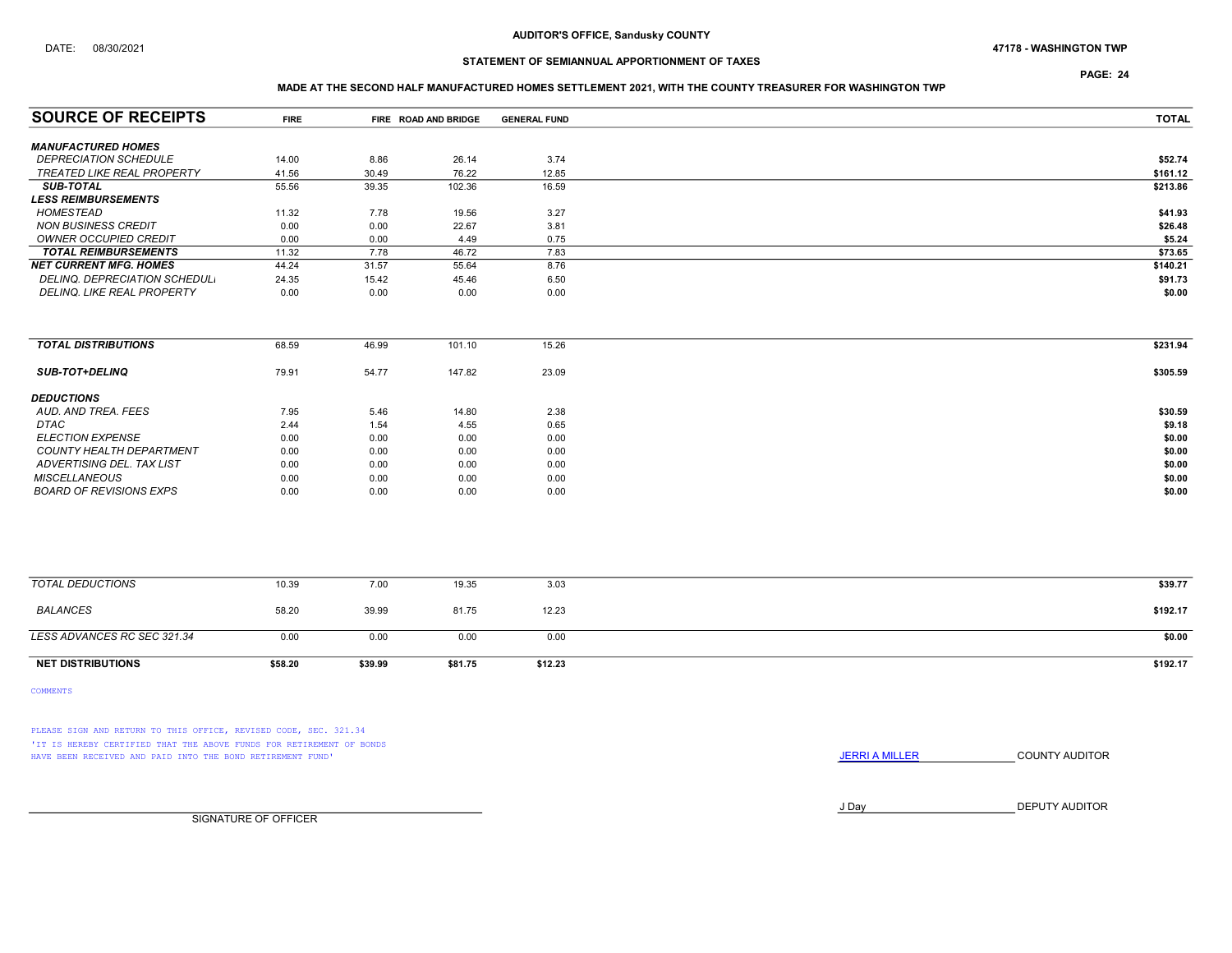AUDITOR'S OFFICE, Sandusky COUNTY

DATE: 08/30/2021

47178 - WASHINGTON TWP

STATEMENT OF SEMIANNUAL APPORTIONMENT OF TAXES

MADE AT THE SECOND HALF MANUFACTURED HOMES SETTLEMENT 2021, WITH THE COUNTY TREASURER FOR WASHINGTON TWP

| SOURCE OF RECEIPTS | FIRE | FIRE | ROAD AND BRIDGE | GENERAL FUND | TOTAL |
|---|---|---|---|---|---|
| ***MANUFACTURED HOMES*** | | | | | |
| *DEPRECIATION SCHEDULE* | 14.00 | 8.86 | 26.14 | 3.74 | $52.74 |
| *TREATED LIKE REAL PROPERTY* | 41.56 | 30.49 | 76.22 | 12.85 | $161.12 |
| ***SUB-TOTAL*** | 55.56 | 39.35 | 102.36 | 16.59 | $213.86 |
| ***LESS REIMBURSEMENTS*** | | | | | |
| *HOMESTEAD* | 11.32 | 7.78 | 19.56 | 3.27 | $41.93 |
| *NON BUSINESS CREDIT* | 0.00 | 0.00 | 22.67 | 3.81 | $26.48 |
| *OWNER OCCUPIED CREDIT* | 0.00 | 0.00 | 4.49 | 0.75 | $5.24 |
| ***TOTAL REIMBURSEMENTS*** | 11.32 | 7.78 | 46.72 | 7.83 | $73.65 |
| ***NET CURRENT MFG. HOMES*** | 44.24 | 31.57 | 55.64 | 8.76 | $140.21 |
| *DELINQ. DEPRECIATION SCHEDULE* | 24.35 | 15.42 | 45.46 | 6.50 | $91.73 |
| *DELINQ. LIKE REAL PROPERTY* | 0.00 | 0.00 | 0.00 | 0.00 | $0.00 |
| ***TOTAL DISTRIBUTIONS*** | 68.59 | 46.99 | 101.10 | 15.26 | $231.94 |
| ***SUB-TOT+DELINQ*** | 79.91 | 54.77 | 147.82 | 23.09 | $305.59 |
| ***DEDUCTIONS*** | | | | | |
| *AUD. AND TREA. FEES* | 7.95 | 5.46 | 14.80 | 2.38 | $30.59 |
| *DTAC* | 2.44 | 1.54 | 4.55 | 0.65 | $9.18 |
| *ELECTION EXPENSE* | 0.00 | 0.00 | 0.00 | 0.00 | $0.00 |
| *COUNTY HEALTH DEPARTMENT* | 0.00 | 0.00 | 0.00 | 0.00 | $0.00 |
| *ADVERTISING DEL. TAX LIST* | 0.00 | 0.00 | 0.00 | 0.00 | $0.00 |
| *MISCELLANEOUS* | 0.00 | 0.00 | 0.00 | 0.00 | $0.00 |
| *BOARD OF REVISIONS EXPS* | 0.00 | 0.00 | 0.00 | 0.00 | $0.00 |
| *TOTAL DEDUCTIONS* | 10.39 | 7.00 | 19.35 | 3.03 | $39.77 |
| *BALANCES* | 58.20 | 39.99 | 81.75 | 12.23 | $192.17 |
| *LESS ADVANCES RC SEC 321.34* | 0.00 | 0.00 | 0.00 | 0.00 | $0.00 |
| **NET DISTRIBUTIONS** | **$58.20** | **$39.99** | **$81.75** | **$12.23** | **$192.17** |

COMMENTS

PLEASE SIGN AND RETURN TO THIS OFFICE, REVISED CODE, SEC. 321.34
'IT IS HEREBY CERTIFIED THAT THE ABOVE FUNDS FOR RETIREMENT OF BONDS HAVE BEEN RECEIVED AND PAID INTO THE BOND RETIREMENT FUND'

JERRI A MILLER COUNTY AUDITOR

J Day DEPUTY AUDITOR

SIGNATURE OF OFFICER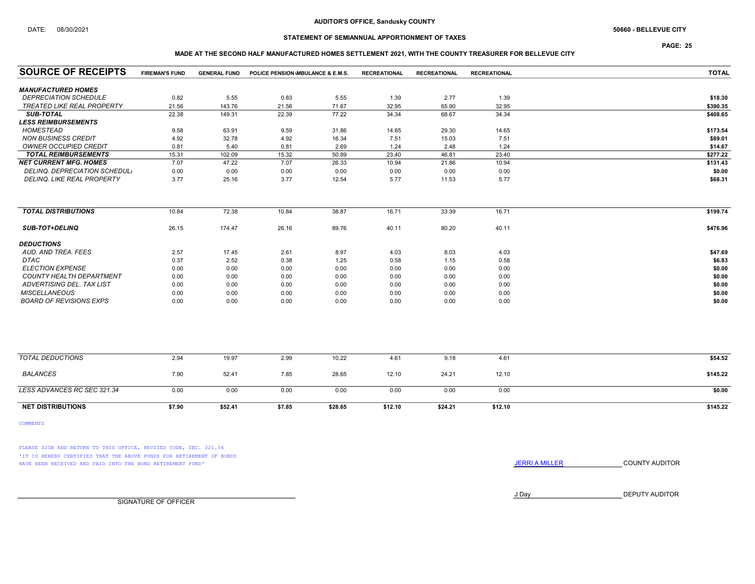DATE: 08/30/2021

**AUDITOR'S OFFICE, Sandusky COUNTY**

**50660 - BELLEVUE CITY**

**STATEMENT OF SEMIANNUAL APPORTIONMENT OF TAXES**

**MADE AT THE SECOND HALF MANUFACTURED HOMES SETTLEMENT 2021, WITH THE COUNTY TREASURER FOR BELLEVUE CITY**

| SOURCE OF RECEIPTS | FIREMAN'S FUND | GENERAL FUND | POLICE PENSION | AMBULANCE & E.M.S. | RECREATIONAL | RECREATIONAL | RECREATIONAL | TOTAL |
|---|---|---|---|---|---|---|---|---|
| ***MANUFACTURED HOMES*** | | | | | | | | |
| *DEPRECIATION SCHEDULE* | 0.82 | 5.55 | 0.83 | 5.55 | 1.39 | 2.77 | 1.39 | **$18.30** |
| *TREATED LIKE REAL PROPERTY* | 21.56 | 143.76 | 21.56 | 71.67 | 32.95 | 65.90 | 32.95 | **$390.35** |
| ***SUB-TOTAL*** | 22.38 | 149.31 | 22.39 | 77.22 | 34.34 | 68.67 | 34.34 | **$408.65** |
| ***LESS REIMBURSEMENTS*** | | | | | | | | |
| *HOMESTEAD* | 9.58 | 63.91 | 9.59 | 31.86 | 14.65 | 29.30 | 14.65 | **$173.54** |
| *NON BUSINESS CREDIT* | 4.92 | 32.78 | 4.92 | 16.34 | 7.51 | 15.03 | 7.51 | **$89.01** |
| *OWNER OCCUPIED CREDIT* | 0.81 | 5.40 | 0.81 | 2.69 | 1.24 | 2.48 | 1.24 | **$14.67** |
| ***TOTAL REIMBURSEMENTS*** | 15.31 | 102.09 | 15.32 | 50.89 | 23.40 | 46.81 | 23.40 | **$277.22** |
| ***NET CURRENT MFG. HOMES*** | 7.07 | 47.22 | 7.07 | 26.33 | 10.94 | 21.86 | 10.94 | **$131.43** |
| *DELINQ. DEPRECIATION SCHEDULE* | 0.00 | 0.00 | 0.00 | 0.00 | 0.00 | 0.00 | 0.00 | **$0.00** |
| *DELINQ. LIKE REAL PROPERTY* | 3.77 | 25.16 | 3.77 | 12.54 | 5.77 | 11.53 | 5.77 | **$68.31** |
| ***TOTAL DISTRIBUTIONS*** | 10.84 | 72.38 | 10.84 | 38.87 | 16.71 | 33.39 | 16.71 | **$199.74** |
| ***SUB-TOT+DELINQ*** | 26.15 | 174.47 | 26.16 | 89.76 | 40.11 | 80.20 | 40.11 | **$476.96** |
| ***DEDUCTIONS*** | | | | | | | | |
| *AUD. AND TREA. FEES* | 2.57 | 17.45 | 2.61 | 8.97 | 4.03 | 8.03 | 4.03 | **$47.69** |
| *DTAC* | 0.37 | 2.52 | 0.38 | 1.25 | 0.58 | 1.15 | 0.58 | **$6.83** |
| *ELECTION EXPENSE* | 0.00 | 0.00 | 0.00 | 0.00 | 0.00 | 0.00 | 0.00 | **$0.00** |
| *COUNTY HEALTH DEPARTMENT* | 0.00 | 0.00 | 0.00 | 0.00 | 0.00 | 0.00 | 0.00 | **$0.00** |
| *ADVERTISING DEL. TAX LIST* | 0.00 | 0.00 | 0.00 | 0.00 | 0.00 | 0.00 | 0.00 | **$0.00** |
| *MISCELLANEOUS* | 0.00 | 0.00 | 0.00 | 0.00 | 0.00 | 0.00 | 0.00 | **$0.00** |
| *BOARD OF REVISIONS EXPS* | 0.00 | 0.00 | 0.00 | 0.00 | 0.00 | 0.00 | 0.00 | **$0.00** |
| *TOTAL DEDUCTIONS* | 2.94 | 19.97 | 2.99 | 10.22 | 4.61 | 9.18 | 4.61 | **$54.52** |
| *BALANCES* | 7.90 | 52.41 | 7.85 | 28.65 | 12.10 | 24.21 | 12.10 | **$145.22** |
| *LESS ADVANCES RC SEC 321.34* | 0.00 | 0.00 | 0.00 | 0.00 | 0.00 | 0.00 | 0.00 | **$0.00** |
| **NET DISTRIBUTIONS** | **$7.90** | **$52.41** | **$7.85** | **$28.65** | **$12.10** | **$24.21** | **$12.10** | **$145.22** |

COMMENTS

PLEASE SIGN AND RETURN TO THIS OFFICE, REVISED CODE, SEC. 321.34
'IT IS HEREBY CERTIFIED THAT THE ABOVE FUNDS FOR RETIREMENT OF BONDS HAVE BEEN RECEIVED AND PAID INTO THE BOND RETIREMENT FUND'

JERRI A MILLER COUNTY AUDITOR

J Day DEPUTY AUDITOR

SIGNATURE OF OFFICER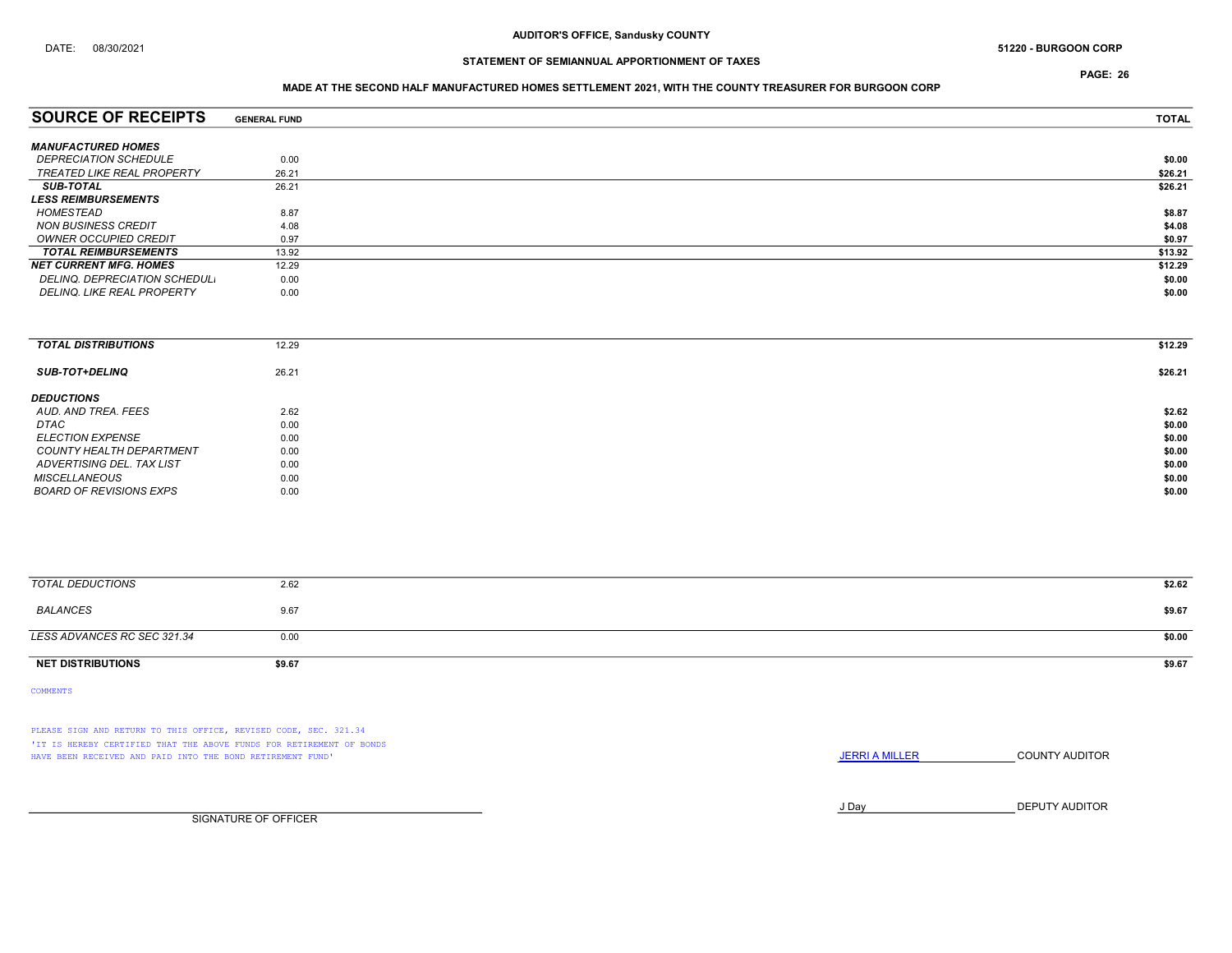DATE: 08/30/2021

**AUDITOR'S OFFICE, Sandusky COUNTY**

**51220 - BURGOON CORP**

**STATEMENT OF SEMIANNUAL APPORTIONMENT OF TAXES**

**MADE AT THE SECOND HALF MANUFACTURED HOMES SETTLEMENT 2021, WITH THE COUNTY TREASURER FOR BURGOON CORP**

| SOURCE OF RECEIPTS | GENERAL FUND | TOTAL |
|---|---|---|
| ***MANUFACTURED HOMES*** | | |
| *DEPRECIATION SCHEDULE* | 0.00 | $0.00 |
| *TREATED LIKE REAL PROPERTY* | 26.21 | $26.21 |
| ***SUB-TOTAL*** | 26.21 | $26.21 |
| ***LESS REIMBURSEMENTS*** | | |
| *HOMESTEAD* | 8.87 | $8.87 |
| *NON BUSINESS CREDIT* | 4.08 | $4.08 |
| *OWNER OCCUPIED CREDIT* | 0.97 | $0.97 |
| ***TOTAL REIMBURSEMENTS*** | 13.92 | $13.92 |
| ***NET CURRENT MFG. HOMES*** | 12.29 | $12.29 |
| *DELINQ. DEPRECIATION SCHEDULE* | 0.00 | $0.00 |
| *DELINQ. LIKE REAL PROPERTY* | 0.00 | $0.00 |
| ***TOTAL DISTRIBUTIONS*** | 12.29 | $12.29 |
| ***SUB-TOT+DELINQ*** | 26.21 | $26.21 |
| ***DEDUCTIONS*** | | |
| *AUD. AND TREA. FEES* | 2.62 | $2.62 |
| *DTAC* | 0.00 | $0.00 |
| *ELECTION EXPENSE* | 0.00 | $0.00 |
| *COUNTY HEALTH DEPARTMENT* | 0.00 | $0.00 |
| *ADVERTISING DEL. TAX LIST* | 0.00 | $0.00 |
| *MISCELLANEOUS* | 0.00 | $0.00 |
| *BOARD OF REVISIONS EXPS* | 0.00 | $0.00 |
| *TOTAL DEDUCTIONS* | 2.62 | $2.62 |
| *BALANCES* | 9.67 | $9.67 |
| *LESS ADVANCES RC SEC 321.34* | 0.00 | $0.00 |
| **NET DISTRIBUTIONS** | **$9.67** | **$9.67** |

COMMENTS

PLEASE SIGN AND RETURN TO THIS OFFICE, REVISED CODE, SEC. 321.34
'IT IS HEREBY CERTIFIED THAT THE ABOVE FUNDS FOR RETIREMENT OF BONDS HAVE BEEN RECEIVED AND PAID INTO THE BOND RETIREMENT FUND'

JERRI A MILLER COUNTY AUDITOR

J Day DEPUTY AUDITOR

SIGNATURE OF OFFICER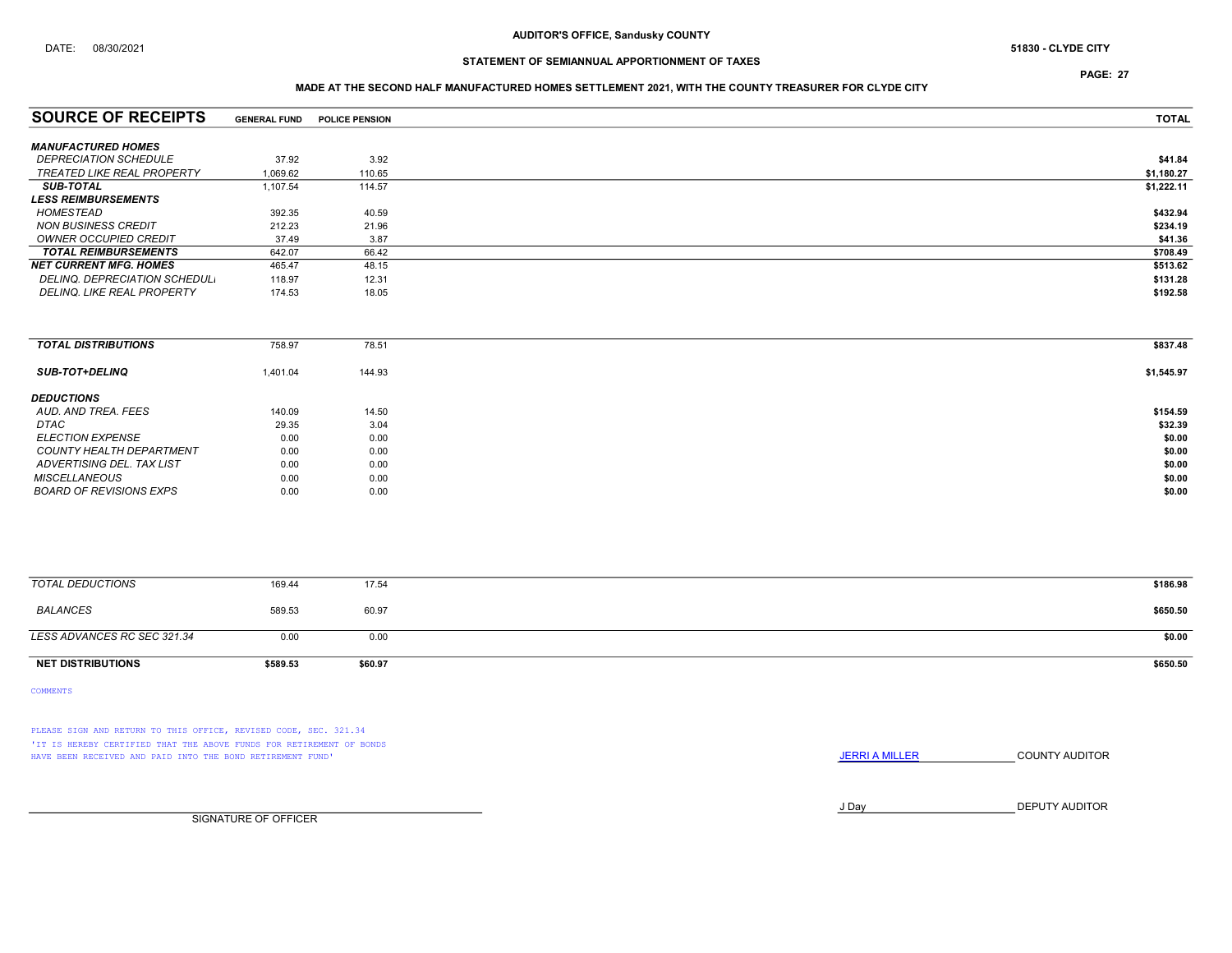**AUDITOR'S OFFICE, Sandusky COUNTY**

DATE: 08/30/2021

**51830 - CLYDE CITY**

**STATEMENT OF SEMIANNUAL APPORTIONMENT OF TAXES**

**MADE AT THE SECOND HALF MANUFACTURED HOMES SETTLEMENT 2021, WITH THE COUNTY TREASURER FOR CLYDE CITY**

| SOURCE OF RECEIPTS | GENERAL FUND | POLICE PENSION | TOTAL |
|---|---|---|---|
| ***MANUFACTURED HOMES*** | | | |
| *DEPRECIATION SCHEDULE* | 37.92 | 3.92 | $41.84 |
| *TREATED LIKE REAL PROPERTY* | 1,069.62 | 110.65 | $1,180.27 |
| ***SUB-TOTAL*** | 1,107.54 | 114.57 | $1,222.11 |
| ***LESS REIMBURSEMENTS*** | | | |
| *HOMESTEAD* | 392.35 | 40.59 | $432.94 |
| *NON BUSINESS CREDIT* | 212.23 | 21.96 | $234.19 |
| *OWNER OCCUPIED CREDIT* | 37.49 | 3.87 | $41.36 |
| ***TOTAL REIMBURSEMENTS*** | 642.07 | 66.42 | $708.49 |
| ***NET CURRENT MFG. HOMES*** | 465.47 | 48.15 | $513.62 |
| *DELINQ. DEPRECIATION SCHEDULE* | 118.97 | 12.31 | $131.28 |
| *DELINQ. LIKE REAL PROPERTY* | 174.53 | 18.05 | $192.58 |
| ***TOTAL DISTRIBUTIONS*** | 758.97 | 78.51 | $837.48 |
| ***SUB-TOT+DELINQ*** | 1,401.04 | 144.93 | $1,545.97 |
| ***DEDUCTIONS*** | | | |
| *AUD. AND TREA. FEES* | 140.09 | 14.50 | $154.59 |
| *DTAC* | 29.35 | 3.04 | $32.39 |
| *ELECTION EXPENSE* | 0.00 | 0.00 | $0.00 |
| *COUNTY HEALTH DEPARTMENT* | 0.00 | 0.00 | $0.00 |
| *ADVERTISING DEL. TAX LIST* | 0.00 | 0.00 | $0.00 |
| *MISCELLANEOUS* | 0.00 | 0.00 | $0.00 |
| *BOARD OF REVISIONS EXPS* | 0.00 | 0.00 | $0.00 |
| *TOTAL DEDUCTIONS* | 169.44 | 17.54 | $186.98 |
| *BALANCES* | 589.53 | 60.97 | $650.50 |
| *LESS ADVANCES RC SEC 321.34* | 0.00 | 0.00 | $0.00 |
| **NET DISTRIBUTIONS** | **$589.53** | **$60.97** | **$650.50** |

COMMENTS

PLEASE SIGN AND RETURN TO THIS OFFICE, REVISED CODE, SEC. 321.34
'IT IS HEREBY CERTIFIED THAT THE ABOVE FUNDS FOR RETIREMENT OF BONDS HAVE BEEN RECEIVED AND PAID INTO THE BOND RETIREMENT FUND'

JERRI A MILLER COUNTY AUDITOR

J Day DEPUTY AUDITOR

SIGNATURE OF OFFICER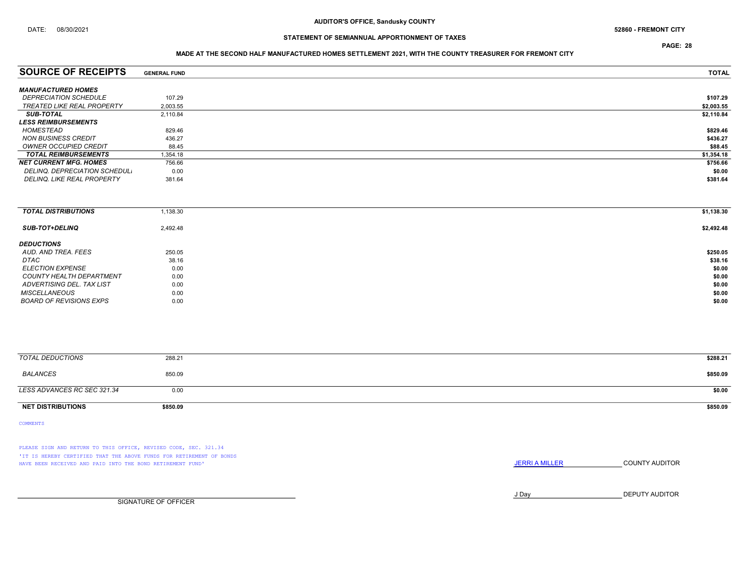AUDITOR'S OFFICE, Sandusky COUNTY

DATE: 08/30/2021

52860 - FREMONT CITY

## STATEMENT OF SEMIANNUAL APPORTIONMENT OF TAXES

### MADE AT THE SECOND HALF MANUFACTURED HOMES SETTLEMENT 2021, WITH THE COUNTY TREASURER FOR FREMONT CITY

| SOURCE OF RECEIPTS | GENERAL FUND | TOTAL |
|---|---|---|
| ***MANUFACTURED HOMES*** | | |
| *DEPRECIATION SCHEDULE* | 107.29 | $107.29 |
| *TREATED LIKE REAL PROPERTY* | 2,003.55 | $2,003.55 |
| ***SUB-TOTAL*** | 2,110.84 | $2,110.84 |
| ***LESS REIMBURSEMENTS*** | | |
| *HOMESTEAD* | 829.46 | $829.46 |
| *NON BUSINESS CREDIT* | 436.27 | $436.27 |
| *OWNER OCCUPIED CREDIT* | 88.45 | $88.45 |
| ***TOTAL REIMBURSEMENTS*** | 1,354.18 | $1,354.18 |
| ***NET CURRENT MFG. HOMES*** | 756.66 | $756.66 |
| *DELINQ. DEPRECIATION SCHEDULE* | 0.00 | $0.00 |
| *DELINQ. LIKE REAL PROPERTY* | 381.64 | $381.64 |
| ***TOTAL DISTRIBUTIONS*** | 1,138.30 | $1,138.30 |
| ***SUB-TOT+DELINQ*** | 2,492.48 | $2,492.48 |
| ***DEDUCTIONS*** | | |
| *AUD. AND TREA. FEES* | 250.05 | $250.05 |
| *DTAC* | 38.16 | $38.16 |
| *ELECTION EXPENSE* | 0.00 | $0.00 |
| *COUNTY HEALTH DEPARTMENT* | 0.00 | $0.00 |
| *ADVERTISING DEL. TAX LIST* | 0.00 | $0.00 |
| *MISCELLANEOUS* | 0.00 | $0.00 |
| *BOARD OF REVISIONS EXPS* | 0.00 | $0.00 |
| *TOTAL DEDUCTIONS* | 288.21 | $288.21 |
| *BALANCES* | 850.09 | $850.09 |
| *LESS ADVANCES RC SEC 321.34* | 0.00 | $0.00 |
| **NET DISTRIBUTIONS** | **$850.09** | **$850.09** |

COMMENTS

PLEASE SIGN AND RETURN TO THIS OFFICE, REVISED CODE, SEC. 321.34
'IT IS HEREBY CERTIFIED THAT THE ABOVE FUNDS FOR RETIREMENT OF BONDS HAVE BEEN RECEIVED AND PAID INTO THE BOND RETIREMENT FUND'

JERRI A MILLER ____________ COUNTY AUDITOR

J Day ____________ DEPUTY AUDITOR

____________________________
SIGNATURE OF OFFICER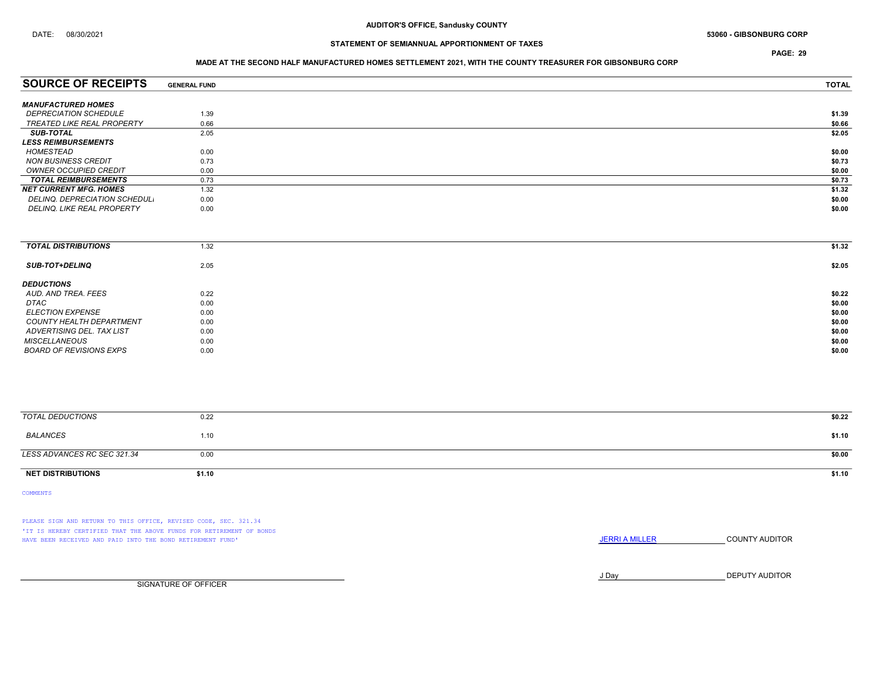DATE: 08/30/2021

**AUDITOR'S OFFICE, Sandusky COUNTY**

**53060 - GIBSONBURG CORP**

**STATEMENT OF SEMIANNUAL APPORTIONMENT OF TAXES**

**MADE AT THE SECOND HALF MANUFACTURED HOMES SETTLEMENT 2021, WITH THE COUNTY TREASURER FOR GIBSONBURG CORP**

| SOURCE OF RECEIPTS | GENERAL FUND | TOTAL |
|---|---|---|
| ***MANUFACTURED HOMES*** | | |
| *DEPRECIATION SCHEDULE* | 1.39 | $1.39 |
| *TREATED LIKE REAL PROPERTY* | 0.66 | $0.66 |
| ***SUB-TOTAL*** | 2.05 | $2.05 |
| ***LESS REIMBURSEMENTS*** | | |
| *HOMESTEAD* | 0.00 | $0.00 |
| *NON BUSINESS CREDIT* | 0.73 | $0.73 |
| *OWNER OCCUPIED CREDIT* | 0.00 | $0.00 |
| ***TOTAL REIMBURSEMENTS*** | 0.73 | $0.73 |
| ***NET CURRENT MFG. HOMES*** | 1.32 | $1.32 |
| *DELINQ. DEPRECIATION SCHEDULE* | 0.00 | $0.00 |
| *DELINQ. LIKE REAL PROPERTY* | 0.00 | $0.00 |
| ***TOTAL DISTRIBUTIONS*** | 1.32 | $1.32 |
| ***SUB-TOT+DELINQ*** | 2.05 | $2.05 |
| ***DEDUCTIONS*** | | |
| *AUD. AND TREA. FEES* | 0.22 | $0.22 |
| *DTAC* | 0.00 | $0.00 |
| *ELECTION EXPENSE* | 0.00 | $0.00 |
| *COUNTY HEALTH DEPARTMENT* | 0.00 | $0.00 |
| *ADVERTISING DEL. TAX LIST* | 0.00 | $0.00 |
| *MISCELLANEOUS* | 0.00 | $0.00 |
| *BOARD OF REVISIONS EXPS* | 0.00 | $0.00 |
| *TOTAL DEDUCTIONS* | 0.22 | $0.22 |
| *BALANCES* | 1.10 | $1.10 |
| *LESS ADVANCES RC SEC 321.34* | 0.00 | $0.00 |
| **NET DISTRIBUTIONS** | **$1.10** | **$1.10** |

COMMENTS

PLEASE SIGN AND RETURN TO THIS OFFICE, REVISED CODE, SEC. 321.34
'IT IS HEREBY CERTIFIED THAT THE ABOVE FUNDS FOR RETIREMENT OF BONDS HAVE BEEN RECEIVED AND PAID INTO THE BOND RETIREMENT FUND'

JERRI A MILLER COUNTY AUDITOR

J Day DEPUTY AUDITOR

SIGNATURE OF OFFICER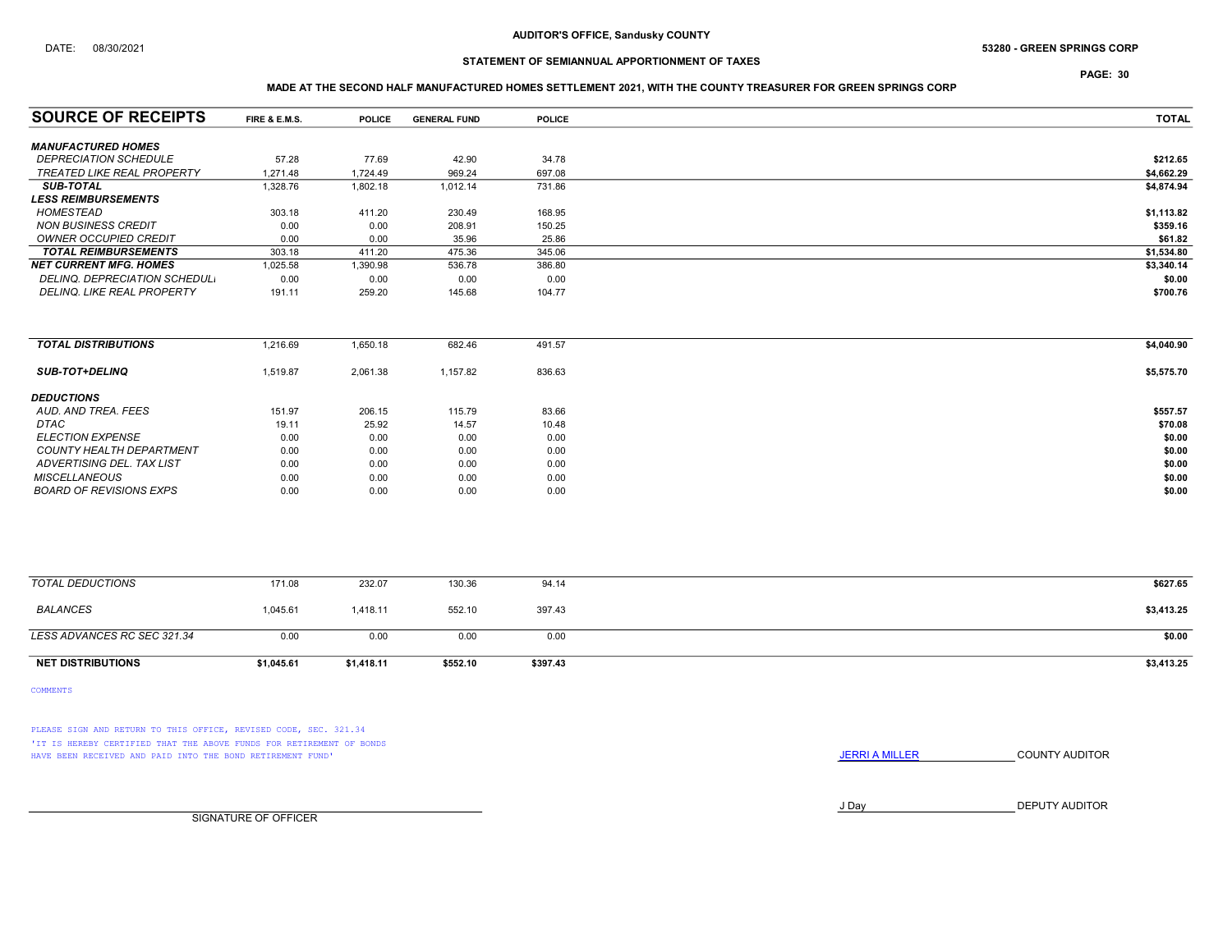**AUDITOR'S OFFICE, Sandusky COUNTY**

DATE: 08/30/2021

**53280 - GREEN SPRINGS CORP**

**STATEMENT OF SEMIANNUAL APPORTIONMENT OF TAXES**

**MADE AT THE SECOND HALF MANUFACTURED HOMES SETTLEMENT 2021, WITH THE COUNTY TREASURER FOR GREEN SPRINGS CORP**

| SOURCE OF RECEIPTS | FIRE & E.M.S. | POLICE | GENERAL FUND | POLICE | TOTAL |
|---|---|---|---|---|---|
| ***MANUFACTURED HOMES*** | | | | | |
| *DEPRECIATION SCHEDULE* | 57.28 | 77.69 | 42.90 | 34.78 | $212.65 |
| *TREATED LIKE REAL PROPERTY* | 1,271.48 | 1,724.49 | 969.24 | 697.08 | $4,662.29 |
| ***SUB-TOTAL*** | 1,328.76 | 1,802.18 | 1,012.14 | 731.86 | $4,874.94 |
| ***LESS REIMBURSEMENTS*** | | | | | |
| *HOMESTEAD* | 303.18 | 411.20 | 230.49 | 168.95 | $1,113.82 |
| *NON BUSINESS CREDIT* | 0.00 | 0.00 | 208.91 | 150.25 | $359.16 |
| *OWNER OCCUPIED CREDIT* | 0.00 | 0.00 | 35.96 | 25.86 | $61.82 |
| ***TOTAL REIMBURSEMENTS*** | 303.18 | 411.20 | 475.36 | 345.06 | $1,534.80 |
| ***NET CURRENT MFG. HOMES*** | 1,025.58 | 1,390.98 | 536.78 | 386.80 | $3,340.14 |
| *DELINQ. DEPRECIATION SCHEDULE* | 0.00 | 0.00 | 0.00 | 0.00 | $0.00 |
| *DELINQ. LIKE REAL PROPERTY* | 191.11 | 259.20 | 145.68 | 104.77 | $700.76 |
| ***TOTAL DISTRIBUTIONS*** | 1,216.69 | 1,650.18 | 682.46 | 491.57 | $4,040.90 |
| ***SUB-TOT+DELINQ*** | 1,519.87 | 2,061.38 | 1,157.82 | 836.63 | $5,575.70 |
| ***DEDUCTIONS*** | | | | | |
| *AUD. AND TREA. FEES* | 151.97 | 206.15 | 115.79 | 83.66 | $557.57 |
| *DTAC* | 19.11 | 25.92 | 14.57 | 10.48 | $70.08 |
| *ELECTION EXPENSE* | 0.00 | 0.00 | 0.00 | 0.00 | $0.00 |
| *COUNTY HEALTH DEPARTMENT* | 0.00 | 0.00 | 0.00 | 0.00 | $0.00 |
| *ADVERTISING DEL. TAX LIST* | 0.00 | 0.00 | 0.00 | 0.00 | $0.00 |
| *MISCELLANEOUS* | 0.00 | 0.00 | 0.00 | 0.00 | $0.00 |
| *BOARD OF REVISIONS EXPS* | 0.00 | 0.00 | 0.00 | 0.00 | $0.00 |
| *TOTAL DEDUCTIONS* | 171.08 | 232.07 | 130.36 | 94.14 | $627.65 |
| *BALANCES* | 1,045.61 | 1,418.11 | 552.10 | 397.43 | $3,413.25 |
| *LESS ADVANCES RC SEC 321.34* | 0.00 | 0.00 | 0.00 | 0.00 | $0.00 |
| **NET DISTRIBUTIONS** | **$1,045.61** | **$1,418.11** | **$552.10** | **$397.43** | **$3,413.25** |

COMMENTS

PLEASE SIGN AND RETURN TO THIS OFFICE, REVISED CODE, SEC. 321.34
'IT IS HEREBY CERTIFIED THAT THE ABOVE FUNDS FOR RETIREMENT OF BONDS HAVE BEEN RECEIVED AND PAID INTO THE BOND RETIREMENT FUND'

JERRI A MILLER COUNTY AUDITOR

J Day DEPUTY AUDITOR

SIGNATURE OF OFFICER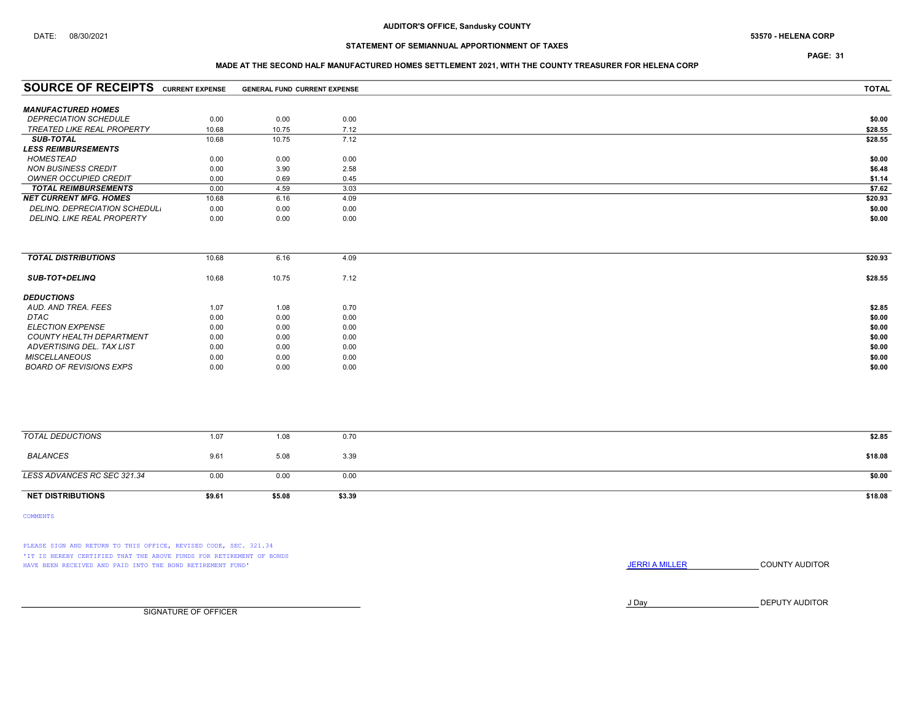DATE: 08/30/2021

**AUDITOR'S OFFICE, Sandusky COUNTY**

**53570 - HELENA CORP**

**STATEMENT OF SEMIANNUAL APPORTIONMENT OF TAXES**

**MADE AT THE SECOND HALF MANUFACTURED HOMES SETTLEMENT 2021, WITH THE COUNTY TREASURER FOR HELENA CORP**

| SOURCE OF RECEIPTS | CURRENT EXPENSE | GENERAL FUND | CURRENT EXPENSE | TOTAL |
|---|---|---|---|---|
| ***MANUFACTURED HOMES*** | | | | |
| *DEPRECIATION SCHEDULE* | 0.00 | 0.00 | 0.00 | $0.00 |
| *TREATED LIKE REAL PROPERTY* | 10.68 | 10.75 | 7.12 | $28.55 |
| ***SUB-TOTAL*** | 10.68 | 10.75 | 7.12 | $28.55 |
| ***LESS REIMBURSEMENTS*** | | | | |
| *HOMESTEAD* | 0.00 | 0.00 | 0.00 | $0.00 |
| *NON BUSINESS CREDIT* | 0.00 | 3.90 | 2.58 | $6.48 |
| *OWNER OCCUPIED CREDIT* | 0.00 | 0.69 | 0.45 | $1.14 |
| ***TOTAL REIMBURSEMENTS*** | 0.00 | 4.59 | 3.03 | $7.62 |
| ***NET CURRENT MFG. HOMES*** | 10.68 | 6.16 | 4.09 | $20.93 |
| *DELINQ. DEPRECIATION SCHEDULE* | 0.00 | 0.00 | 0.00 | $0.00 |
| *DELINQ. LIKE REAL PROPERTY* | 0.00 | 0.00 | 0.00 | $0.00 |
| ***TOTAL DISTRIBUTIONS*** | 10.68 | 6.16 | 4.09 | $20.93 |
| ***SUB-TOT+DELINQ*** | 10.68 | 10.75 | 7.12 | $28.55 |
| ***DEDUCTIONS*** | | | | |
| *AUD. AND TREA. FEES* | 1.07 | 1.08 | 0.70 | $2.85 |
| *DTAC* | 0.00 | 0.00 | 0.00 | $0.00 |
| *ELECTION EXPENSE* | 0.00 | 0.00 | 0.00 | $0.00 |
| *COUNTY HEALTH DEPARTMENT* | 0.00 | 0.00 | 0.00 | $0.00 |
| *ADVERTISING DEL. TAX LIST* | 0.00 | 0.00 | 0.00 | $0.00 |
| *MISCELLANEOUS* | 0.00 | 0.00 | 0.00 | $0.00 |
| *BOARD OF REVISIONS EXPS* | 0.00 | 0.00 | 0.00 | $0.00 |
| *TOTAL DEDUCTIONS* | 1.07 | 1.08 | 0.70 | $2.85 |
| *BALANCES* | 9.61 | 5.08 | 3.39 | $18.08 |
| *LESS ADVANCES RC SEC 321.34* | 0.00 | 0.00 | 0.00 | $0.00 |
| **NET DISTRIBUTIONS** | **$9.61** | **$5.08** | **$3.39** | **$18.08** |

COMMENTS

PLEASE SIGN AND RETURN TO THIS OFFICE, REVISED CODE, SEC. 321.34
'IT IS HEREBY CERTIFIED THAT THE ABOVE FUNDS FOR RETIREMENT OF BONDS HAVE BEEN RECEIVED AND PAID INTO THE BOND RETIREMENT FUND'

JERRI A MILLER COUNTY AUDITOR

J Day DEPUTY AUDITOR

SIGNATURE OF OFFICER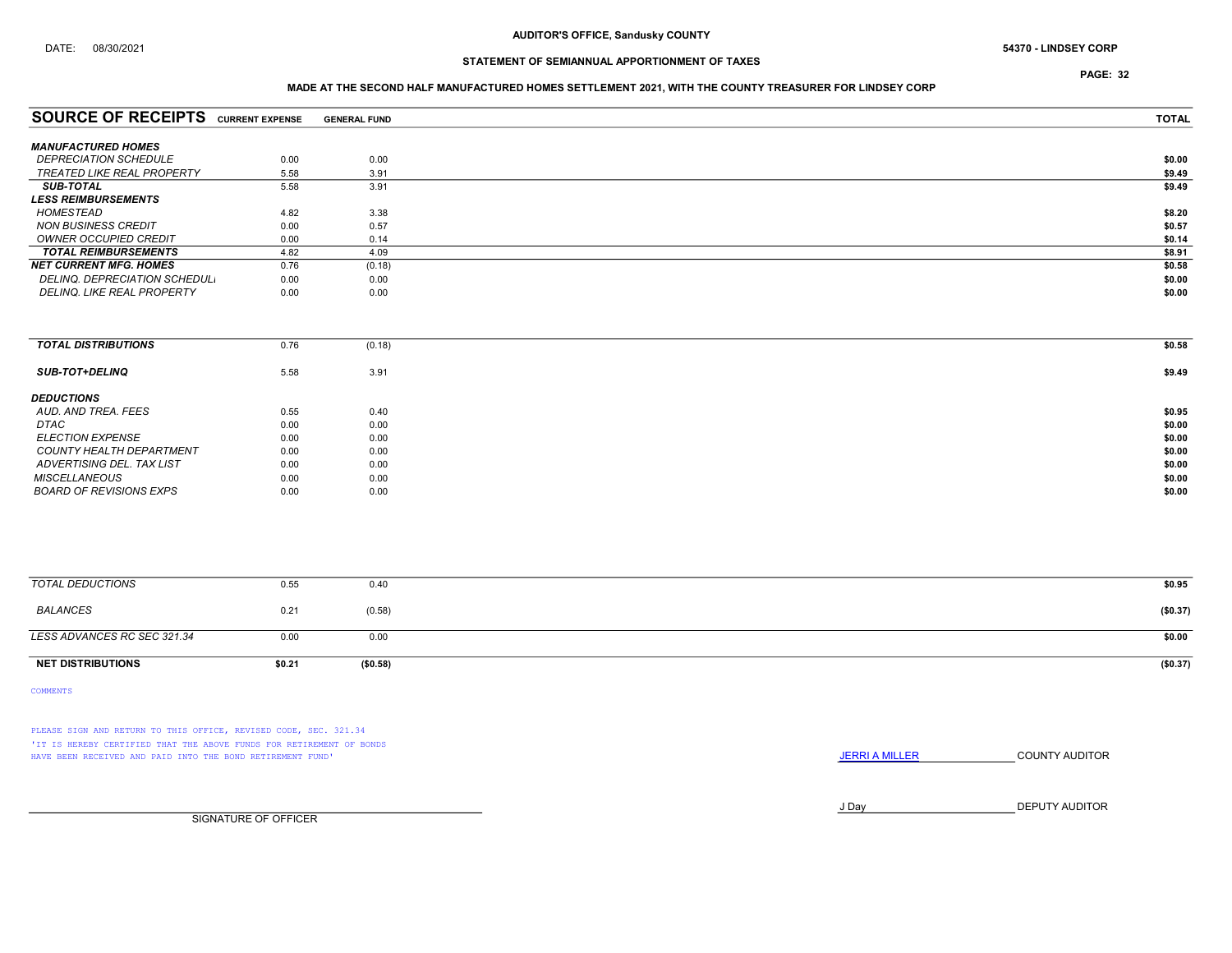DATE: 08/30/2021

**AUDITOR'S OFFICE, Sandusky COUNTY**

**54370 - LINDSEY CORP**

**STATEMENT OF SEMIANNUAL APPORTIONMENT OF TAXES**

**MADE AT THE SECOND HALF MANUFACTURED HOMES SETTLEMENT 2021, WITH THE COUNTY TREASURER FOR LINDSEY CORP**

| SOURCE OF RECEIPTS | CURRENT EXPENSE | GENERAL FUND | TOTAL |
|---|---|---|---|
| ***MANUFACTURED HOMES*** | | | |
| *DEPRECIATION SCHEDULE* | 0.00 | 0.00 | **$0.00** |
| *TREATED LIKE REAL PROPERTY* | 5.58 | 3.91 | **$9.49** |
| ***SUB-TOTAL*** | 5.58 | 3.91 | **$9.49** |
| ***LESS REIMBURSEMENTS*** | | | |
| *HOMESTEAD* | 4.82 | 3.38 | **$8.20** |
| *NON BUSINESS CREDIT* | 0.00 | 0.57 | **$0.57** |
| *OWNER OCCUPIED CREDIT* | 0.00 | 0.14 | **$0.14** |
| ***TOTAL REIMBURSEMENTS*** | 4.82 | 4.09 | **$8.91** |
| ***NET CURRENT MFG. HOMES*** | 0.76 | (0.18) | **$0.58** |
| *DELINQ. DEPRECIATION SCHEDULI* | 0.00 | 0.00 | **$0.00** |
| *DELINQ. LIKE REAL PROPERTY* | 0.00 | 0.00 | **$0.00** |
| ***TOTAL DISTRIBUTIONS*** | 0.76 | (0.18) | **$0.58** |
| ***SUB-TOT+DELINQ*** | 5.58 | 3.91 | **$9.49** |
| ***DEDUCTIONS*** | | | |
| *AUD. AND TREA. FEES* | 0.55 | 0.40 | **$0.95** |
| *DTAC* | 0.00 | 0.00 | **$0.00** |
| *ELECTION EXPENSE* | 0.00 | 0.00 | **$0.00** |
| *COUNTY HEALTH DEPARTMENT* | 0.00 | 0.00 | **$0.00** |
| *ADVERTISING DEL. TAX LIST* | 0.00 | 0.00 | **$0.00** |
| *MISCELLANEOUS* | 0.00 | 0.00 | **$0.00** |
| *BOARD OF REVISIONS EXPS* | 0.00 | 0.00 | **$0.00** |
| *TOTAL DEDUCTIONS* | 0.55 | 0.40 | **$0.95** |
| *BALANCES* | 0.21 | (0.58) | **($0.37)** |
| *LESS ADVANCES RC SEC 321.34* | 0.00 | 0.00 | **$0.00** |
| **NET DISTRIBUTIONS** | **$0.21** | **($0.58)** | **($0.37)** |

COMMENTS

PLEASE SIGN AND RETURN TO THIS OFFICE, REVISED CODE, SEC. 321.34
'IT IS HEREBY CERTIFIED THAT THE ABOVE FUNDS FOR RETIREMENT OF BONDS HAVE BEEN RECEIVED AND PAID INTO THE BOND RETIREMENT FUND'

JERRI A MILLER COUNTY AUDITOR

J Day DEPUTY AUDITOR

SIGNATURE OF OFFICER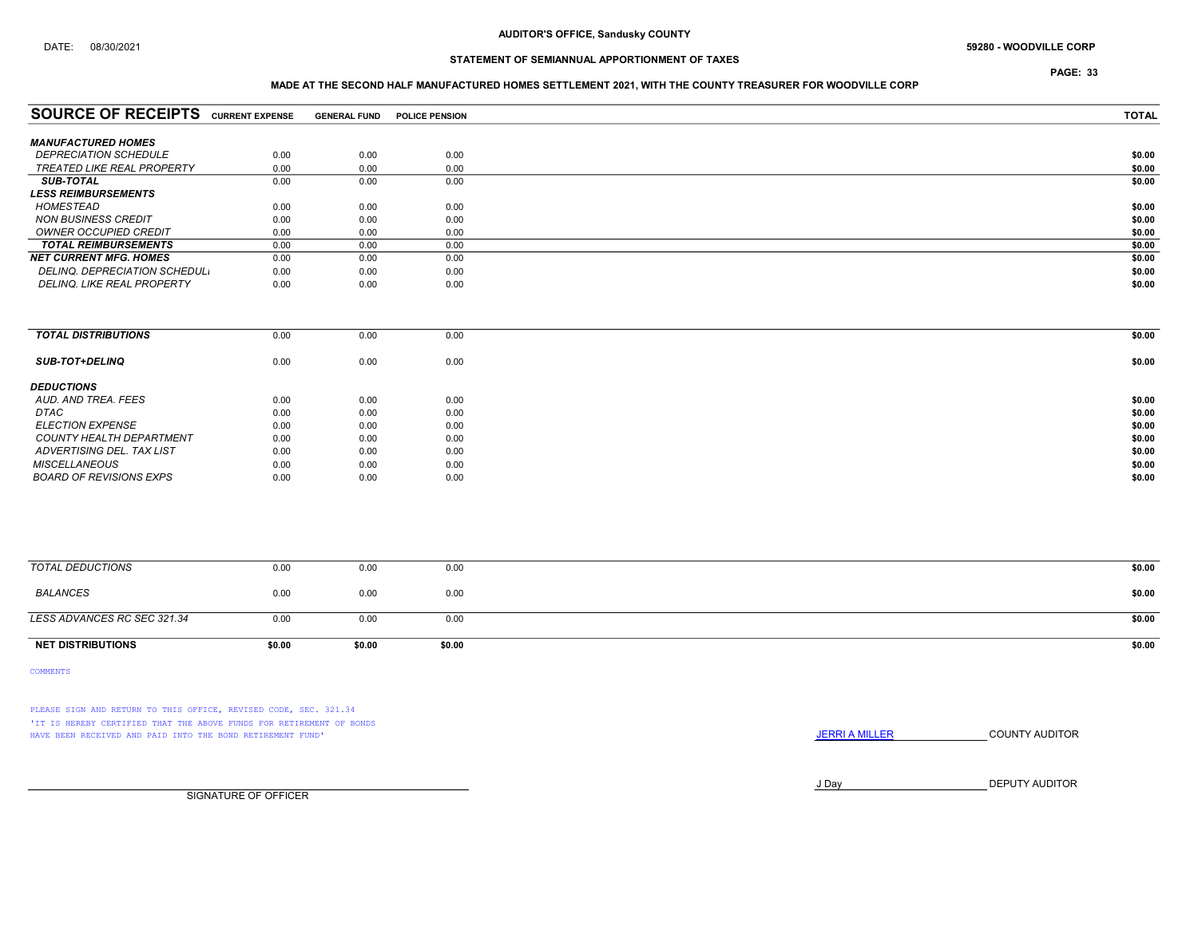AUDITOR'S OFFICE, Sandusky COUNTY

DATE: 08/30/2021

59280 - WOODVILLE CORP

STATEMENT OF SEMIANNUAL APPORTIONMENT OF TAXES

MADE AT THE SECOND HALF MANUFACTURED HOMES SETTLEMENT 2021, WITH THE COUNTY TREASURER FOR WOODVILLE CORP

| SOURCE OF RECEIPTS | CURRENT EXPENSE | GENERAL FUND | POLICE PENSION | TOTAL |
|---|---|---|---|---|
| ***MANUFACTURED HOMES*** | | | | |
| *DEPRECIATION SCHEDULE* | 0.00 | 0.00 | 0.00 | **$0.00** |
| *TREATED LIKE REAL PROPERTY* | 0.00 | 0.00 | 0.00 | **$0.00** |
| ***SUB-TOTAL*** | 0.00 | 0.00 | 0.00 | **$0.00** |
| ***LESS REIMBURSEMENTS*** | | | | |
| *HOMESTEAD* | 0.00 | 0.00 | 0.00 | **$0.00** |
| *NON BUSINESS CREDIT* | 0.00 | 0.00 | 0.00 | **$0.00** |
| *OWNER OCCUPIED CREDIT* | 0.00 | 0.00 | 0.00 | **$0.00** |
| ***TOTAL REIMBURSEMENTS*** | 0.00 | 0.00 | 0.00 | **$0.00** |
| ***NET CURRENT MFG. HOMES*** | 0.00 | 0.00 | 0.00 | **$0.00** |
| *DELINQ. DEPRECIATION SCHEDULI* | 0.00 | 0.00 | 0.00 | **$0.00** |
| *DELINQ. LIKE REAL PROPERTY* | 0.00 | 0.00 | 0.00 | **$0.00** |
| ***TOTAL DISTRIBUTIONS*** | 0.00 | 0.00 | 0.00 | **$0.00** |
| ***SUB-TOT+DELINQ*** | 0.00 | 0.00 | 0.00 | **$0.00** |
| ***DEDUCTIONS*** | | | | |
| *AUD. AND TREA. FEES* | 0.00 | 0.00 | 0.00 | **$0.00** |
| *DTAC* | 0.00 | 0.00 | 0.00 | **$0.00** |
| *ELECTION EXPENSE* | 0.00 | 0.00 | 0.00 | **$0.00** |
| *COUNTY HEALTH DEPARTMENT* | 0.00 | 0.00 | 0.00 | **$0.00** |
| *ADVERTISING DEL. TAX LIST* | 0.00 | 0.00 | 0.00 | **$0.00** |
| *MISCELLANEOUS* | 0.00 | 0.00 | 0.00 | **$0.00** |
| *BOARD OF REVISIONS EXPS* | 0.00 | 0.00 | 0.00 | **$0.00** |
| *TOTAL DEDUCTIONS* | 0.00 | 0.00 | 0.00 | **$0.00** |
| *BALANCES* | 0.00 | 0.00 | 0.00 | **$0.00** |
| *LESS ADVANCES RC SEC 321.34* | 0.00 | 0.00 | 0.00 | **$0.00** |
| **NET DISTRIBUTIONS** | **$0.00** | **$0.00** | **$0.00** | **$0.00** |

COMMENTS

PLEASE SIGN AND RETURN TO THIS OFFICE, REVISED CODE, SEC. 321.34
'IT IS HEREBY CERTIFIED THAT THE ABOVE FUNDS FOR RETIREMENT OF BONDS HAVE BEEN RECEIVED AND PAID INTO THE BOND RETIREMENT FUND'

JERRI A MILLER COUNTY AUDITOR

J Day DEPUTY AUDITOR

SIGNATURE OF OFFICER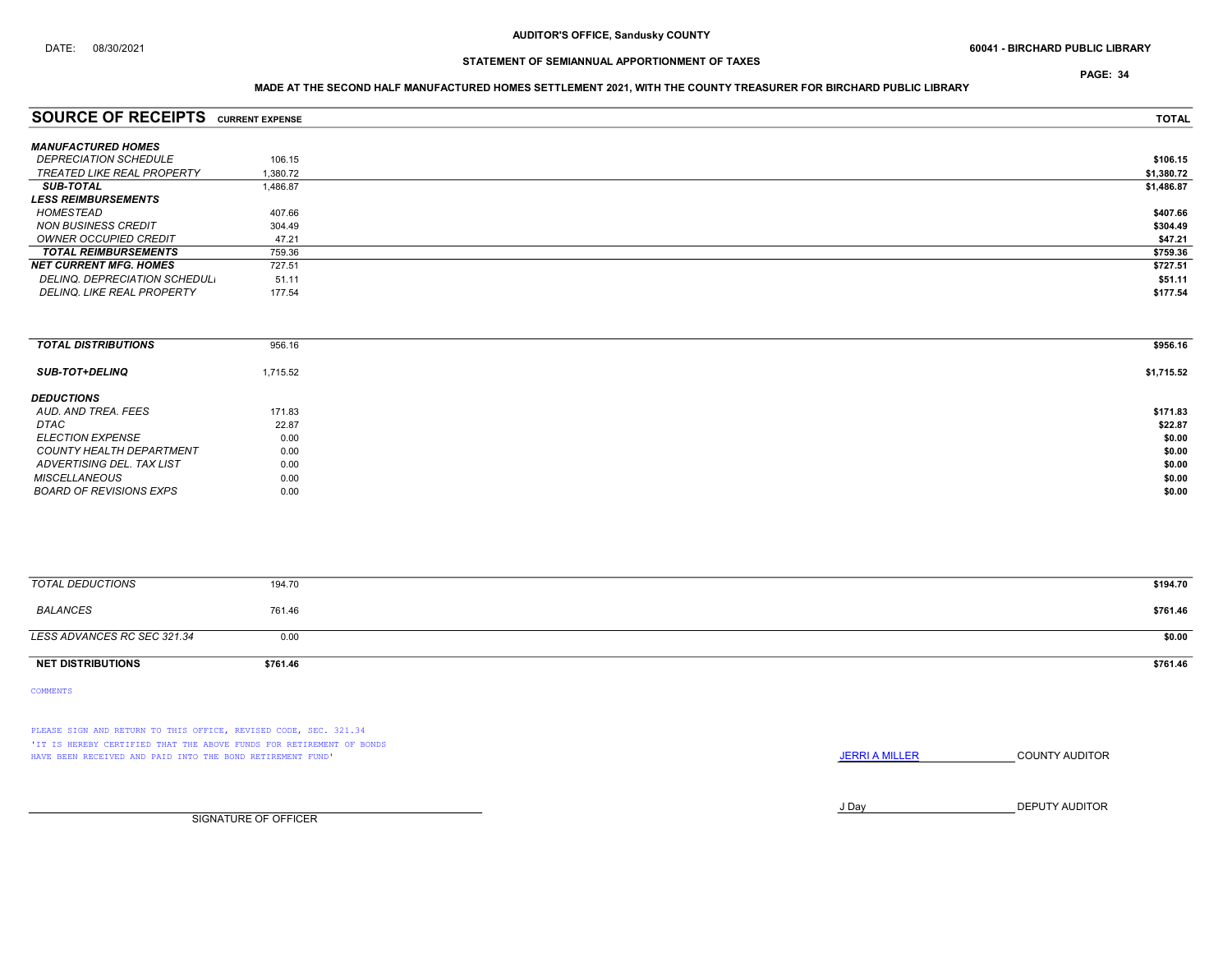**AUDITOR'S OFFICE, Sandusky COUNTY**

DATE: 08/30/2021

**60041 - BIRCHARD PUBLIC LIBRARY**

**STATEMENT OF SEMIANNUAL APPORTIONMENT OF TAXES**

**MADE AT THE SECOND HALF MANUFACTURED HOMES SETTLEMENT 2021, WITH THE COUNTY TREASURER FOR BIRCHARD PUBLIC LIBRARY**

| SOURCE OF RECEIPTS | CURRENT EXPENSE | TOTAL |
|---|---|---|
| ***MANUFACTURED HOMES*** | | |
| *DEPRECIATION SCHEDULE* | 106.15 | $106.15 |
| *TREATED LIKE REAL PROPERTY* | 1,380.72 | $1,380.72 |
| ***SUB-TOTAL*** | 1,486.87 | $1,486.87 |
| ***LESS REIMBURSEMENTS*** | | |
| *HOMESTEAD* | 407.66 | $407.66 |
| *NON BUSINESS CREDIT* | 304.49 | $304.49 |
| *OWNER OCCUPIED CREDIT* | 47.21 | $47.21 |
| ***TOTAL REIMBURSEMENTS*** | 759.36 | $759.36 |
| ***NET CURRENT MFG. HOMES*** | 727.51 | $727.51 |
| *DELINQ. DEPRECIATION SCHEDULE* | 51.11 | $51.11 |
| *DELINQ. LIKE REAL PROPERTY* | 177.54 | $177.54 |
| ***TOTAL DISTRIBUTIONS*** | 956.16 | $956.16 |
| ***SUB-TOT+DELINQ*** | 1,715.52 | $1,715.52 |
| ***DEDUCTIONS*** | | |
| *AUD. AND TREA. FEES* | 171.83 | $171.83 |
| *DTAC* | 22.87 | $22.87 |
| *ELECTION EXPENSE* | 0.00 | $0.00 |
| *COUNTY HEALTH DEPARTMENT* | 0.00 | $0.00 |
| *ADVERTISING DEL. TAX LIST* | 0.00 | $0.00 |
| *MISCELLANEOUS* | 0.00 | $0.00 |
| *BOARD OF REVISIONS EXPS* | 0.00 | $0.00 |
| *TOTAL DEDUCTIONS* | 194.70 | $194.70 |
| *BALANCES* | 761.46 | $761.46 |
| *LESS ADVANCES RC SEC 321.34* | 0.00 | $0.00 |
| **NET DISTRIBUTIONS** | **$761.46** | **$761.46** |

COMMENTS

PLEASE SIGN AND RETURN TO THIS OFFICE, REVISED CODE, SEC. 321.34
'IT IS HEREBY CERTIFIED THAT THE ABOVE FUNDS FOR RETIREMENT OF BONDS HAVE BEEN RECEIVED AND PAID INTO THE BOND RETIREMENT FUND'

JERRI A MILLER COUNTY AUDITOR

J Day DEPUTY AUDITOR

SIGNATURE OF OFFICER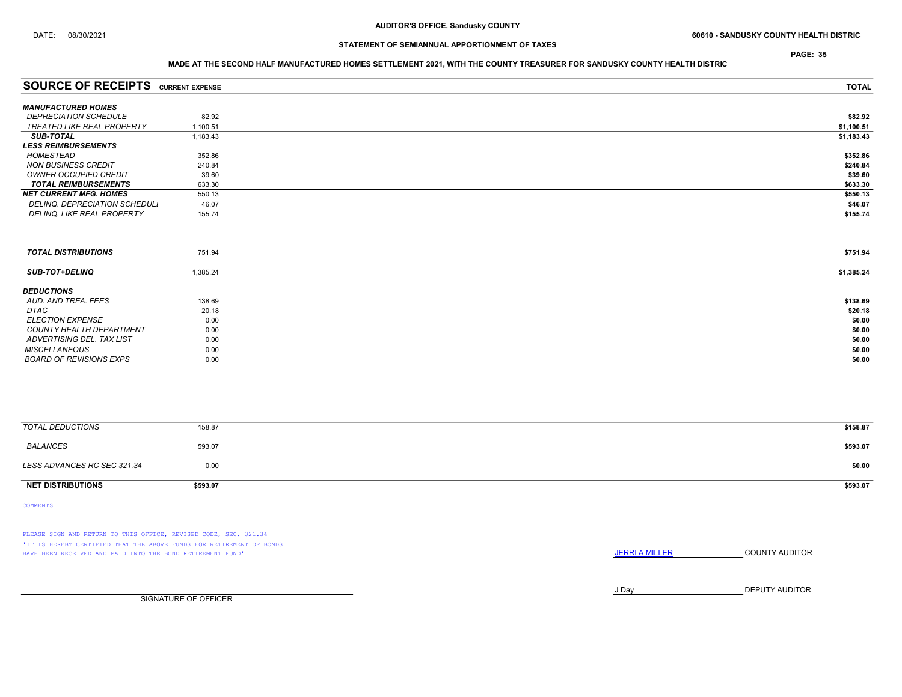AUDITOR'S OFFICE, Sandusky COUNTY

DATE: 08/30/2021

60610 - SANDUSKY COUNTY HEALTH DISTRIC

## STATEMENT OF SEMIANNUAL APPORTIONMENT OF TAXES

### MADE AT THE SECOND HALF MANUFACTURED HOMES SETTLEMENT 2021, WITH THE COUNTY TREASURER FOR SANDUSKY COUNTY HEALTH DISTRIC

| SOURCE OF RECEIPTS | CURRENT EXPENSE | TOTAL |
|---|---|---|
| ***MANUFACTURED HOMES*** | | |
| *DEPRECIATION SCHEDULE* | 82.92 | **$82.92** |
| *TREATED LIKE REAL PROPERTY* | 1,100.51 | **$1,100.51** |
| ***SUB-TOTAL*** | 1,183.43 | **$1,183.43** |
| ***LESS REIMBURSEMENTS*** | | |
| *HOMESTEAD* | 352.86 | **$352.86** |
| *NON BUSINESS CREDIT* | 240.84 | **$240.84** |
| *OWNER OCCUPIED CREDIT* | 39.60 | **$39.60** |
| ***TOTAL REIMBURSEMENTS*** | 633.30 | **$633.30** |
| ***NET CURRENT MFG. HOMES*** | 550.13 | **$550.13** |
| *DELINQ. DEPRECIATION SCHEDULI* | 46.07 | **$46.07** |
| *DELINQ. LIKE REAL PROPERTY* | 155.74 | **$155.74** |
| ***TOTAL DISTRIBUTIONS*** | 751.94 | **$751.94** |
| ***SUB-TOT+DELINQ*** | 1,385.24 | **$1,385.24** |
| ***DEDUCTIONS*** | | |
| *AUD. AND TREA. FEES* | 138.69 | **$138.69** |
| *DTAC* | 20.18 | **$20.18** |
| *ELECTION EXPENSE* | 0.00 | **$0.00** |
| *COUNTY HEALTH DEPARTMENT* | 0.00 | **$0.00** |
| *ADVERTISING DEL. TAX LIST* | 0.00 | **$0.00** |
| *MISCELLANEOUS* | 0.00 | **$0.00** |
| *BOARD OF REVISIONS EXPS* | 0.00 | **$0.00** |
| *TOTAL DEDUCTIONS* | 158.87 | **$158.87** |
| *BALANCES* | 593.07 | **$593.07** |
| *LESS ADVANCES RC SEC 321.34* | 0.00 | **$0.00** |
| **NET DISTRIBUTIONS** | **$593.07** | **$593.07** |

COMMENTS

PLEASE SIGN AND RETURN TO THIS OFFICE, REVISED CODE, SEC. 321.34
'IT IS HEREBY CERTIFIED THAT THE ABOVE FUNDS FOR RETIREMENT OF BONDS HAVE BEEN RECEIVED AND PAID INTO THE BOND RETIREMENT FUND'

JERRI A MILLER COUNTY AUDITOR

J Day DEPUTY AUDITOR

SIGNATURE OF OFFICER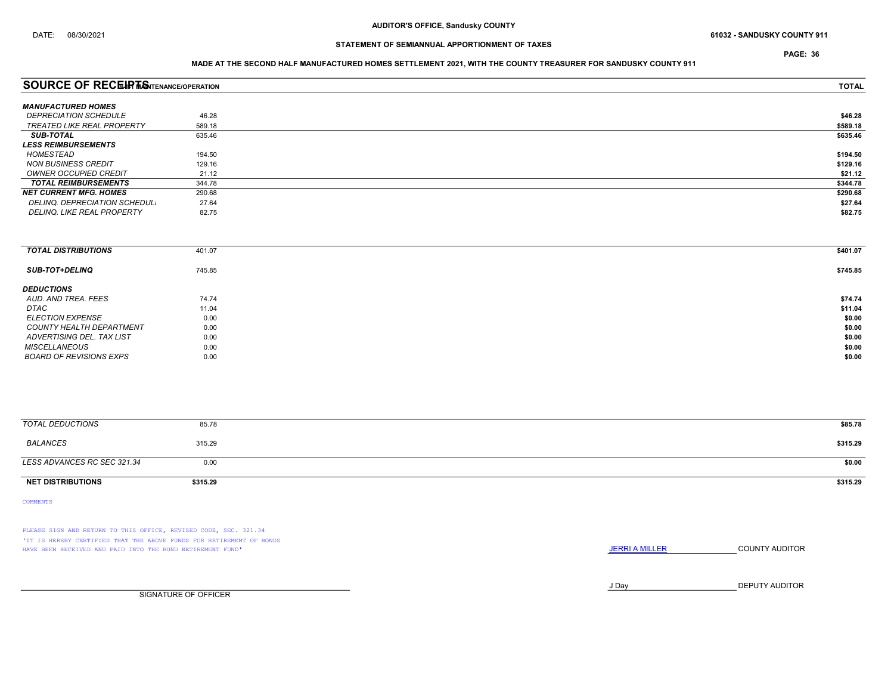AUDITOR'S OFFICE, Sandusky COUNTY

DATE: 08/30/2021

61032 - SANDUSKY COUNTY 911

## STATEMENT OF SEMIANNUAL APPORTIONMENT OF TAXES

### MADE AT THE SECOND HALF MANUFACTURED HOMES SETTLEMENT 2021, WITH THE COUNTY TREASURER FOR SANDUSKY COUNTY 911

| SOURCE OF RECEIPTS | 911 MAINTENANCE/OPERATION | TOTAL |
|---|---|---|
| ***MANUFACTURED HOMES*** | | |
| *DEPRECIATION SCHEDULE* | 46.28 | $46.28 |
| *TREATED LIKE REAL PROPERTY* | 589.18 | $589.18 |
| ***SUB-TOTAL*** | 635.46 | $635.46 |
| ***LESS REIMBURSEMENTS*** | | |
| *HOMESTEAD* | 194.50 | $194.50 |
| *NON BUSINESS CREDIT* | 129.16 | $129.16 |
| *OWNER OCCUPIED CREDIT* | 21.12 | $21.12 |
| ***TOTAL REIMBURSEMENTS*** | 344.78 | $344.78 |
| ***NET CURRENT MFG. HOMES*** | 290.68 | $290.68 |
| *DELINQ. DEPRECIATION SCHEDULE* | 27.64 | $27.64 |
| *DELINQ. LIKE REAL PROPERTY* | 82.75 | $82.75 |
| ***TOTAL DISTRIBUTIONS*** | 401.07 | $401.07 |
| ***SUB-TOT+DELINQ*** | 745.85 | $745.85 |
| ***DEDUCTIONS*** | | |
| *AUD. AND TREA. FEES* | 74.74 | $74.74 |
| *DTAC* | 11.04 | $11.04 |
| *ELECTION EXPENSE* | 0.00 | $0.00 |
| *COUNTY HEALTH DEPARTMENT* | 0.00 | $0.00 |
| *ADVERTISING DEL. TAX LIST* | 0.00 | $0.00 |
| *MISCELLANEOUS* | 0.00 | $0.00 |
| *BOARD OF REVISIONS EXPS* | 0.00 | $0.00 |
| *TOTAL DEDUCTIONS* | 85.78 | $85.78 |
| *BALANCES* | 315.29 | $315.29 |
| *LESS ADVANCES RC SEC 321.34* | 0.00 | $0.00 |
| **NET DISTRIBUTIONS** | **$315.29** | **$315.29** |

COMMENTS

PLEASE SIGN AND RETURN TO THIS OFFICE, REVISED CODE, SEC. 321.34
'IT IS HEREBY CERTIFIED THAT THE ABOVE FUNDS FOR RETIREMENT OF BONDS HAVE BEEN RECEIVED AND PAID INTO THE BOND RETIREMENT FUND'

JERRI A MILLER — COUNTY AUDITOR

J Day — DEPUTY AUDITOR

SIGNATURE OF OFFICER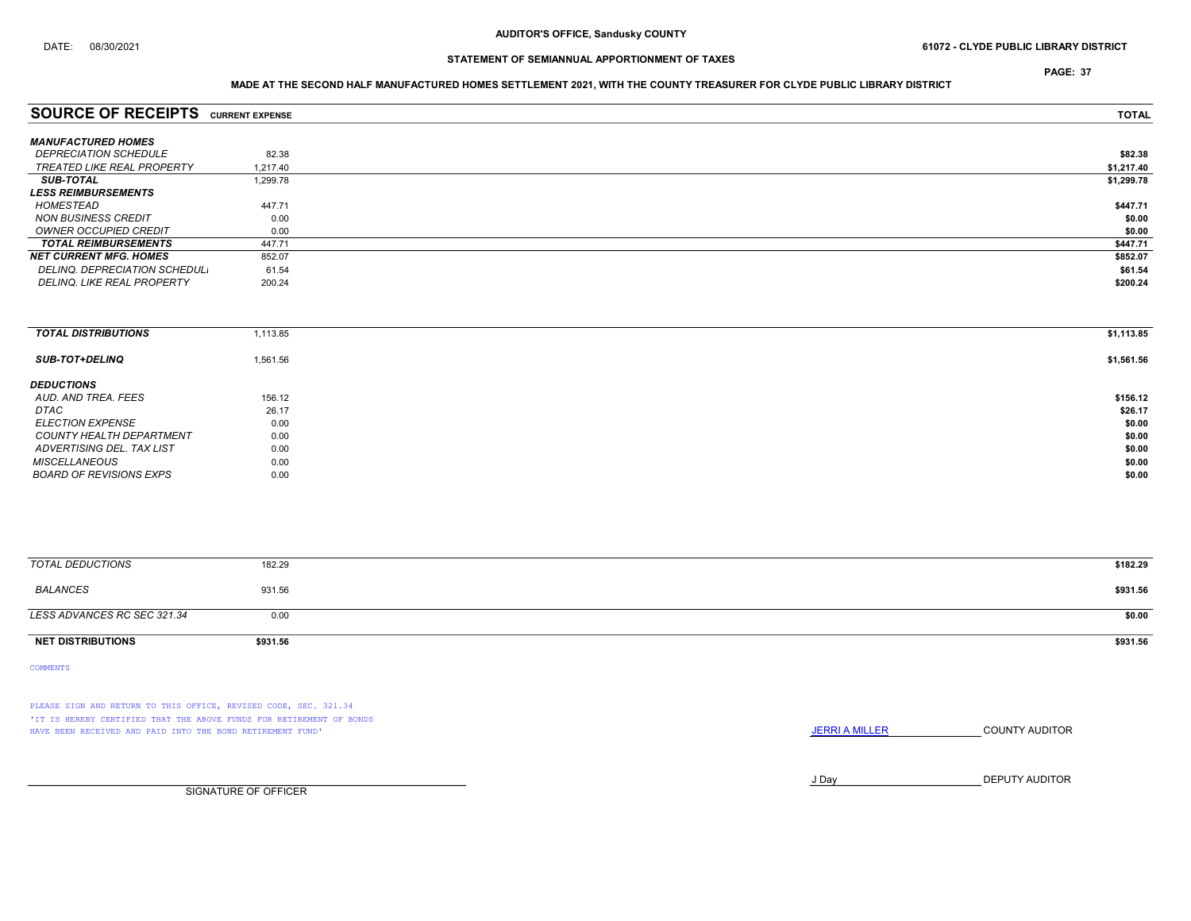AUDITOR'S OFFICE, Sandusky COUNTY

DATE: 08/30/2021

61072 - CLYDE PUBLIC LIBRARY DISTRICT

STATEMENT OF SEMIANNUAL APPORTIONMENT OF TAXES

MADE AT THE SECOND HALF MANUFACTURED HOMES SETTLEMENT 2021, WITH THE COUNTY TREASURER FOR CLYDE PUBLIC LIBRARY DISTRICT

| SOURCE OF RECEIPTS | CURRENT EXPENSE | TOTAL |
|---|---|---|
| ***MANUFACTURED HOMES*** | | |
| *DEPRECIATION SCHEDULE* | 82.38 | $82.38 |
| *TREATED LIKE REAL PROPERTY* | 1,217.40 | $1,217.40 |
| ***SUB-TOTAL*** | 1,299.78 | $1,299.78 |
| ***LESS REIMBURSEMENTS*** | | |
| *HOMESTEAD* | 447.71 | $447.71 |
| *NON BUSINESS CREDIT* | 0.00 | $0.00 |
| *OWNER OCCUPIED CREDIT* | 0.00 | $0.00 |
| ***TOTAL REIMBURSEMENTS*** | 447.71 | $447.71 |
| ***NET CURRENT MFG. HOMES*** | 852.07 | $852.07 |
| *DELINQ. DEPRECIATION SCHEDULI* | 61.54 | $61.54 |
| *DELINQ. LIKE REAL PROPERTY* | 200.24 | $200.24 |
| ***TOTAL DISTRIBUTIONS*** | 1,113.85 | $1,113.85 |
| ***SUB-TOT+DELINQ*** | 1,561.56 | $1,561.56 |
| ***DEDUCTIONS*** | | |
| *AUD. AND TREA. FEES* | 156.12 | $156.12 |
| *DTAC* | 26.17 | $26.17 |
| *ELECTION EXPENSE* | 0.00 | $0.00 |
| *COUNTY HEALTH DEPARTMENT* | 0.00 | $0.00 |
| *ADVERTISING DEL. TAX LIST* | 0.00 | $0.00 |
| *MISCELLANEOUS* | 0.00 | $0.00 |
| *BOARD OF REVISIONS EXPS* | 0.00 | $0.00 |
| *TOTAL DEDUCTIONS* | 182.29 | $182.29 |
| *BALANCES* | 931.56 | $931.56 |
| *LESS ADVANCES RC SEC 321.34* | 0.00 | $0.00 |
| **NET DISTRIBUTIONS** | **$931.56** | **$931.56** |

COMMENTS

PLEASE SIGN AND RETURN TO THIS OFFICE, REVISED CODE, SEC. 321.34
'IT IS HEREBY CERTIFIED THAT THE ABOVE FUNDS FOR RETIREMENT OF BONDS HAVE BEEN RECEIVED AND PAID INTO THE BOND RETIREMENT FUND'

JERRI A MILLER COUNTY AUDITOR

J Day DEPUTY AUDITOR

SIGNATURE OF OFFICER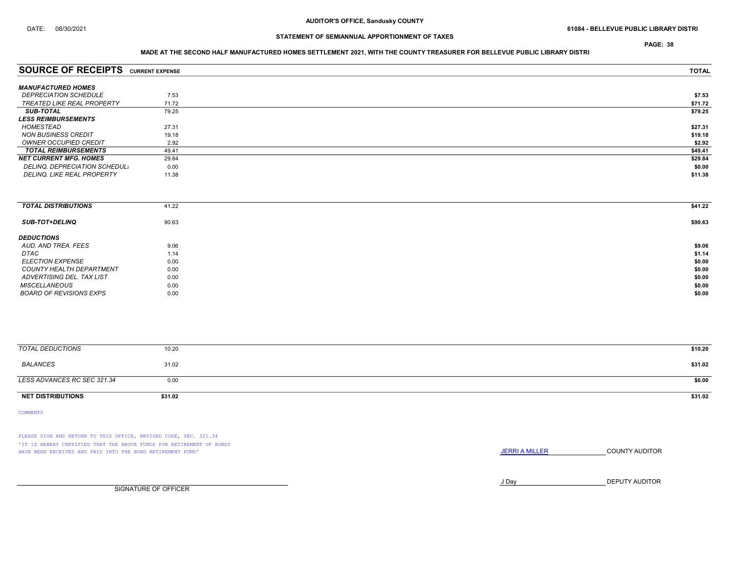AUDITOR'S OFFICE, Sandusky COUNTY

DATE: 08/30/2021

61084 - BELLEVUE PUBLIC LIBRARY DISTRI

STATEMENT OF SEMIANNUAL APPORTIONMENT OF TAXES

MADE AT THE SECOND HALF MANUFACTURED HOMES SETTLEMENT 2021, WITH THE COUNTY TREASURER FOR BELLEVUE PUBLIC LIBRARY DISTRI

| SOURCE OF RECEIPTS | CURRENT EXPENSE | TOTAL |
|---|---|---|
| ***MANUFACTURED HOMES*** | | |
| *DEPRECIATION SCHEDULE* | 7.53 | $7.53 |
| *TREATED LIKE REAL PROPERTY* | 71.72 | $71.72 |
| ***SUB-TOTAL*** | 79.25 | $79.25 |
| ***LESS REIMBURSEMENTS*** | | |
| *HOMESTEAD* | 27.31 | $27.31 |
| *NON BUSINESS CREDIT* | 19.18 | $19.18 |
| *OWNER OCCUPIED CREDIT* | 2.92 | $2.92 |
| ***TOTAL REIMBURSEMENTS*** | 49.41 | $49.41 |
| ***NET CURRENT MFG. HOMES*** | 29.84 | $29.84 |
| *DELINQ. DEPRECIATION SCHEDULI* | 0.00 | $0.00 |
| *DELINQ. LIKE REAL PROPERTY* | 11.38 | $11.38 |
| ***TOTAL DISTRIBUTIONS*** | 41.22 | $41.22 |
| ***SUB-TOT+DELINQ*** | 90.63 | $90.63 |
| ***DEDUCTIONS*** | | |
| *AUD. AND TREA. FEES* | 9.06 | $9.06 |
| *DTAC* | 1.14 | $1.14 |
| *ELECTION EXPENSE* | 0.00 | $0.00 |
| *COUNTY HEALTH DEPARTMENT* | 0.00 | $0.00 |
| *ADVERTISING DEL. TAX LIST* | 0.00 | $0.00 |
| *MISCELLANEOUS* | 0.00 | $0.00 |
| *BOARD OF REVISIONS EXPS* | 0.00 | $0.00 |
| *TOTAL DEDUCTIONS* | 10.20 | $10.20 |
| *BALANCES* | 31.02 | $31.02 |
| *LESS ADVANCES RC SEC 321.34* | 0.00 | $0.00 |
| **NET DISTRIBUTIONS** | **$31.02** | **$31.02** |

COMMENTS

PLEASE SIGN AND RETURN TO THIS OFFICE, REVISED CODE, SEC. 321.34
'IT IS HEREBY CERTIFIED THAT THE ABOVE FUNDS FOR RETIREMENT OF BONDS HAVE BEEN RECEIVED AND PAID INTO THE BOND RETIREMENT FUND'

JERRI A MILLER — COUNTY AUDITOR

J Day — DEPUTY AUDITOR

SIGNATURE OF OFFICER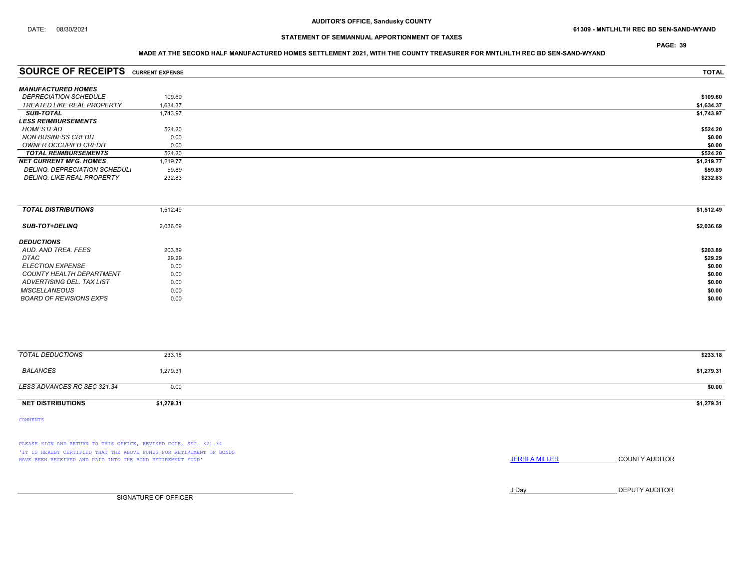DATE: 08/30/2021

**AUDITOR'S OFFICE, Sandusky COUNTY**

**61309 - MNTLHLTH REC BD SEN-SAND-WYAND**

**STATEMENT OF SEMIANNUAL APPORTIONMENT OF TAXES**

**MADE AT THE SECOND HALF MANUFACTURED HOMES SETTLEMENT 2021, WITH THE COUNTY TREASURER FOR MNTLHLTH REC BD SEN-SAND-WYAND**

| SOURCE OF RECEIPTS | CURRENT EXPENSE | TOTAL |
|---|---|---|
| ***MANUFACTURED HOMES*** | | |
| *DEPRECIATION SCHEDULE* | 109.60 | **$109.60** |
| *TREATED LIKE REAL PROPERTY* | 1,634.37 | **$1,634.37** |
| ***SUB-TOTAL*** | 1,743.97 | **$1,743.97** |
| ***LESS REIMBURSEMENTS*** | | |
| *HOMESTEAD* | 524.20 | **$524.20** |
| *NON BUSINESS CREDIT* | 0.00 | **$0.00** |
| *OWNER OCCUPIED CREDIT* | 0.00 | **$0.00** |
| ***TOTAL REIMBURSEMENTS*** | 524.20 | **$524.20** |
| ***NET CURRENT MFG. HOMES*** | 1,219.77 | **$1,219.77** |
| *DELINQ. DEPRECIATION SCHEDULE* | 59.89 | **$59.89** |
| *DELINQ. LIKE REAL PROPERTY* | 232.83 | **$232.83** |
| ***TOTAL DISTRIBUTIONS*** | 1,512.49 | **$1,512.49** |
| ***SUB-TOT+DELINQ*** | 2,036.69 | **$2,036.69** |
| ***DEDUCTIONS*** | | |
| *AUD. AND TREA. FEES* | 203.89 | **$203.89** |
| *DTAC* | 29.29 | **$29.29** |
| *ELECTION EXPENSE* | 0.00 | **$0.00** |
| *COUNTY HEALTH DEPARTMENT* | 0.00 | **$0.00** |
| *ADVERTISING DEL. TAX LIST* | 0.00 | **$0.00** |
| *MISCELLANEOUS* | 0.00 | **$0.00** |
| *BOARD OF REVISIONS EXPS* | 0.00 | **$0.00** |
| *TOTAL DEDUCTIONS* | 233.18 | **$233.18** |
| *BALANCES* | 1,279.31 | **$1,279.31** |
| *LESS ADVANCES RC SEC 321.34* | 0.00 | **$0.00** |
| **NET DISTRIBUTIONS** | **$1,279.31** | **$1,279.31** |

COMMENTS

PLEASE SIGN AND RETURN TO THIS OFFICE, REVISED CODE, SEC. 321.34
'IT IS HEREBY CERTIFIED THAT THE ABOVE FUNDS FOR RETIREMENT OF BONDS HAVE BEEN RECEIVED AND PAID INTO THE BOND RETIREMENT FUND'

JERRI A MILLER COUNTY AUDITOR

J Day DEPUTY AUDITOR

SIGNATURE OF OFFICER